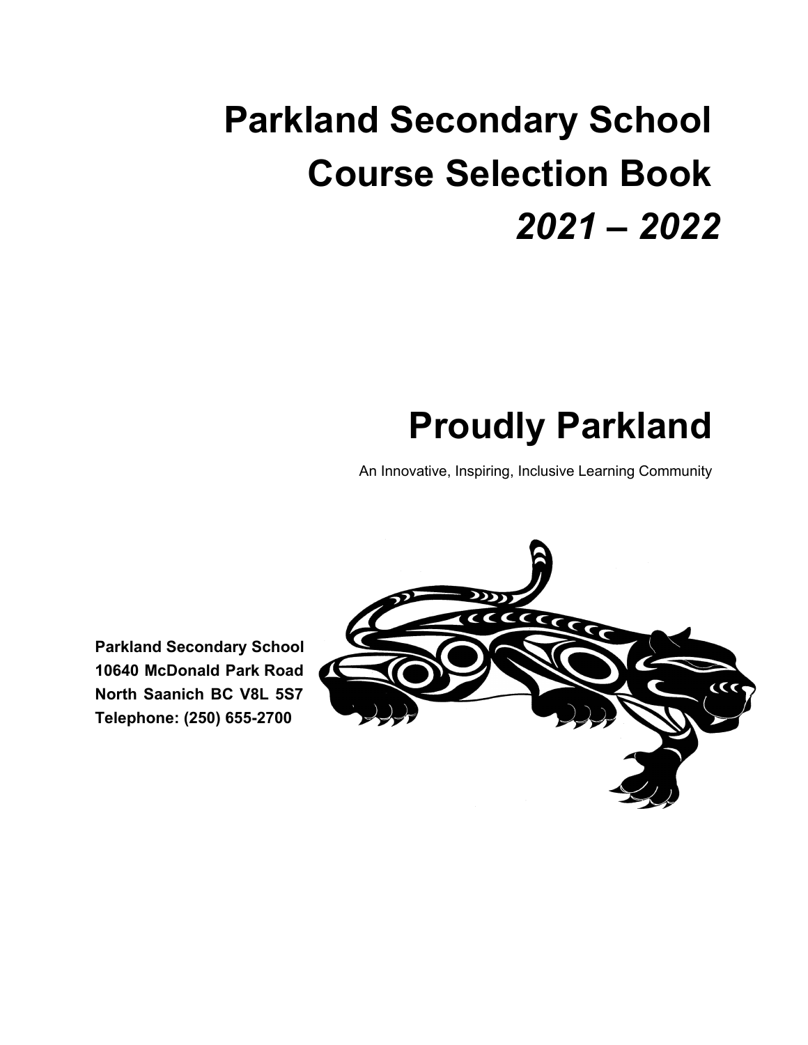# Parkland Secondary School Course Selection Book *2021 – 2022*

## Proudly Parkland

An Innovative, Inspiring, Inclusive Learning Community

**Parkland Secondary School**
**10640 McDonald Park Road**
**North Saanich BC V8L 5S7**
**Telephone: (250) 655-2700**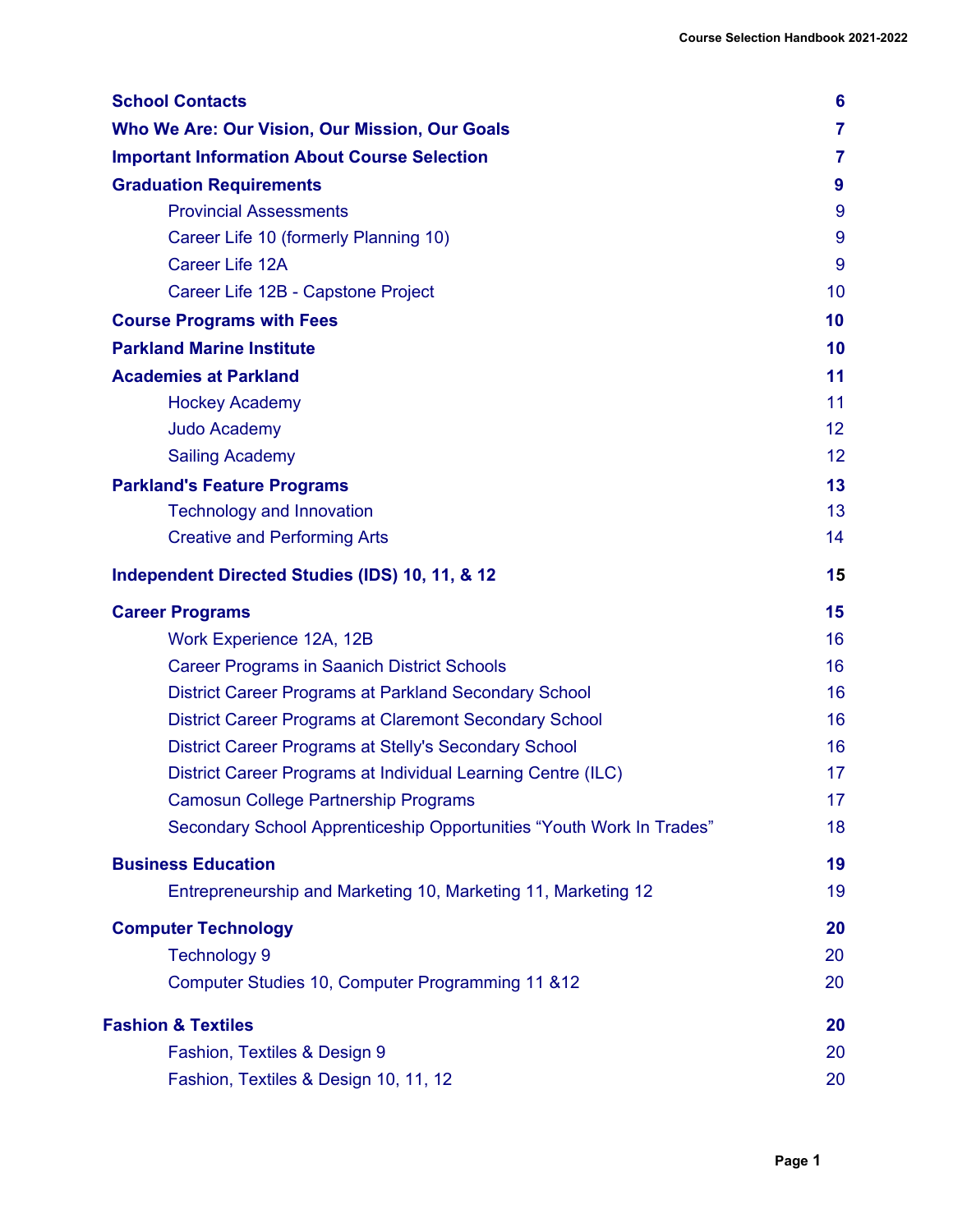| | |
|---|---|
| **School Contacts** | **6** |
| **Who We Are: Our Vision, Our Mission, Our Goals** | **7** |
| **Important Information About Course Selection** | **7** |
| **Graduation Requirements** | **9** |
| Provincial Assessments | 9 |
| Career Life 10 (formerly Planning 10) | 9 |
| Career Life 12A | 9 |
| Career Life 12B - Capstone Project | 10 |
| **Course Programs with Fees** | **10** |
| **Parkland Marine Institute** | **10** |
| **Academies at Parkland** | **11** |
| Hockey Academy | 11 |
| Judo Academy | 12 |
| Sailing Academy | 12 |
| **Parkland's Feature Programs** | **13** |
| Technology and Innovation | 13 |
| Creative and Performing Arts | 14 |
| **Independent Directed Studies (IDS) 10, 11, & 12** | **15** |
| **Career Programs** | **15** |
| Work Experience 12A, 12B | 16 |
| Career Programs in Saanich District Schools | 16 |
| District Career Programs at Parkland Secondary School | 16 |
| District Career Programs at Claremont Secondary School | 16 |
| District Career Programs at Stelly's Secondary School | 16 |
| District Career Programs at Individual Learning Centre (ILC) | 17 |
| Camosun College Partnership Programs | 17 |
| Secondary School Apprenticeship Opportunities "Youth Work In Trades" | 18 |
| **Business Education** | **19** |
| Entrepreneurship and Marketing 10, Marketing 11, Marketing 12 | 19 |
| **Computer Technology** | **20** |
| Technology 9 | 20 |
| Computer Studies 10, Computer Programming 11 &12 | 20 |
| **Fashion & Textiles** | **20** |
| Fashion, Textiles & Design 9 | 20 |
| Fashion, Textiles & Design 10, 11, 12 | 20 |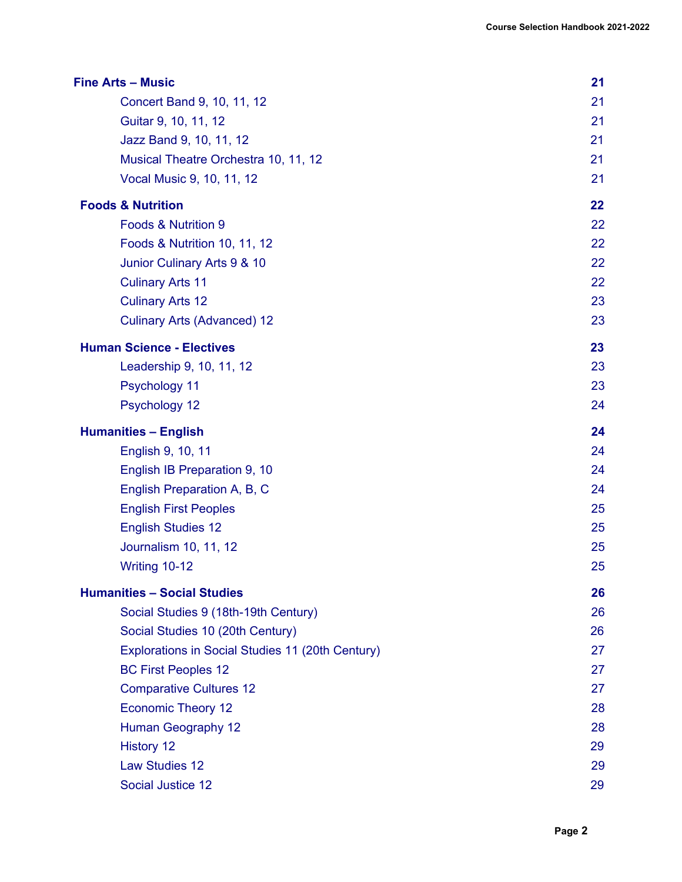| | |
|---|---|
| **Fine Arts – Music** | **21** |
| Concert Band 9, 10, 11, 12 | 21 |
| Guitar 9, 10, 11, 12 | 21 |
| Jazz Band 9, 10, 11, 12 | 21 |
| Musical Theatre Orchestra 10, 11, 12 | 21 |
| Vocal Music 9, 10, 11, 12 | 21 |
| **Foods & Nutrition** | **22** |
| Foods & Nutrition 9 | 22 |
| Foods & Nutrition 10, 11, 12 | 22 |
| Junior Culinary Arts 9 & 10 | 22 |
| Culinary Arts 11 | 22 |
| Culinary Arts 12 | 23 |
| Culinary Arts (Advanced) 12 | 23 |
| **Human Science - Electives** | **23** |
| Leadership 9, 10, 11, 12 | 23 |
| Psychology 11 | 23 |
| Psychology 12 | 24 |
| **Humanities – English** | **24** |
| English 9, 10, 11 | 24 |
| English IB Preparation 9, 10 | 24 |
| English Preparation A, B, C | 24 |
| English First Peoples | 25 |
| English Studies 12 | 25 |
| Journalism 10, 11, 12 | 25 |
| Writing 10-12 | 25 |
| **Humanities – Social Studies** | **26** |
| Social Studies 9 (18th-19th Century) | 26 |
| Social Studies 10 (20th Century) | 26 |
| Explorations in Social Studies 11 (20th Century) | 27 |
| BC First Peoples 12 | 27 |
| Comparative Cultures 12 | 27 |
| Economic Theory 12 | 28 |
| Human Geography 12 | 28 |
| History 12 | 29 |
| Law Studies 12 | 29 |
| Social Justice 12 | 29 |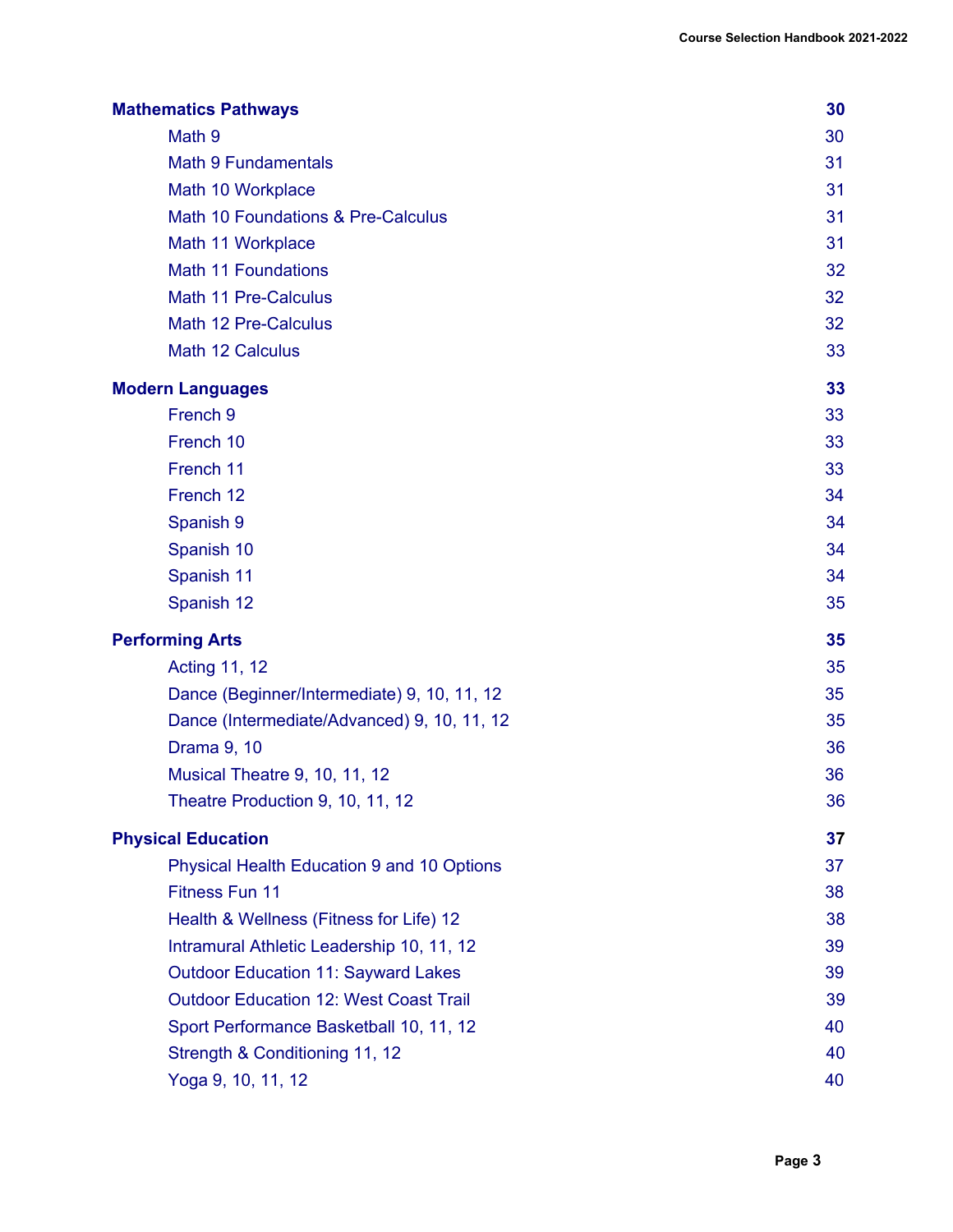| | |
|---|---|
| **Mathematics Pathways** | **30** |
| Math 9 | 30 |
| Math 9 Fundamentals | 31 |
| Math 10 Workplace | 31 |
| Math 10 Foundations & Pre-Calculus | 31 |
| Math 11 Workplace | 31 |
| Math 11 Foundations | 32 |
| Math 11 Pre-Calculus | 32 |
| Math 12 Pre-Calculus | 32 |
| Math 12 Calculus | 33 |
| **Modern Languages** | **33** |
| French 9 | 33 |
| French 10 | 33 |
| French 11 | 33 |
| French 12 | 34 |
| Spanish 9 | 34 |
| Spanish 10 | 34 |
| Spanish 11 | 34 |
| Spanish 12 | 35 |
| **Performing Arts** | **35** |
| Acting 11, 12 | 35 |
| Dance (Beginner/Intermediate) 9, 10, 11, 12 | 35 |
| Dance (Intermediate/Advanced) 9, 10, 11, 12 | 35 |
| Drama 9, 10 | 36 |
| Musical Theatre 9, 10, 11, 12 | 36 |
| Theatre Production 9, 10, 11, 12 | 36 |
| **Physical Education** | **37** |
| Physical Health Education 9 and 10 Options | 37 |
| Fitness Fun 11 | 38 |
| Health & Wellness (Fitness for Life) 12 | 38 |
| Intramural Athletic Leadership 10, 11, 12 | 39 |
| Outdoor Education 11: Sayward Lakes | 39 |
| Outdoor Education 12: West Coast Trail | 39 |
| Sport Performance Basketball 10, 11, 12 | 40 |
| Strength & Conditioning 11, 12 | 40 |
| Yoga 9, 10, 11, 12 | 40 |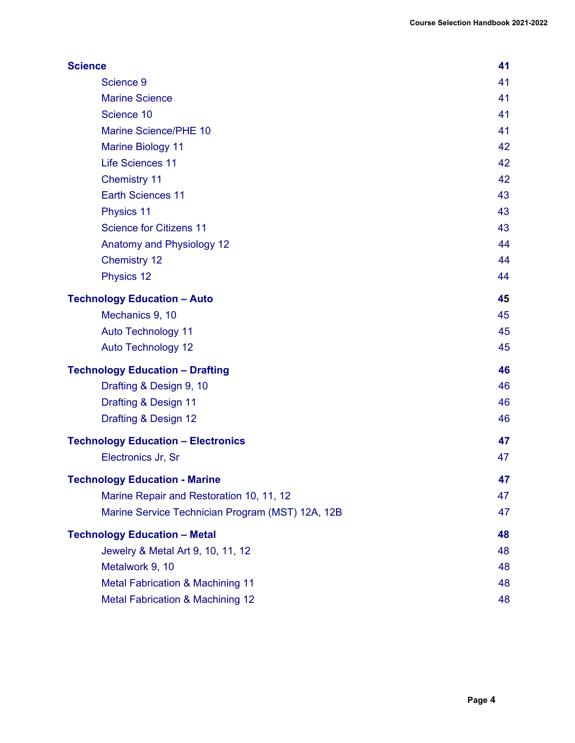| | |
|---|---|
| **Science** | **41** |
| Science 9 | 41 |
| Marine Science | 41 |
| Science 10 | 41 |
| Marine Science/PHE 10 | 41 |
| Marine Biology 11 | 42 |
| Life Sciences 11 | 42 |
| Chemistry 11 | 42 |
| Earth Sciences 11 | 43 |
| Physics 11 | 43 |
| Science for Citizens 11 | 43 |
| Anatomy and Physiology 12 | 44 |
| Chemistry 12 | 44 |
| Physics 12 | 44 |
| **Technology Education – Auto** | **45** |
| Mechanics 9, 10 | 45 |
| Auto Technology 11 | 45 |
| Auto Technology 12 | 45 |
| **Technology Education – Drafting** | **46** |
| Drafting & Design 9, 10 | 46 |
| Drafting & Design 11 | 46 |
| Drafting & Design 12 | 46 |
| **Technology Education – Electronics** | **47** |
| Electronics Jr, Sr | 47 |
| **Technology Education - Marine** | **47** |
| Marine Repair and Restoration 10, 11, 12 | 47 |
| Marine Service Technician Program (MST) 12A, 12B | 47 |
| **Technology Education – Metal** | **48** |
| Jewelry & Metal Art 9, 10, 11, 12 | 48 |
| Metalwork 9, 10 | 48 |
| Metal Fabrication & Machining 11 | 48 |
| Metal Fabrication & Machining 12 | 48 |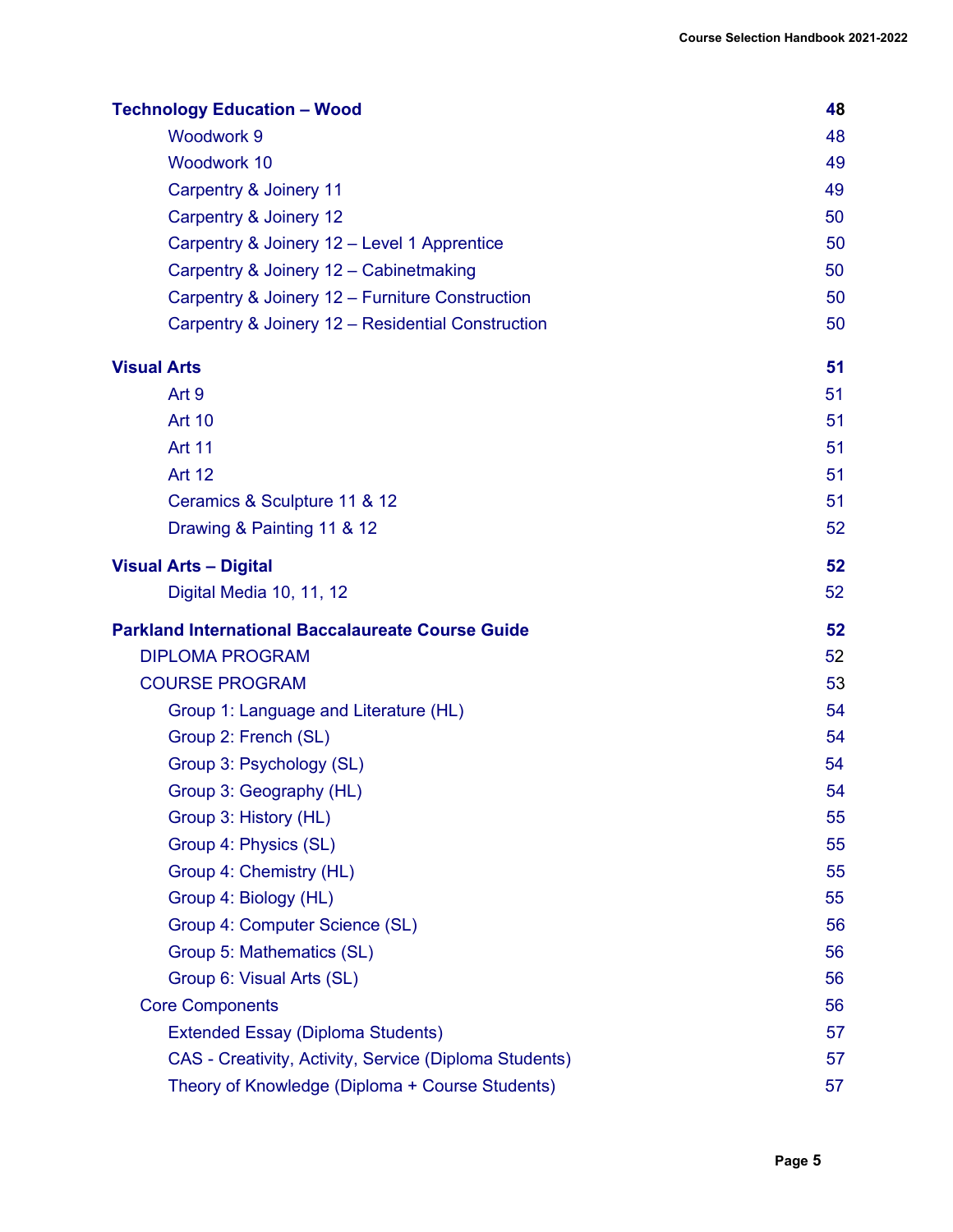| | |
|---|---|
| **Technology Education – Wood** | **48** |
| Woodwork 9 | 48 |
| Woodwork 10 | 49 |
| Carpentry & Joinery 11 | 49 |
| Carpentry & Joinery 12 | 50 |
| Carpentry & Joinery 12 – Level 1 Apprentice | 50 |
| Carpentry & Joinery 12 – Cabinetmaking | 50 |
| Carpentry & Joinery 12 – Furniture Construction | 50 |
| Carpentry & Joinery 12 – Residential Construction | 50 |
| **Visual Arts** | **51** |
| Art 9 | 51 |
| Art 10 | 51 |
| Art 11 | 51 |
| Art 12 | 51 |
| Ceramics & Sculpture 11 & 12 | 51 |
| Drawing & Painting 11 & 12 | 52 |
| **Visual Arts – Digital** | **52** |
| Digital Media 10, 11, 12 | 52 |
| **Parkland International Baccalaureate Course Guide** | **52** |
| DIPLOMA PROGRAM | 52 |
| COURSE PROGRAM | 53 |
| Group 1: Language and Literature (HL) | 54 |
| Group 2: French (SL) | 54 |
| Group 3: Psychology (SL) | 54 |
| Group 3: Geography (HL) | 54 |
| Group 3: History (HL) | 55 |
| Group 4: Physics (SL) | 55 |
| Group 4: Chemistry (HL) | 55 |
| Group 4: Biology (HL) | 55 |
| Group 4: Computer Science (SL) | 56 |
| Group 5: Mathematics (SL) | 56 |
| Group 6: Visual Arts (SL) | 56 |
| Core Components | 56 |
| Extended Essay (Diploma Students) | 57 |
| CAS - Creativity, Activity, Service (Diploma Students) | 57 |
| Theory of Knowledge (Diploma + Course Students) | 57 |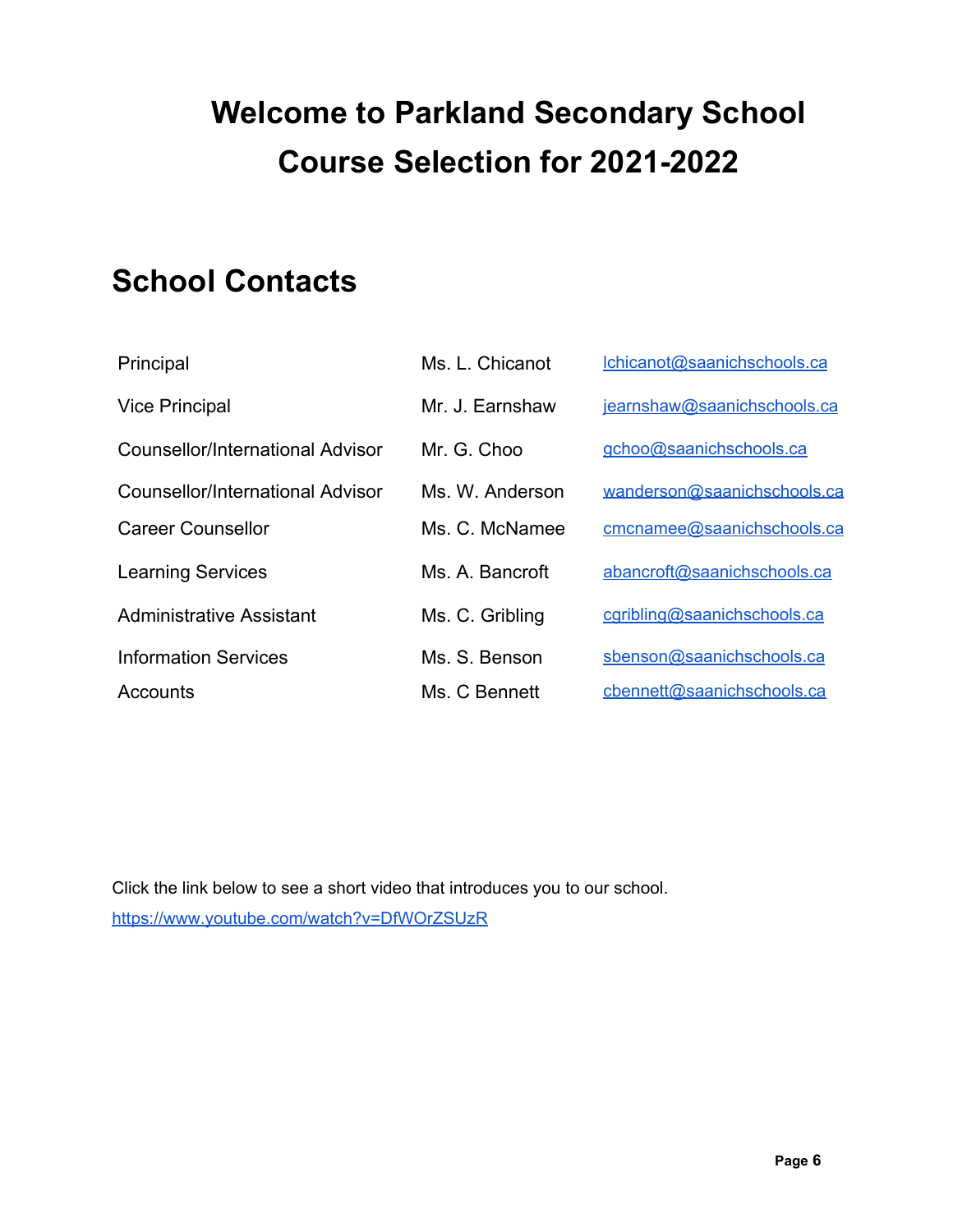# Welcome to Parkland Secondary School
# Course Selection for 2021-2022

## School Contacts

| | | |
|---|---|---|
| Principal | Ms. L. Chicanot | lchicanot@saanichschools.ca |
| Vice Principal | Mr. J. Earnshaw | jearnshaw@saanichschools.ca |
| Counsellor/International Advisor | Mr. G. Choo | gchoo@saanichschools.ca |
| Counsellor/International Advisor | Ms. W. Anderson | wanderson@saanichschools.ca |
| Career Counsellor | Ms. C. McNamee | cmcnamee@saanichschools.ca |
| Learning Services | Ms. A. Bancroft | abancroft@saanichschools.ca |
| Administrative Assistant | Ms. C. Gribling | cgribling@saanichschools.ca |
| Information Services | Ms. S. Benson | sbenson@saanichschools.ca |
| Accounts | Ms. C Bennett | cbennett@saanichschools.ca |

Click the link below to see a short video that introduces you to our school.
https://www.youtube.com/watch?v=DfWOrZSUzR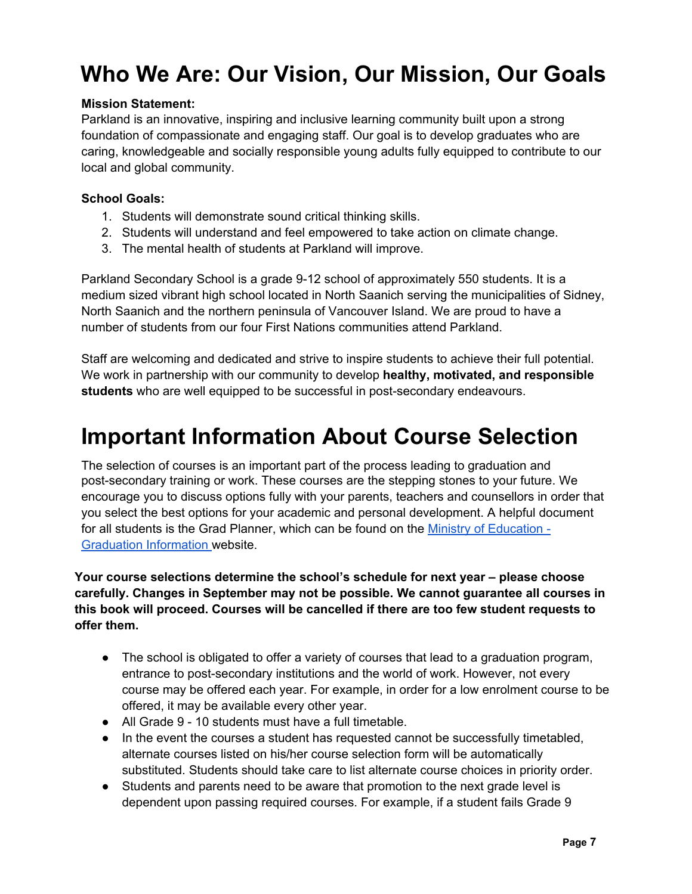# Who We Are: Our Vision, Our Mission, Our Goals

**Mission Statement:**
Parkland is an innovative, inspiring and inclusive learning community built upon a strong foundation of compassionate and engaging staff. Our goal is to develop graduates who are caring, knowledgeable and socially responsible young adults fully equipped to contribute to our local and global community.

**School Goals:**

1. Students will demonstrate sound critical thinking skills.
2. Students will understand and feel empowered to take action on climate change.
3. The mental health of students at Parkland will improve.

Parkland Secondary School is a grade 9-12 school of approximately 550 students. It is a medium sized vibrant high school located in North Saanich serving the municipalities of Sidney, North Saanich and the northern peninsula of Vancouver Island. We are proud to have a number of students from our four First Nations communities attend Parkland.

Staff are welcoming and dedicated and strive to inspire students to achieve their full potential. We work in partnership with our community to develop **healthy, motivated, and responsible students** who are well equipped to be successful in post-secondary endeavours.

# Important Information About Course Selection

The selection of courses is an important part of the process leading to graduation and post-secondary training or work. These courses are the stepping stones to your future. We encourage you to discuss options fully with your parents, teachers and counsellors in order that you select the best options for your academic and personal development. A helpful document for all students is the Grad Planner, which can be found on the [Ministry of Education - Graduation Information](#) website.

**Your course selections determine the school's schedule for next year – please choose carefully. Changes in September may not be possible. We cannot guarantee all courses in this book will proceed. Courses will be cancelled if there are too few student requests to offer them.**

- The school is obligated to offer a variety of courses that lead to a graduation program, entrance to post-secondary institutions and the world of work. However, not every course may be offered each year. For example, in order for a low enrolment course to be offered, it may be available every other year.
- All Grade 9 - 10 students must have a full timetable.
- In the event the courses a student has requested cannot be successfully timetabled, alternate courses listed on his/her course selection form will be automatically substituted. Students should take care to list alternate course choices in priority order.
- Students and parents need to be aware that promotion to the next grade level is dependent upon passing required courses. For example, if a student fails Grade 9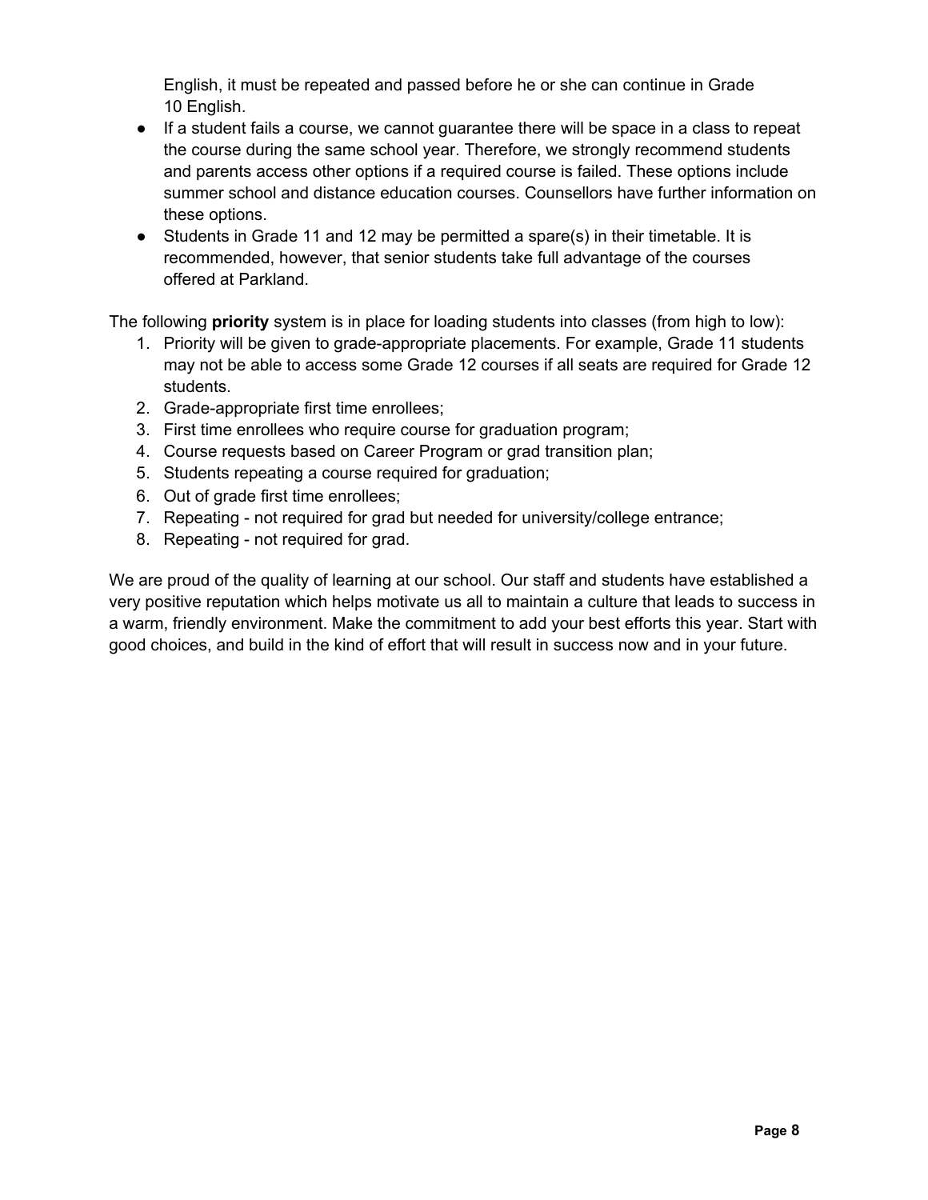English, it must be repeated and passed before he or she can continue in Grade 10 English.

- If a student fails a course, we cannot guarantee there will be space in a class to repeat the course during the same school year. Therefore, we strongly recommend students and parents access other options if a required course is failed. These options include summer school and distance education courses. Counsellors have further information on these options.
- Students in Grade 11 and 12 may be permitted a spare(s) in their timetable. It is recommended, however, that senior students take full advantage of the courses offered at Parkland.

The following **priority** system is in place for loading students into classes (from high to low):

1. Priority will be given to grade-appropriate placements. For example, Grade 11 students may not be able to access some Grade 12 courses if all seats are required for Grade 12 students.
2. Grade-appropriate first time enrollees;
3. First time enrollees who require course for graduation program;
4. Course requests based on Career Program or grad transition plan;
5. Students repeating a course required for graduation;
6. Out of grade first time enrollees;
7. Repeating - not required for grad but needed for university/college entrance;
8. Repeating - not required for grad.

We are proud of the quality of learning at our school. Our staff and students have established a very positive reputation which helps motivate us all to maintain a culture that leads to success in a warm, friendly environment. Make the commitment to add your best efforts this year. Start with good choices, and build in the kind of effort that will result in success now and in your future.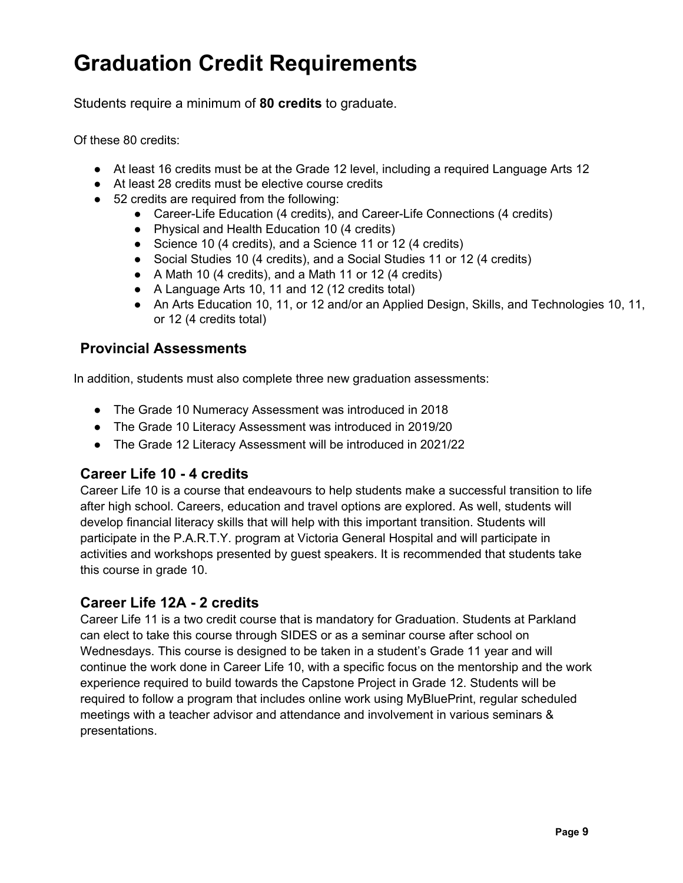# Graduation Credit Requirements

Students require a minimum of **80 credits** to graduate.

Of these 80 credits:

- At least 16 credits must be at the Grade 12 level, including a required Language Arts 12
- At least 28 credits must be elective course credits
- 52 credits are required from the following:
    - Career-Life Education (4 credits), and Career-Life Connections (4 credits)
    - Physical and Health Education 10 (4 credits)
    - Science 10 (4 credits), and a Science 11 or 12 (4 credits)
    - Social Studies 10 (4 credits), and a Social Studies 11 or 12 (4 credits)
    - A Math 10 (4 credits), and a Math 11 or 12 (4 credits)
    - A Language Arts 10, 11 and 12 (12 credits total)
    - An Arts Education 10, 11, or 12 and/or an Applied Design, Skills, and Technologies 10, 11, or 12 (4 credits total)

## Provincial Assessments

In addition, students must also complete three new graduation assessments:

- The Grade 10 Numeracy Assessment was introduced in 2018
- The Grade 10 Literacy Assessment was introduced in 2019/20
- The Grade 12 Literacy Assessment will be introduced in 2021/22

## Career Life 10 - 4 credits

Career Life 10 is a course that endeavours to help students make a successful transition to life after high school. Careers, education and travel options are explored. As well, students will develop financial literacy skills that will help with this important transition. Students will participate in the P.A.R.T.Y. program at Victoria General Hospital and will participate in activities and workshops presented by guest speakers. It is recommended that students take this course in grade 10.

## Career Life 12A - 2 credits

Career Life 11 is a two credit course that is mandatory for Graduation. Students at Parkland can elect to take this course through SIDES or as a seminar course after school on Wednesdays. This course is designed to be taken in a student's Grade 11 year and will continue the work done in Career Life 10, with a specific focus on the mentorship and the work experience required to build towards the Capstone Project in Grade 12. Students will be required to follow a program that includes online work using MyBluePrint, regular scheduled meetings with a teacher advisor and attendance and involvement in various seminars & presentations.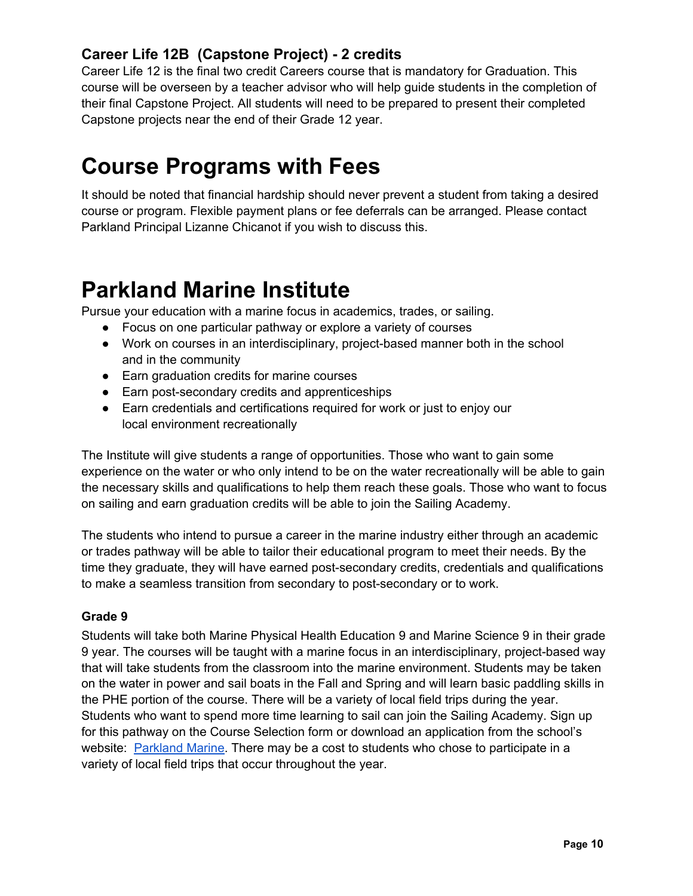### Career Life 12B (Capstone Project) - 2 credits

Career Life 12 is the final two credit Careers course that is mandatory for Graduation. This course will be overseen by a teacher advisor who will help guide students in the completion of their final Capstone Project. All students will need to be prepared to present their completed Capstone projects near the end of their Grade 12 year.

# Course Programs with Fees

It should be noted that financial hardship should never prevent a student from taking a desired course or program. Flexible payment plans or fee deferrals can be arranged. Please contact Parkland Principal Lizanne Chicanot if you wish to discuss this.

# Parkland Marine Institute

Pursue your education with a marine focus in academics, trades, or sailing.

- Focus on one particular pathway or explore a variety of courses
- Work on courses in an interdisciplinary, project-based manner both in the school and in the community
- Earn graduation credits for marine courses
- Earn post-secondary credits and apprenticeships
- Earn credentials and certifications required for work or just to enjoy our local environment recreationally

The Institute will give students a range of opportunities. Those who want to gain some experience on the water or who only intend to be on the water recreationally will be able to gain the necessary skills and qualifications to help them reach these goals. Those who want to focus on sailing and earn graduation credits will be able to join the Sailing Academy.

The students who intend to pursue a career in the marine industry either through an academic or trades pathway will be able to tailor their educational program to meet their needs. By the time they graduate, they will have earned post-secondary credits, credentials and qualifications to make a seamless transition from secondary to post-secondary or to work.

### Grade 9

Students will take both Marine Physical Health Education 9 and Marine Science 9 in their grade 9 year. The courses will be taught with a marine focus in an interdisciplinary, project-based way that will take students from the classroom into the marine environment. Students may be taken on the water in power and sail boats in the Fall and Spring and will learn basic paddling skills in the PHE portion of the course. There will be a variety of local field trips during the year. Students who want to spend more time learning to sail can join the Sailing Academy. Sign up for this pathway on the Course Selection form or download an application from the school's website: [Parkland Marine](). There may be a cost to students who chose to participate in a variety of local field trips that occur throughout the year.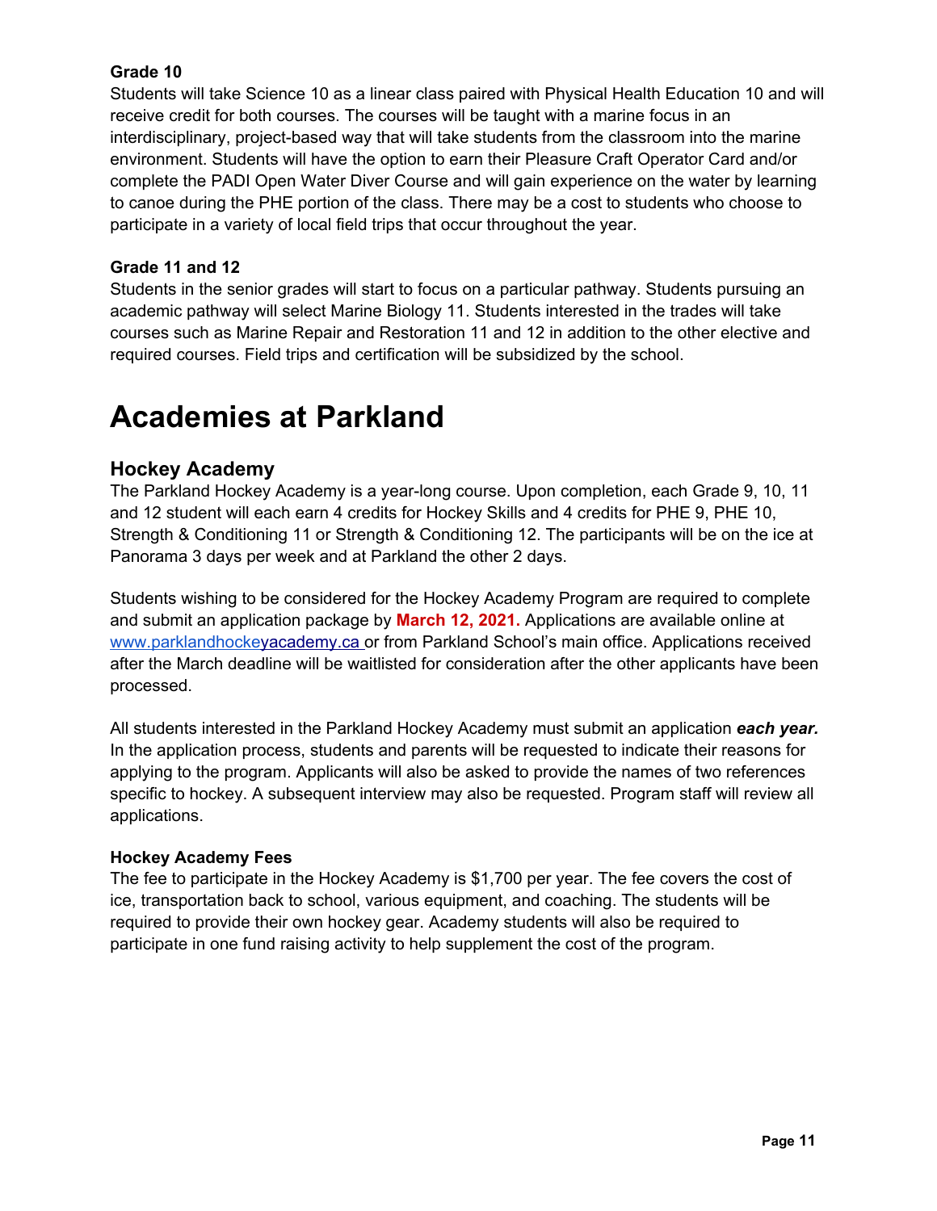### Grade 10

Students will take Science 10 as a linear class paired with Physical Health Education 10 and will receive credit for both courses. The courses will be taught with a marine focus in an interdisciplinary, project-based way that will take students from the classroom into the marine environment. Students will have the option to earn their Pleasure Craft Operator Card and/or complete the PADI Open Water Diver Course and will gain experience on the water by learning to canoe during the PHE portion of the class. There may be a cost to students who choose to participate in a variety of local field trips that occur throughout the year.

### Grade 11 and 12

Students in the senior grades will start to focus on a particular pathway. Students pursuing an academic pathway will select Marine Biology 11. Students interested in the trades will take courses such as Marine Repair and Restoration 11 and 12 in addition to the other elective and required courses. Field trips and certification will be subsidized by the school.

# Academies at Parkland

## Hockey Academy

The Parkland Hockey Academy is a year-long course. Upon completion, each Grade 9, 10, 11 and 12 student will each earn 4 credits for Hockey Skills and 4 credits for PHE 9, PHE 10, Strength & Conditioning 11 or Strength & Conditioning 12. The participants will be on the ice at Panorama 3 days per week and at Parkland the other 2 days.

Students wishing to be considered for the Hockey Academy Program are required to complete and submit an application package by **March 12, 2021.** Applications are available online at www.parklandhockeyacademy.ca or from Parkland School's main office. Applications received after the March deadline will be waitlisted for consideration after the other applicants have been processed.

All students interested in the Parkland Hockey Academy must submit an application ***each year.*** In the application process, students and parents will be requested to indicate their reasons for applying to the program. Applicants will also be asked to provide the names of two references specific to hockey. A subsequent interview may also be requested. Program staff will review all applications.

### Hockey Academy Fees

The fee to participate in the Hockey Academy is $1,700 per year. The fee covers the cost of ice, transportation back to school, various equipment, and coaching. The students will be required to provide their own hockey gear. Academy students will also be required to participate in one fund raising activity to help supplement the cost of the program.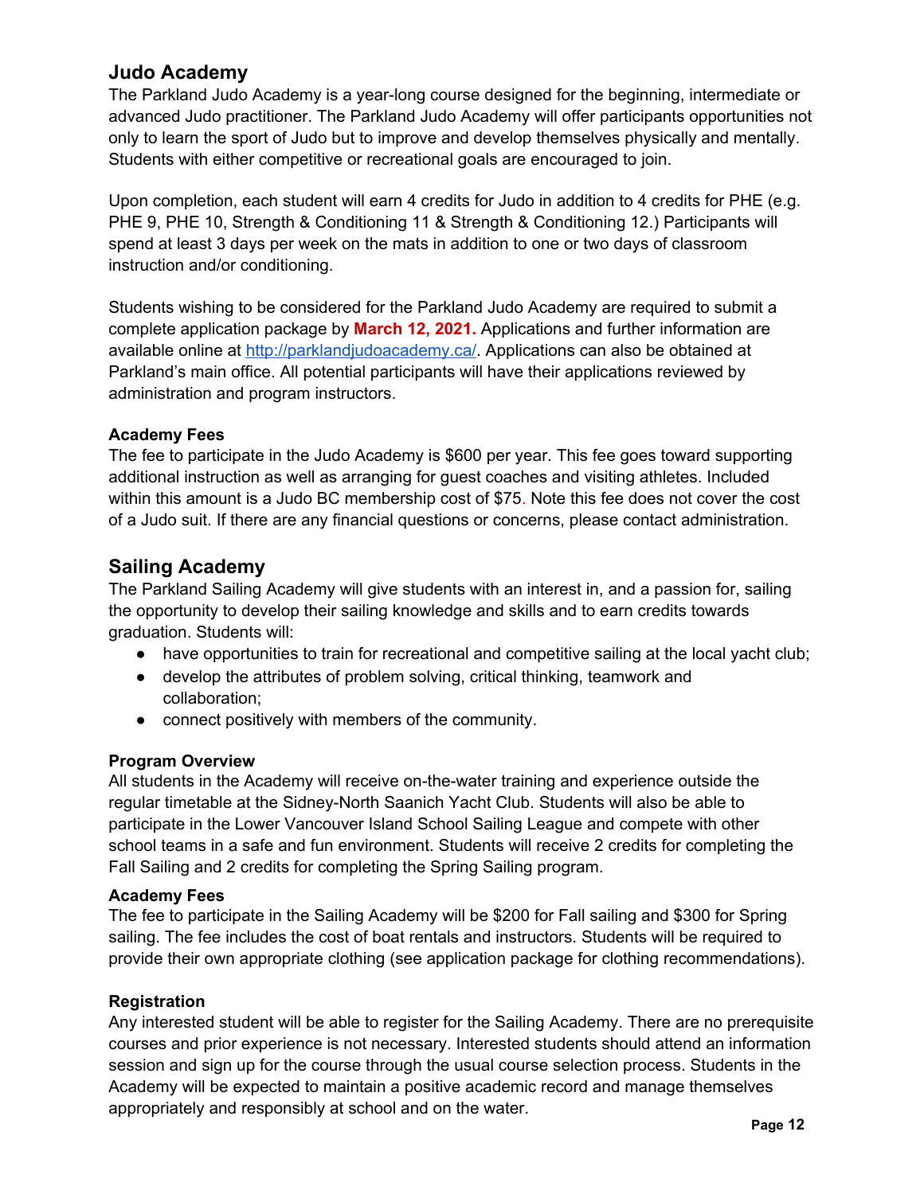## Judo Academy

The Parkland Judo Academy is a year-long course designed for the beginning, intermediate or advanced Judo practitioner. The Parkland Judo Academy will offer participants opportunities not only to learn the sport of Judo but to improve and develop themselves physically and mentally. Students with either competitive or recreational goals are encouraged to join.

Upon completion, each student will earn 4 credits for Judo in addition to 4 credits for PHE (e.g. PHE 9, PHE 10, Strength & Conditioning 11 & Strength & Conditioning 12.) Participants will spend at least 3 days per week on the mats in addition to one or two days of classroom instruction and/or conditioning.

Students wishing to be considered for the Parkland Judo Academy are required to submit a complete application package by **March 12, 2021.** Applications and further information are available online at [http://parklandjudoacademy.ca/](http://parklandjudoacademy.ca/). Applications can also be obtained at Parkland's main office. All potential participants will have their applications reviewed by administration and program instructors.

### Academy Fees

The fee to participate in the Judo Academy is $600 per year. This fee goes toward supporting additional instruction as well as arranging for guest coaches and visiting athletes. Included within this amount is a Judo BC membership cost of $75. Note this fee does not cover the cost of a Judo suit. If there are any financial questions or concerns, please contact administration.

## Sailing Academy

The Parkland Sailing Academy will give students with an interest in, and a passion for, sailing the opportunity to develop their sailing knowledge and skills and to earn credits towards graduation. Students will:

- have opportunities to train for recreational and competitive sailing at the local yacht club;
- develop the attributes of problem solving, critical thinking, teamwork and collaboration;
- connect positively with members of the community.

### Program Overview

All students in the Academy will receive on-the-water training and experience outside the regular timetable at the Sidney-North Saanich Yacht Club. Students will also be able to participate in the Lower Vancouver Island School Sailing League and compete with other school teams in a safe and fun environment. Students will receive 2 credits for completing the Fall Sailing and 2 credits for completing the Spring Sailing program.

### Academy Fees

The fee to participate in the Sailing Academy will be $200 for Fall sailing and $300 for Spring sailing. The fee includes the cost of boat rentals and instructors. Students will be required to provide their own appropriate clothing (see application package for clothing recommendations).

### Registration

Any interested student will be able to register for the Sailing Academy. There are no prerequisite courses and prior experience is not necessary. Interested students should attend an information session and sign up for the course through the usual course selection process. Students in the Academy will be expected to maintain a positive academic record and manage themselves appropriately and responsibly at school and on the water.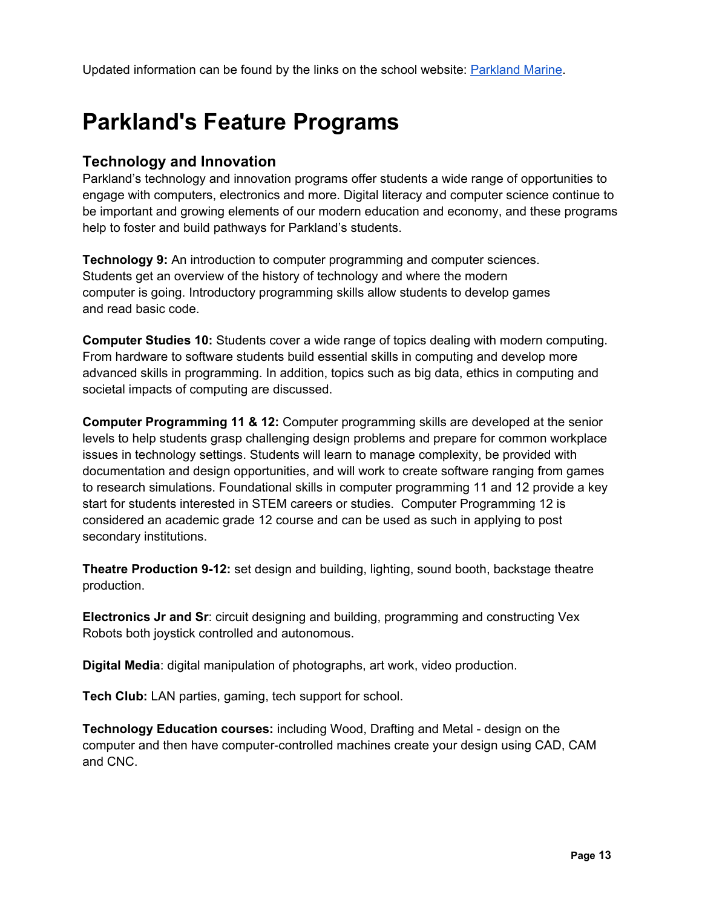Updated information can be found by the links on the school website: [Parkland Marine](#).

# Parkland's Feature Programs

## Technology and Innovation

Parkland's technology and innovation programs offer students a wide range of opportunities to engage with computers, electronics and more. Digital literacy and computer science continue to be important and growing elements of our modern education and economy, and these programs help to foster and build pathways for Parkland's students.

**Technology 9:** An introduction to computer programming and computer sciences. Students get an overview of the history of technology and where the modern computer is going. Introductory programming skills allow students to develop games and read basic code.

**Computer Studies 10:** Students cover a wide range of topics dealing with modern computing. From hardware to software students build essential skills in computing and develop more advanced skills in programming. In addition, topics such as big data, ethics in computing and societal impacts of computing are discussed.

**Computer Programming 11 & 12:** Computer programming skills are developed at the senior levels to help students grasp challenging design problems and prepare for common workplace issues in technology settings. Students will learn to manage complexity, be provided with documentation and design opportunities, and will work to create software ranging from games to research simulations. Foundational skills in computer programming 11 and 12 provide a key start for students interested in STEM careers or studies. Computer Programming 12 is considered an academic grade 12 course and can be used as such in applying to post secondary institutions.

**Theatre Production 9-12:** set design and building, lighting, sound booth, backstage theatre production.

**Electronics Jr and Sr**: circuit designing and building, programming and constructing Vex Robots both joystick controlled and autonomous.

**Digital Media**: digital manipulation of photographs, art work, video production.

**Tech Club:** LAN parties, gaming, tech support for school.

**Technology Education courses:** including Wood, Drafting and Metal - design on the computer and then have computer-controlled machines create your design using CAD, CAM and CNC.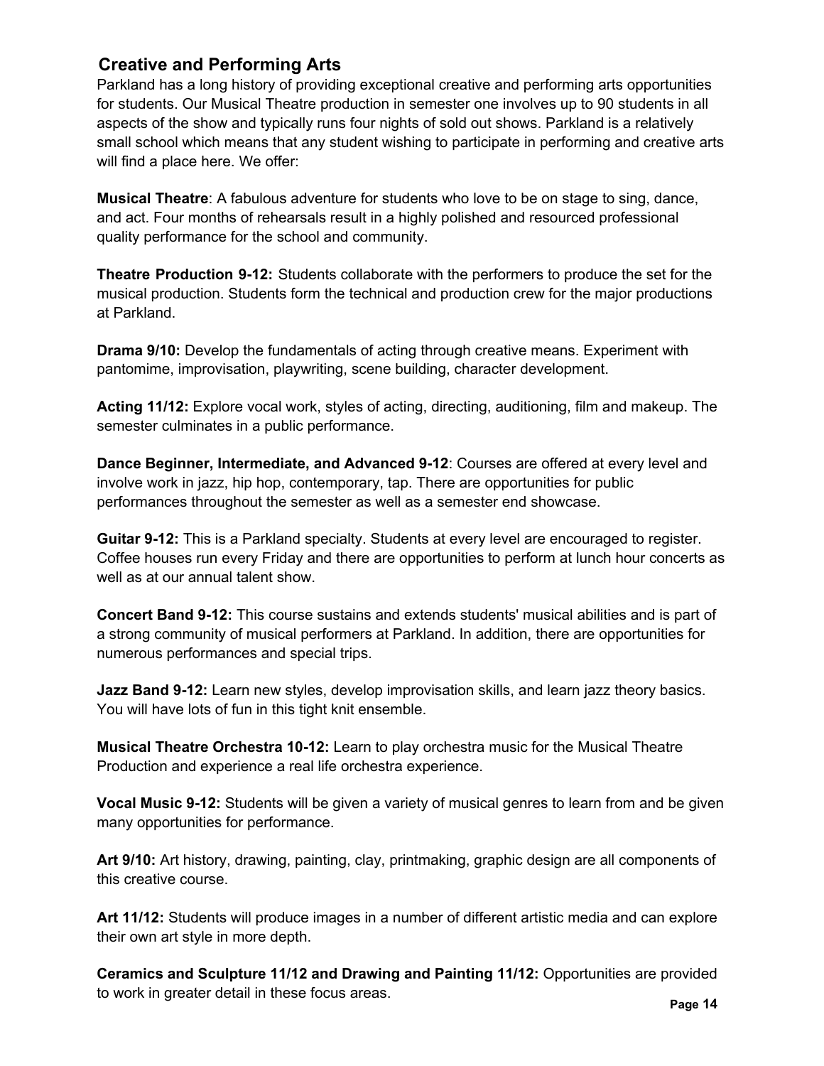## Creative and Performing Arts

Parkland has a long history of providing exceptional creative and performing arts opportunities for students. Our Musical Theatre production in semester one involves up to 90 students in all aspects of the show and typically runs four nights of sold out shows. Parkland is a relatively small school which means that any student wishing to participate in performing and creative arts will find a place here. We offer:

**Musical Theatre**: A fabulous adventure for students who love to be on stage to sing, dance, and act. Four months of rehearsals result in a highly polished and resourced professional quality performance for the school and community.

**Theatre Production 9-12:** Students collaborate with the performers to produce the set for the musical production. Students form the technical and production crew for the major productions at Parkland.

**Drama 9/10:** Develop the fundamentals of acting through creative means. Experiment with pantomime, improvisation, playwriting, scene building, character development.

**Acting 11/12:** Explore vocal work, styles of acting, directing, auditioning, film and makeup. The semester culminates in a public performance.

**Dance Beginner, Intermediate, and Advanced 9-12**: Courses are offered at every level and involve work in jazz, hip hop, contemporary, tap. There are opportunities for public performances throughout the semester as well as a semester end showcase.

**Guitar 9-12:** This is a Parkland specialty. Students at every level are encouraged to register. Coffee houses run every Friday and there are opportunities to perform at lunch hour concerts as well as at our annual talent show.

**Concert Band 9-12:** This course sustains and extends students' musical abilities and is part of a strong community of musical performers at Parkland. In addition, there are opportunities for numerous performances and special trips.

**Jazz Band 9-12:** Learn new styles, develop improvisation skills, and learn jazz theory basics. You will have lots of fun in this tight knit ensemble.

**Musical Theatre Orchestra 10-12:** Learn to play orchestra music for the Musical Theatre Production and experience a real life orchestra experience.

**Vocal Music 9-12:** Students will be given a variety of musical genres to learn from and be given many opportunities for performance.

**Art 9/10:** Art history, drawing, painting, clay, printmaking, graphic design are all components of this creative course.

**Art 11/12:** Students will produce images in a number of different artistic media and can explore their own art style in more depth.

**Ceramics and Sculpture 11/12 and Drawing and Painting 11/12:** Opportunities are provided to work in greater detail in these focus areas.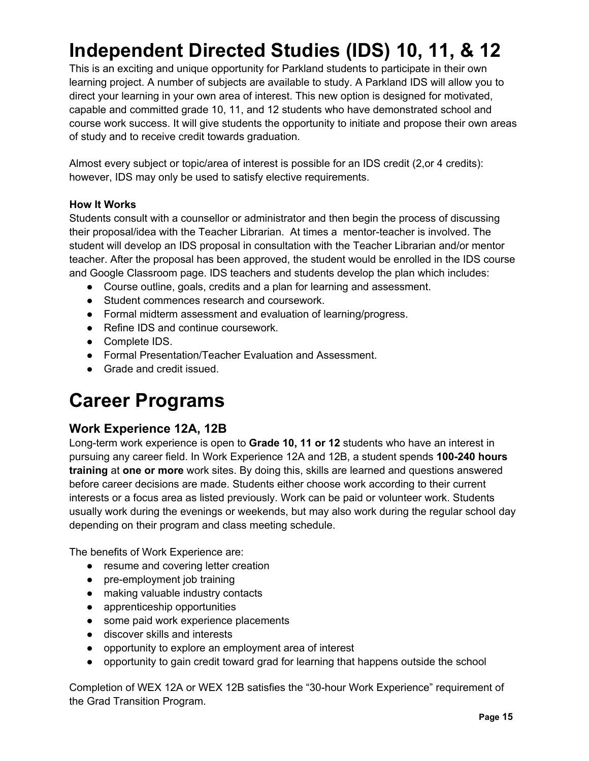# Independent Directed Studies (IDS) 10, 11, & 12

This is an exciting and unique opportunity for Parkland students to participate in their own learning project. A number of subjects are available to study. A Parkland IDS will allow you to direct your learning in your own area of interest. This new option is designed for motivated, capable and committed grade 10, 11, and 12 students who have demonstrated school and course work success. It will give students the opportunity to initiate and propose their own areas of study and to receive credit towards graduation.

Almost every subject or topic/area of interest is possible for an IDS credit (2,or 4 credits): however, IDS may only be used to satisfy elective requirements.

**How It Works**

Students consult with a counsellor or administrator and then begin the process of discussing their proposal/idea with the Teacher Librarian. At times a mentor-teacher is involved. The student will develop an IDS proposal in consultation with the Teacher Librarian and/or mentor teacher. After the proposal has been approved, the student would be enrolled in the IDS course and Google Classroom page. IDS teachers and students develop the plan which includes:

- Course outline, goals, credits and a plan for learning and assessment.
- Student commences research and coursework.
- Formal midterm assessment and evaluation of learning/progress.
- Refine IDS and continue coursework.
- Complete IDS.
- Formal Presentation/Teacher Evaluation and Assessment.
- Grade and credit issued.

# Career Programs

## Work Experience 12A, 12B

Long-term work experience is open to **Grade 10, 11 or 12** students who have an interest in pursuing any career field. In Work Experience 12A and 12B, a student spends **100-240 hours training** at **one or more** work sites. By doing this, skills are learned and questions answered before career decisions are made. Students either choose work according to their current interests or a focus area as listed previously. Work can be paid or volunteer work. Students usually work during the evenings or weekends, but may also work during the regular school day depending on their program and class meeting schedule.

The benefits of Work Experience are:

- resume and covering letter creation
- pre-employment job training
- making valuable industry contacts
- apprenticeship opportunities
- some paid work experience placements
- discover skills and interests
- opportunity to explore an employment area of interest
- opportunity to gain credit toward grad for learning that happens outside the school

Completion of WEX 12A or WEX 12B satisfies the "30-hour Work Experience" requirement of the Grad Transition Program.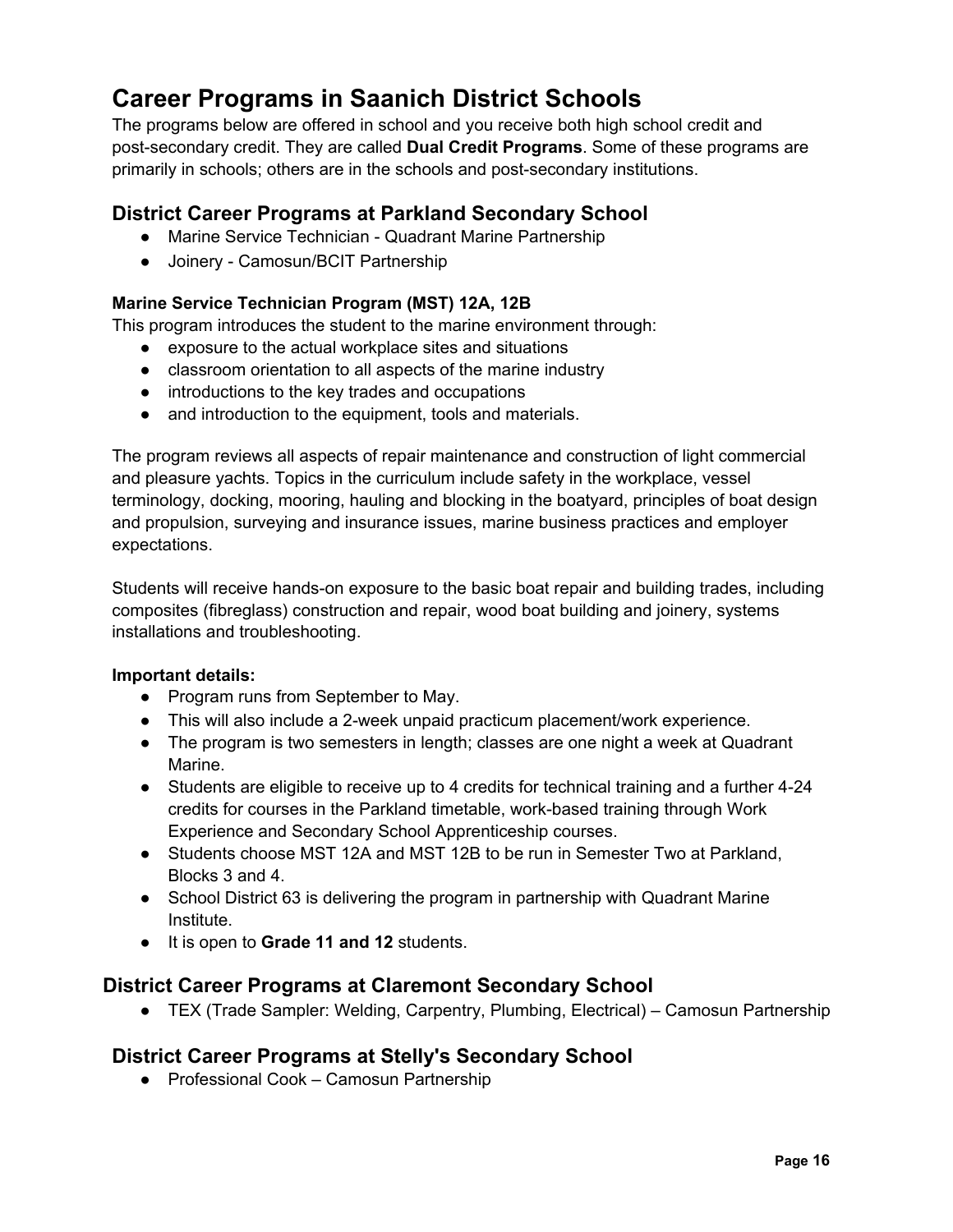# Career Programs in Saanich District Schools

The programs below are offered in school and you receive both high school credit and post-secondary credit. They are called **Dual Credit Programs**. Some of these programs are primarily in schools; others are in the schools and post-secondary institutions.

## District Career Programs at Parkland Secondary School

- Marine Service Technician - Quadrant Marine Partnership
- Joinery - Camosun/BCIT Partnership

### Marine Service Technician Program (MST) 12A, 12B

This program introduces the student to the marine environment through:

- exposure to the actual workplace sites and situations
- classroom orientation to all aspects of the marine industry
- introductions to the key trades and occupations
- and introduction to the equipment, tools and materials.

The program reviews all aspects of repair maintenance and construction of light commercial and pleasure yachts. Topics in the curriculum include safety in the workplace, vessel terminology, docking, mooring, hauling and blocking in the boatyard, principles of boat design and propulsion, surveying and insurance issues, marine business practices and employer expectations.

Students will receive hands-on exposure to the basic boat repair and building trades, including composites (fibreglass) construction and repair, wood boat building and joinery, systems installations and troubleshooting.

**Important details:**

- Program runs from September to May.
- This will also include a 2-week unpaid practicum placement/work experience.
- The program is two semesters in length; classes are one night a week at Quadrant Marine.
- Students are eligible to receive up to 4 credits for technical training and a further 4-24 credits for courses in the Parkland timetable, work-based training through Work Experience and Secondary School Apprenticeship courses.
- Students choose MST 12A and MST 12B to be run in Semester Two at Parkland, Blocks 3 and 4.
- School District 63 is delivering the program in partnership with Quadrant Marine Institute.
- It is open to **Grade 11 and 12** students.

## District Career Programs at Claremont Secondary School

- TEX (Trade Sampler: Welding, Carpentry, Plumbing, Electrical) – Camosun Partnership

## District Career Programs at Stelly's Secondary School

- Professional Cook – Camosun Partnership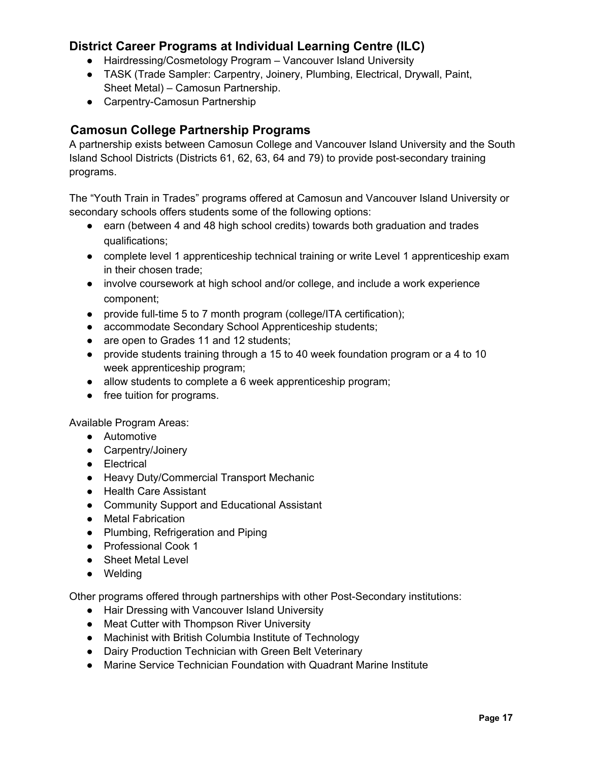## District Career Programs at Individual Learning Centre (ILC)

- Hairdressing/Cosmetology Program – Vancouver Island University
- TASK (Trade Sampler: Carpentry, Joinery, Plumbing, Electrical, Drywall, Paint, Sheet Metal) – Camosun Partnership.
- Carpentry-Camosun Partnership

## Camosun College Partnership Programs

A partnership exists between Camosun College and Vancouver Island University and the South Island School Districts (Districts 61, 62, 63, 64 and 79) to provide post-secondary training programs.

The "Youth Train in Trades" programs offered at Camosun and Vancouver Island University or secondary schools offers students some of the following options:

- earn (between 4 and 48 high school credits) towards both graduation and trades qualifications;
- complete level 1 apprenticeship technical training or write Level 1 apprenticeship exam in their chosen trade;
- involve coursework at high school and/or college, and include a work experience component;
- provide full-time 5 to 7 month program (college/ITA certification);
- accommodate Secondary School Apprenticeship students;
- are open to Grades 11 and 12 students;
- provide students training through a 15 to 40 week foundation program or a 4 to 10 week apprenticeship program;
- allow students to complete a 6 week apprenticeship program;
- free tuition for programs.

Available Program Areas:

- Automotive
- Carpentry/Joinery
- Electrical
- Heavy Duty/Commercial Transport Mechanic
- Health Care Assistant
- Community Support and Educational Assistant
- Metal Fabrication
- Plumbing, Refrigeration and Piping
- Professional Cook 1
- Sheet Metal Level
- Welding

Other programs offered through partnerships with other Post-Secondary institutions:

- Hair Dressing with Vancouver Island University
- Meat Cutter with Thompson River University
- Machinist with British Columbia Institute of Technology
- Dairy Production Technician with Green Belt Veterinary
- Marine Service Technician Foundation with Quadrant Marine Institute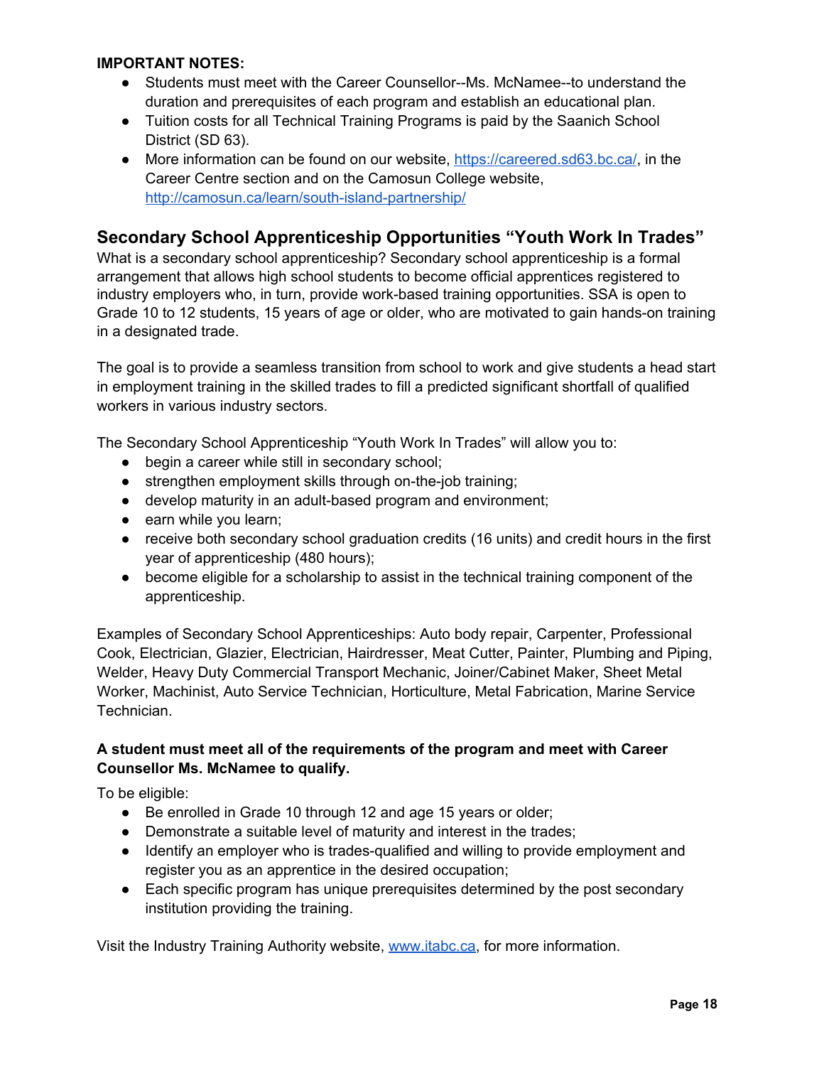**IMPORTANT NOTES:**

- Students must meet with the Career Counsellor--Ms. McNamee--to understand the duration and prerequisites of each program and establish an educational plan.
- Tuition costs for all Technical Training Programs is paid by the Saanich School District (SD 63).
- More information can be found on our website, https://careered.sd63.bc.ca/, in the Career Centre section and on the Camosun College website, http://camosun.ca/learn/south-island-partnership/

## Secondary School Apprenticeship Opportunities "Youth Work In Trades"

What is a secondary school apprenticeship? Secondary school apprenticeship is a formal arrangement that allows high school students to become official apprentices registered to industry employers who, in turn, provide work-based training opportunities. SSA is open to Grade 10 to 12 students, 15 years of age or older, who are motivated to gain hands-on training in a designated trade.

The goal is to provide a seamless transition from school to work and give students a head start in employment training in the skilled trades to fill a predicted significant shortfall of qualified workers in various industry sectors.

The Secondary School Apprenticeship "Youth Work In Trades" will allow you to:

- begin a career while still in secondary school;
- strengthen employment skills through on-the-job training;
- develop maturity in an adult-based program and environment;
- earn while you learn;
- receive both secondary school graduation credits (16 units) and credit hours in the first year of apprenticeship (480 hours);
- become eligible for a scholarship to assist in the technical training component of the apprenticeship.

Examples of Secondary School Apprenticeships: Auto body repair, Carpenter, Professional Cook, Electrician, Glazier, Electrician, Hairdresser, Meat Cutter, Painter, Plumbing and Piping, Welder, Heavy Duty Commercial Transport Mechanic, Joiner/Cabinet Maker, Sheet Metal Worker, Machinist, Auto Service Technician, Horticulture, Metal Fabrication, Marine Service Technician.

**A student must meet all of the requirements of the program and meet with Career Counsellor Ms. McNamee to qualify.**

To be eligible:

- Be enrolled in Grade 10 through 12 and age 15 years or older;
- Demonstrate a suitable level of maturity and interest in the trades;
- Identify an employer who is trades-qualified and willing to provide employment and register you as an apprentice in the desired occupation;
- Each specific program has unique prerequisites determined by the post secondary institution providing the training.

Visit the Industry Training Authority website, www.itabc.ca, for more information.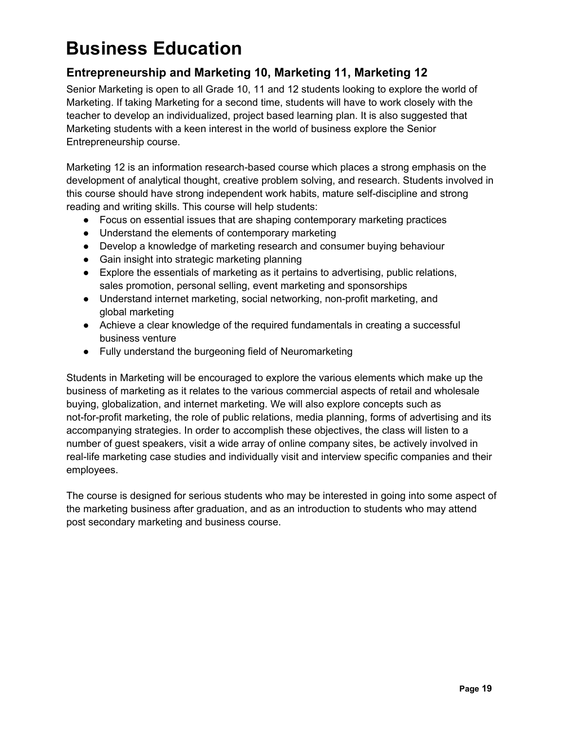# Business Education

## Entrepreneurship and Marketing 10, Marketing 11, Marketing 12

Senior Marketing is open to all Grade 10, 11 and 12 students looking to explore the world of Marketing. If taking Marketing for a second time, students will have to work closely with the teacher to develop an individualized, project based learning plan. It is also suggested that Marketing students with a keen interest in the world of business explore the Senior Entrepreneurship course.

Marketing 12 is an information research-based course which places a strong emphasis on the development of analytical thought, creative problem solving, and research. Students involved in this course should have strong independent work habits, mature self-discipline and strong reading and writing skills. This course will help students:

- Focus on essential issues that are shaping contemporary marketing practices
- Understand the elements of contemporary marketing
- Develop a knowledge of marketing research and consumer buying behaviour
- Gain insight into strategic marketing planning
- Explore the essentials of marketing as it pertains to advertising, public relations, sales promotion, personal selling, event marketing and sponsorships
- Understand internet marketing, social networking, non-profit marketing, and global marketing
- Achieve a clear knowledge of the required fundamentals in creating a successful business venture
- Fully understand the burgeoning field of Neuromarketing

Students in Marketing will be encouraged to explore the various elements which make up the business of marketing as it relates to the various commercial aspects of retail and wholesale buying, globalization, and internet marketing. We will also explore concepts such as not-for-profit marketing, the role of public relations, media planning, forms of advertising and its accompanying strategies. In order to accomplish these objectives, the class will listen to a number of guest speakers, visit a wide array of online company sites, be actively involved in real-life marketing case studies and individually visit and interview specific companies and their employees.

The course is designed for serious students who may be interested in going into some aspect of the marketing business after graduation, and as an introduction to students who may attend post secondary marketing and business course.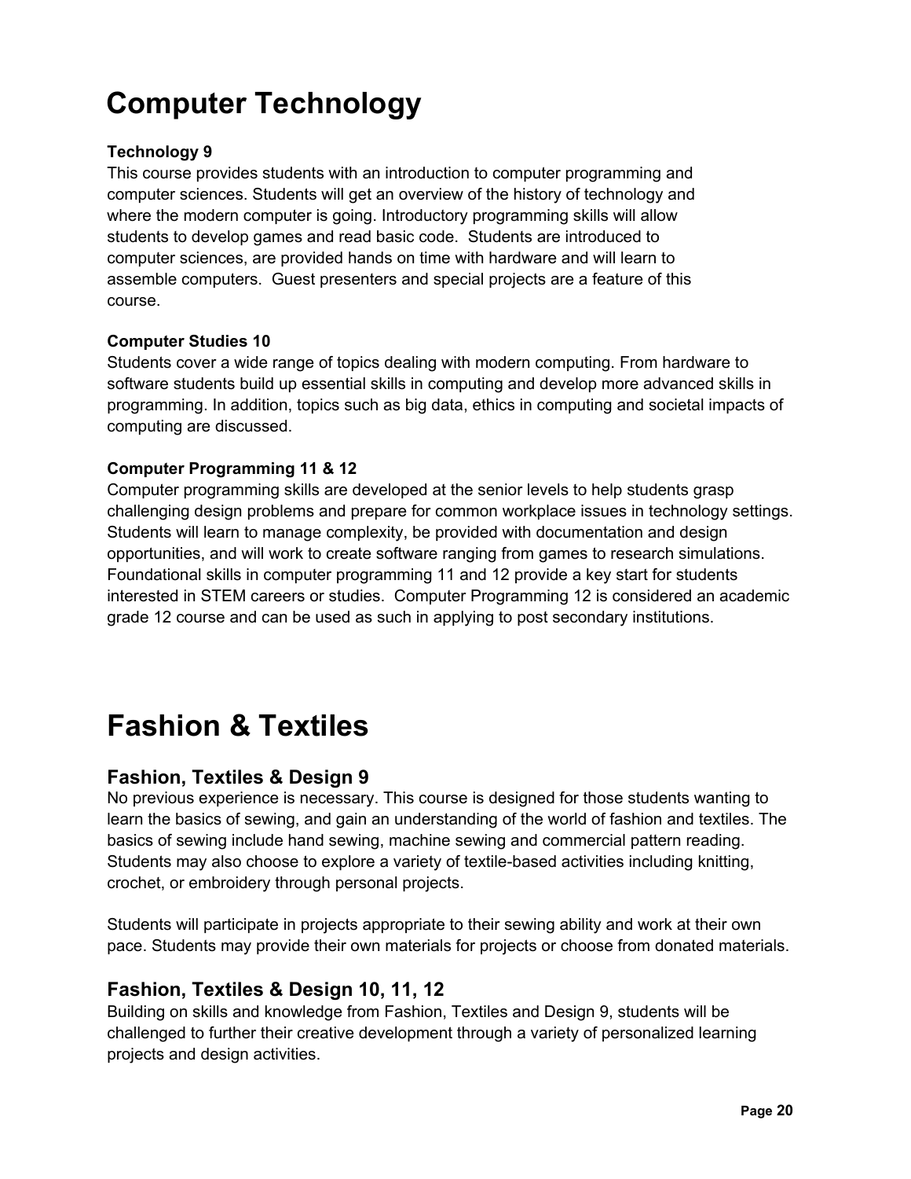# Computer Technology

**Technology 9**
This course provides students with an introduction to computer programming and computer sciences. Students will get an overview of the history of technology and where the modern computer is going. Introductory programming skills will allow students to develop games and read basic code. Students are introduced to computer sciences, are provided hands on time with hardware and will learn to assemble computers. Guest presenters and special projects are a feature of this course.

**Computer Studies 10**
Students cover a wide range of topics dealing with modern computing. From hardware to software students build up essential skills in computing and develop more advanced skills in programming. In addition, topics such as big data, ethics in computing and societal impacts of computing are discussed.

**Computer Programming 11 & 12**
Computer programming skills are developed at the senior levels to help students grasp challenging design problems and prepare for common workplace issues in technology settings. Students will learn to manage complexity, be provided with documentation and design opportunities, and will work to create software ranging from games to research simulations. Foundational skills in computer programming 11 and 12 provide a key start for students interested in STEM careers or studies. Computer Programming 12 is considered an academic grade 12 course and can be used as such in applying to post secondary institutions.

# Fashion & Textiles

## Fashion, Textiles & Design 9

No previous experience is necessary. This course is designed for those students wanting to learn the basics of sewing, and gain an understanding of the world of fashion and textiles. The basics of sewing include hand sewing, machine sewing and commercial pattern reading. Students may also choose to explore a variety of textile-based activities including knitting, crochet, or embroidery through personal projects.

Students will participate in projects appropriate to their sewing ability and work at their own pace. Students may provide their own materials for projects or choose from donated materials.

## Fashion, Textiles & Design 10, 11, 12

Building on skills and knowledge from Fashion, Textiles and Design 9, students will be challenged to further their creative development through a variety of personalized learning projects and design activities.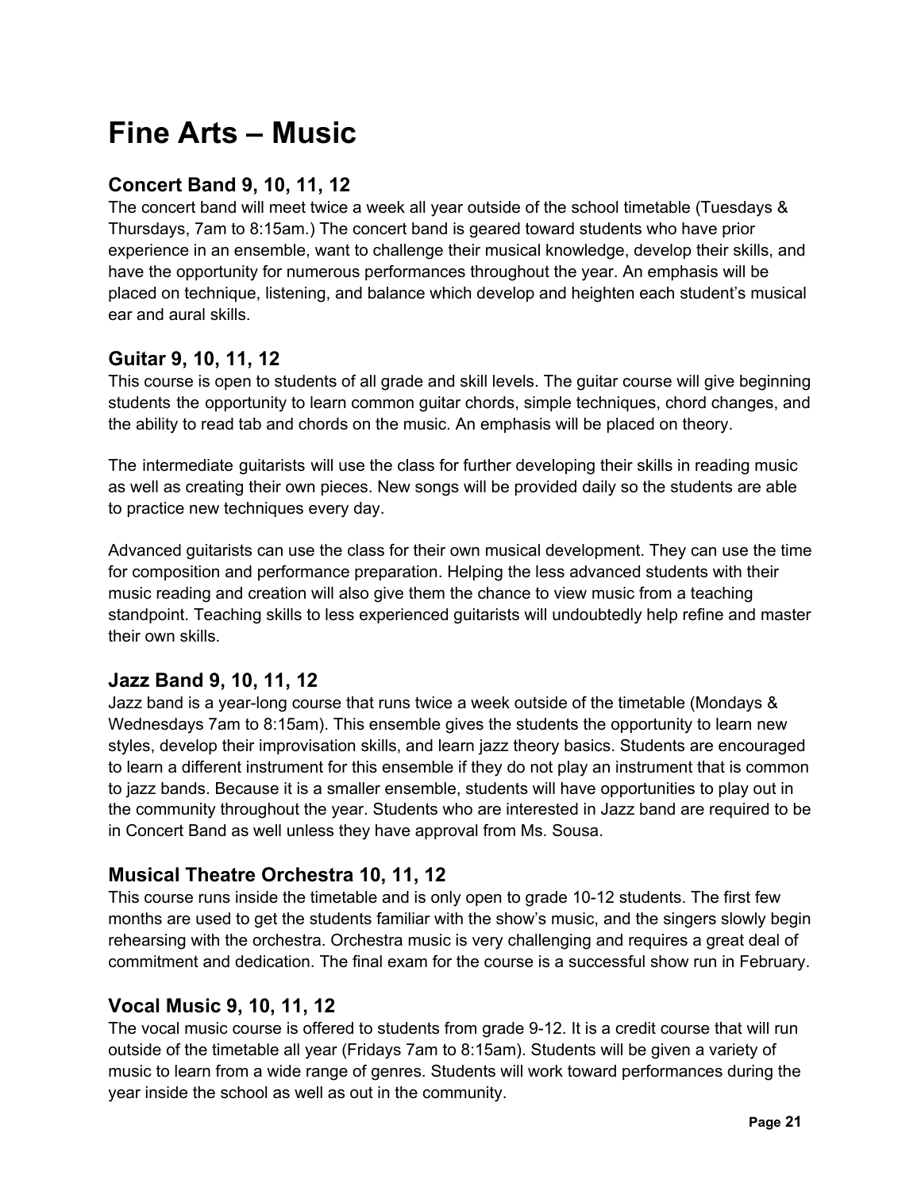# Fine Arts – Music

## Concert Band 9, 10, 11, 12

The concert band will meet twice a week all year outside of the school timetable (Tuesdays & Thursdays, 7am to 8:15am.) The concert band is geared toward students who have prior experience in an ensemble, want to challenge their musical knowledge, develop their skills, and have the opportunity for numerous performances throughout the year. An emphasis will be placed on technique, listening, and balance which develop and heighten each student's musical ear and aural skills.

## Guitar 9, 10, 11, 12

This course is open to students of all grade and skill levels. The guitar course will give beginning students the opportunity to learn common guitar chords, simple techniques, chord changes, and the ability to read tab and chords on the music. An emphasis will be placed on theory.

The intermediate guitarists will use the class for further developing their skills in reading music as well as creating their own pieces. New songs will be provided daily so the students are able to practice new techniques every day.

Advanced guitarists can use the class for their own musical development. They can use the time for composition and performance preparation. Helping the less advanced students with their music reading and creation will also give them the chance to view music from a teaching standpoint. Teaching skills to less experienced guitarists will undoubtedly help refine and master their own skills.

## Jazz Band 9, 10, 11, 12

Jazz band is a year-long course that runs twice a week outside of the timetable (Mondays & Wednesdays 7am to 8:15am). This ensemble gives the students the opportunity to learn new styles, develop their improvisation skills, and learn jazz theory basics. Students are encouraged to learn a different instrument for this ensemble if they do not play an instrument that is common to jazz bands. Because it is a smaller ensemble, students will have opportunities to play out in the community throughout the year. Students who are interested in Jazz band are required to be in Concert Band as well unless they have approval from Ms. Sousa.

## Musical Theatre Orchestra 10, 11, 12

This course runs inside the timetable and is only open to grade 10-12 students. The first few months are used to get the students familiar with the show's music, and the singers slowly begin rehearsing with the orchestra. Orchestra music is very challenging and requires a great deal of commitment and dedication. The final exam for the course is a successful show run in February.

## Vocal Music 9, 10, 11, 12

The vocal music course is offered to students from grade 9-12. It is a credit course that will run outside of the timetable all year (Fridays 7am to 8:15am). Students will be given a variety of music to learn from a wide range of genres. Students will work toward performances during the year inside the school as well as out in the community.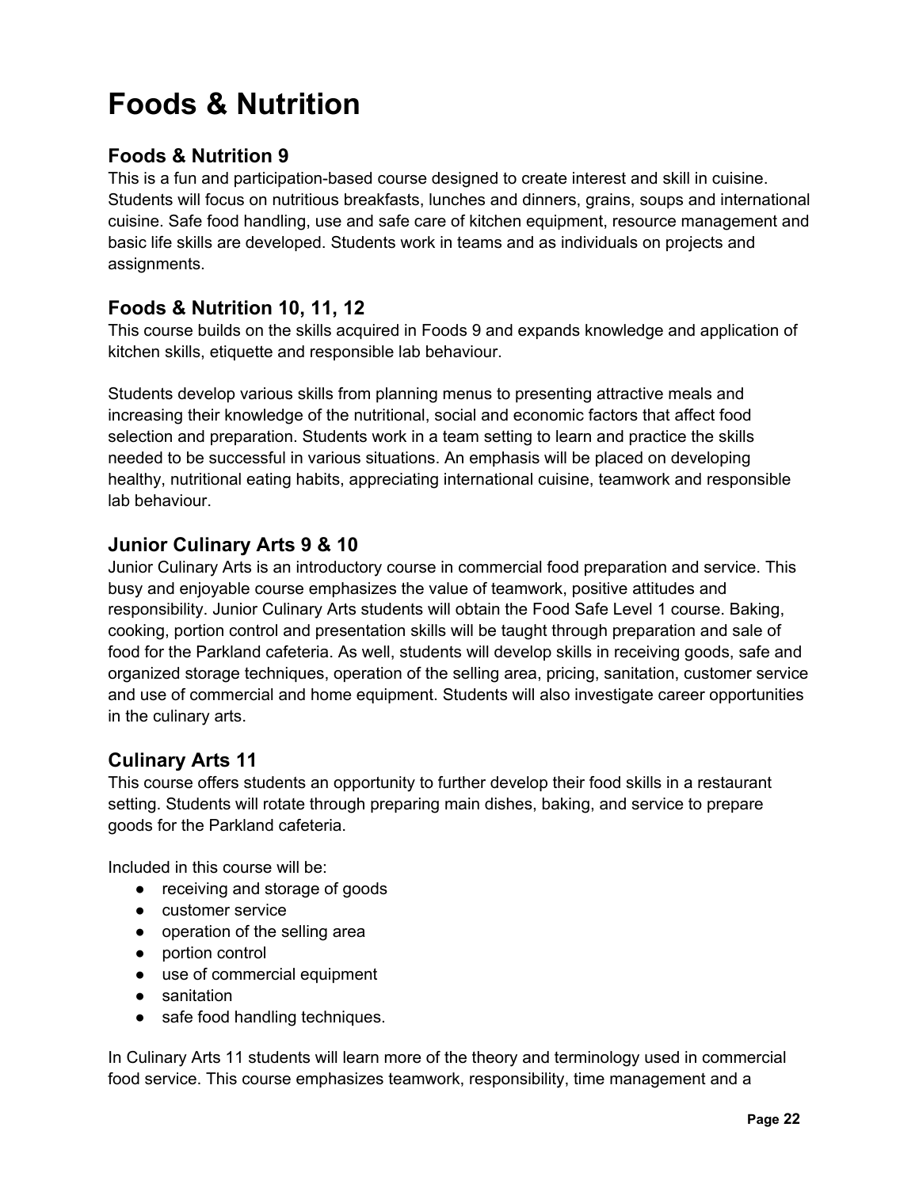# Foods & Nutrition

## Foods & Nutrition 9

This is a fun and participation-based course designed to create interest and skill in cuisine. Students will focus on nutritious breakfasts, lunches and dinners, grains, soups and international cuisine. Safe food handling, use and safe care of kitchen equipment, resource management and basic life skills are developed. Students work in teams and as individuals on projects and assignments.

## Foods & Nutrition 10, 11, 12

This course builds on the skills acquired in Foods 9 and expands knowledge and application of kitchen skills, etiquette and responsible lab behaviour.

Students develop various skills from planning menus to presenting attractive meals and increasing their knowledge of the nutritional, social and economic factors that affect food selection and preparation. Students work in a team setting to learn and practice the skills needed to be successful in various situations. An emphasis will be placed on developing healthy, nutritional eating habits, appreciating international cuisine, teamwork and responsible lab behaviour.

## Junior Culinary Arts 9 & 10

Junior Culinary Arts is an introductory course in commercial food preparation and service. This busy and enjoyable course emphasizes the value of teamwork, positive attitudes and responsibility. Junior Culinary Arts students will obtain the Food Safe Level 1 course. Baking, cooking, portion control and presentation skills will be taught through preparation and sale of food for the Parkland cafeteria. As well, students will develop skills in receiving goods, safe and organized storage techniques, operation of the selling area, pricing, sanitation, customer service and use of commercial and home equipment. Students will also investigate career opportunities in the culinary arts.

## Culinary Arts 11

This course offers students an opportunity to further develop their food skills in a restaurant setting. Students will rotate through preparing main dishes, baking, and service to prepare goods for the Parkland cafeteria.

Included in this course will be:

- receiving and storage of goods
- customer service
- operation of the selling area
- portion control
- use of commercial equipment
- sanitation
- safe food handling techniques.

In Culinary Arts 11 students will learn more of the theory and terminology used in commercial food service. This course emphasizes teamwork, responsibility, time management and a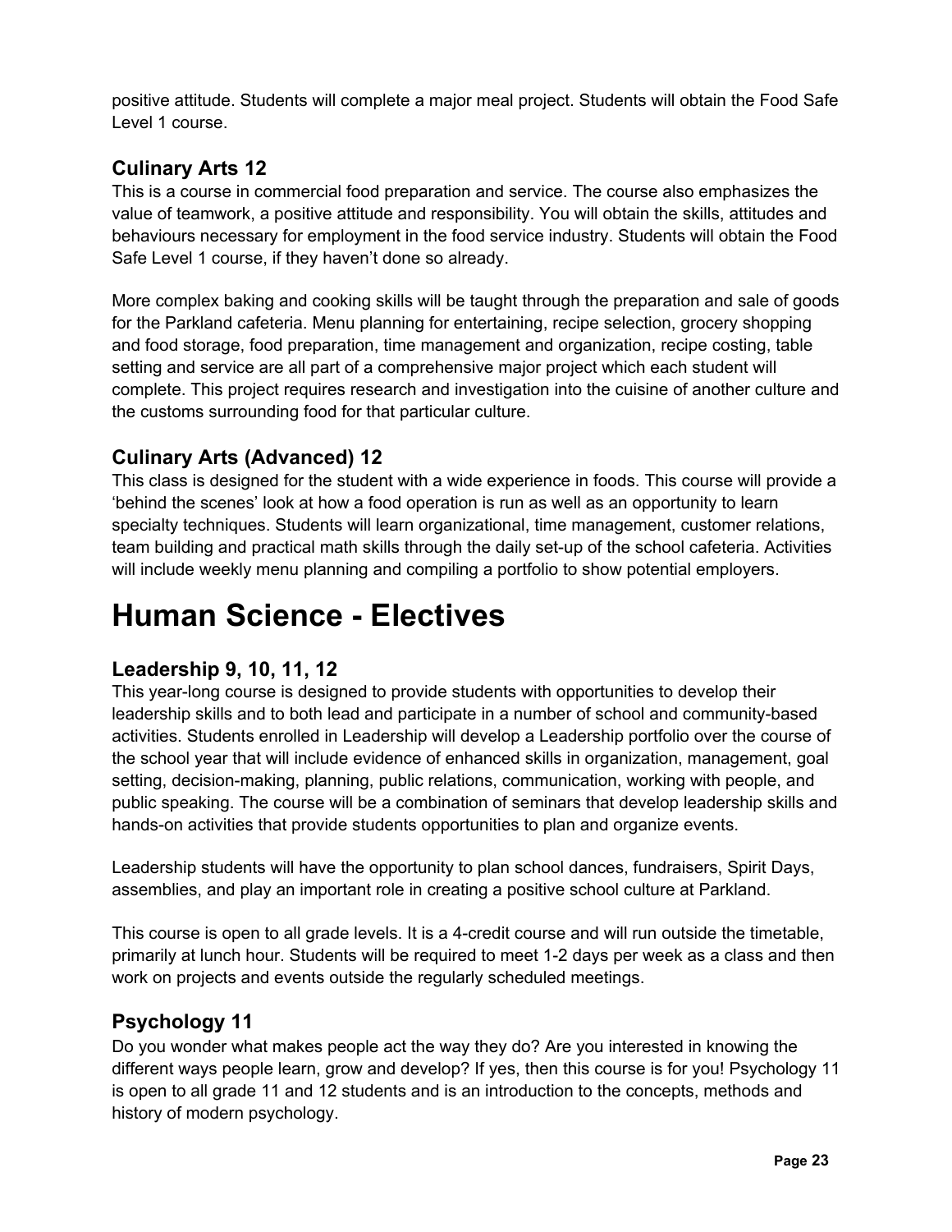positive attitude. Students will complete a major meal project. Students will obtain the Food Safe Level 1 course.

### Culinary Arts 12

This is a course in commercial food preparation and service. The course also emphasizes the value of teamwork, a positive attitude and responsibility. You will obtain the skills, attitudes and behaviours necessary for employment in the food service industry. Students will obtain the Food Safe Level 1 course, if they haven't done so already.

More complex baking and cooking skills will be taught through the preparation and sale of goods for the Parkland cafeteria. Menu planning for entertaining, recipe selection, grocery shopping and food storage, food preparation, time management and organization, recipe costing, table setting and service are all part of a comprehensive major project which each student will complete. This project requires research and investigation into the cuisine of another culture and the customs surrounding food for that particular culture.

### Culinary Arts (Advanced) 12

This class is designed for the student with a wide experience in foods. This course will provide a 'behind the scenes' look at how a food operation is run as well as an opportunity to learn specialty techniques. Students will learn organizational, time management, customer relations, team building and practical math skills through the daily set-up of the school cafeteria. Activities will include weekly menu planning and compiling a portfolio to show potential employers.

# Human Science - Electives

### Leadership 9, 10, 11, 12

This year-long course is designed to provide students with opportunities to develop their leadership skills and to both lead and participate in a number of school and community-based activities. Students enrolled in Leadership will develop a Leadership portfolio over the course of the school year that will include evidence of enhanced skills in organization, management, goal setting, decision-making, planning, public relations, communication, working with people, and public speaking. The course will be a combination of seminars that develop leadership skills and hands-on activities that provide students opportunities to plan and organize events.

Leadership students will have the opportunity to plan school dances, fundraisers, Spirit Days, assemblies, and play an important role in creating a positive school culture at Parkland.

This course is open to all grade levels. It is a 4-credit course and will run outside the timetable, primarily at lunch hour. Students will be required to meet 1-2 days per week as a class and then work on projects and events outside the regularly scheduled meetings.

### Psychology 11

Do you wonder what makes people act the way they do? Are you interested in knowing the different ways people learn, grow and develop? If yes, then this course is for you! Psychology 11 is open to all grade 11 and 12 students and is an introduction to the concepts, methods and history of modern psychology.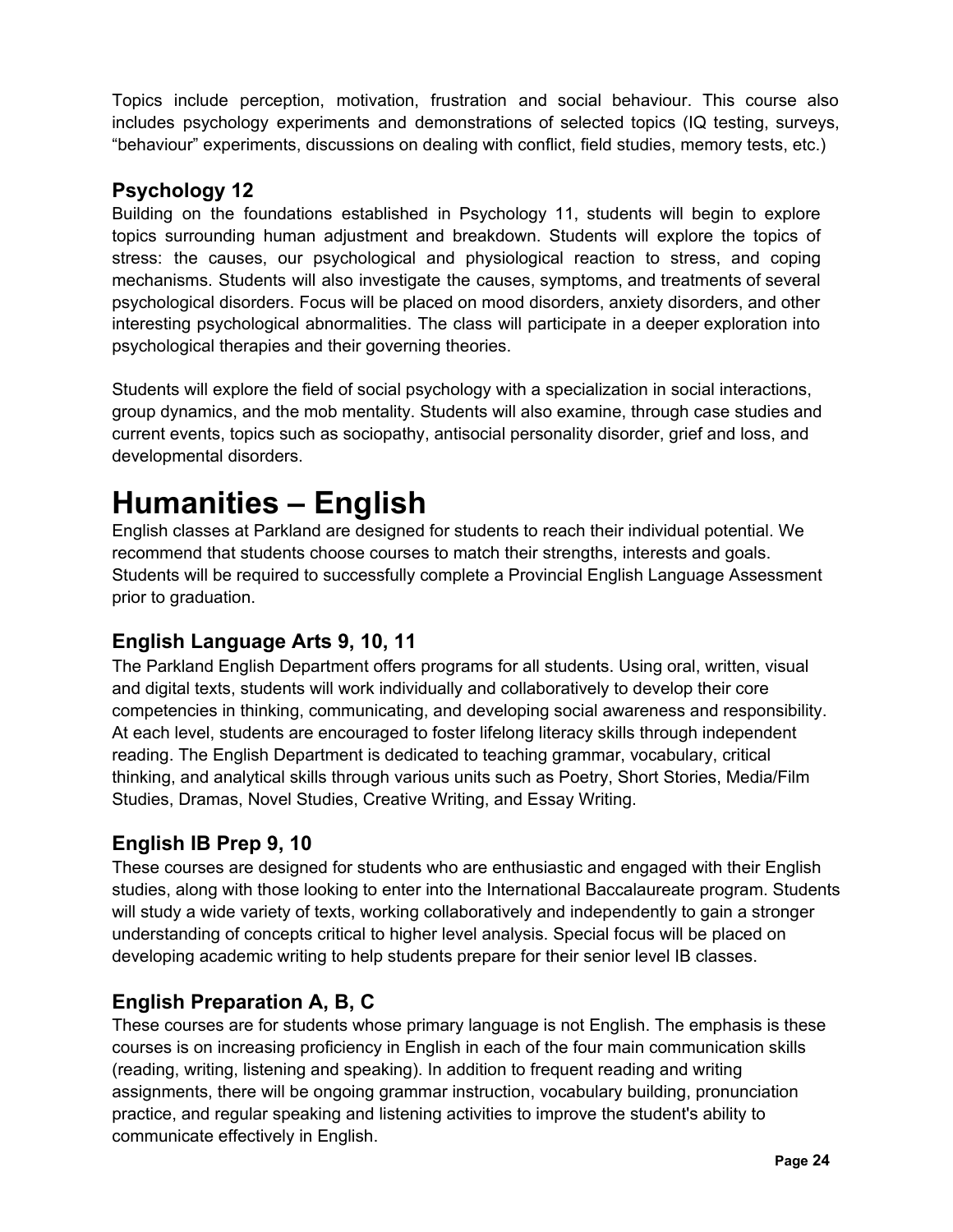Topics include perception, motivation, frustration and social behaviour. This course also includes psychology experiments and demonstrations of selected topics (IQ testing, surveys, “behaviour” experiments, discussions on dealing with conflict, field studies, memory tests, etc.)

### Psychology 12

Building on the foundations established in Psychology 11, students will begin to explore topics surrounding human adjustment and breakdown. Students will explore the topics of stress: the causes, our psychological and physiological reaction to stress, and coping mechanisms. Students will also investigate the causes, symptoms, and treatments of several psychological disorders. Focus will be placed on mood disorders, anxiety disorders, and other interesting psychological abnormalities. The class will participate in a deeper exploration into psychological therapies and their governing theories.

Students will explore the field of social psychology with a specialization in social interactions, group dynamics, and the mob mentality. Students will also examine, through case studies and current events, topics such as sociopathy, antisocial personality disorder, grief and loss, and developmental disorders.

# Humanities – English

English classes at Parkland are designed for students to reach their individual potential. We recommend that students choose courses to match their strengths, interests and goals. Students will be required to successfully complete a Provincial English Language Assessment prior to graduation.

### English Language Arts 9, 10, 11

The Parkland English Department offers programs for all students. Using oral, written, visual and digital texts, students will work individually and collaboratively to develop their core competencies in thinking, communicating, and developing social awareness and responsibility. At each level, students are encouraged to foster lifelong literacy skills through independent reading. The English Department is dedicated to teaching grammar, vocabulary, critical thinking, and analytical skills through various units such as Poetry, Short Stories, Media/Film Studies, Dramas, Novel Studies, Creative Writing, and Essay Writing.

### English IB Prep 9, 10

These courses are designed for students who are enthusiastic and engaged with their English studies, along with those looking to enter into the International Baccalaureate program. Students will study a wide variety of texts, working collaboratively and independently to gain a stronger understanding of concepts critical to higher level analysis. Special focus will be placed on developing academic writing to help students prepare for their senior level IB classes.

### English Preparation A, B, C

These courses are for students whose primary language is not English. The emphasis is these courses is on increasing proficiency in English in each of the four main communication skills (reading, writing, listening and speaking). In addition to frequent reading and writing assignments, there will be ongoing grammar instruction, vocabulary building, pronunciation practice, and regular speaking and listening activities to improve the student's ability to communicate effectively in English.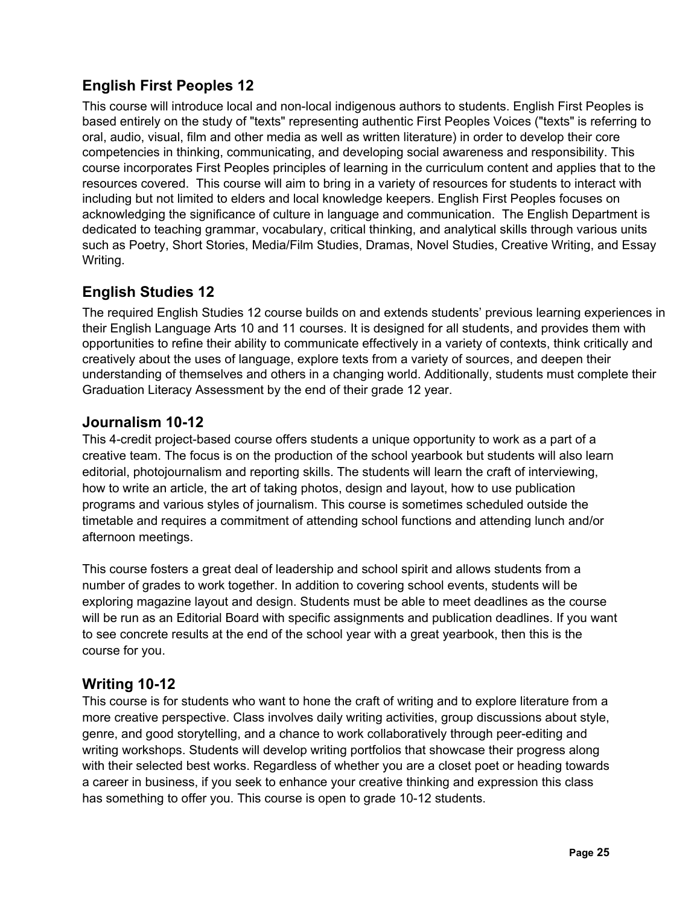## English First Peoples 12

This course will introduce local and non-local indigenous authors to students. English First Peoples is based entirely on the study of "texts" representing authentic First Peoples Voices ("texts" is referring to oral, audio, visual, film and other media as well as written literature) in order to develop their core competencies in thinking, communicating, and developing social awareness and responsibility. This course incorporates First Peoples principles of learning in the curriculum content and applies that to the resources covered. This course will aim to bring in a variety of resources for students to interact with including but not limited to elders and local knowledge keepers. English First Peoples focuses on acknowledging the significance of culture in language and communication. The English Department is dedicated to teaching grammar, vocabulary, critical thinking, and analytical skills through various units such as Poetry, Short Stories, Media/Film Studies, Dramas, Novel Studies, Creative Writing, and Essay Writing.

## English Studies 12

The required English Studies 12 course builds on and extends students' previous learning experiences in their English Language Arts 10 and 11 courses. It is designed for all students, and provides them with opportunities to refine their ability to communicate effectively in a variety of contexts, think critically and creatively about the uses of language, explore texts from a variety of sources, and deepen their understanding of themselves and others in a changing world. Additionally, students must complete their Graduation Literacy Assessment by the end of their grade 12 year.

## Journalism 10-12

This 4-credit project-based course offers students a unique opportunity to work as a part of a creative team. The focus is on the production of the school yearbook but students will also learn editorial, photojournalism and reporting skills. The students will learn the craft of interviewing, how to write an article, the art of taking photos, design and layout, how to use publication programs and various styles of journalism. This course is sometimes scheduled outside the timetable and requires a commitment of attending school functions and attending lunch and/or afternoon meetings.

This course fosters a great deal of leadership and school spirit and allows students from a number of grades to work together. In addition to covering school events, students will be exploring magazine layout and design. Students must be able to meet deadlines as the course will be run as an Editorial Board with specific assignments and publication deadlines. If you want to see concrete results at the end of the school year with a great yearbook, then this is the course for you.

## Writing 10-12

This course is for students who want to hone the craft of writing and to explore literature from a more creative perspective. Class involves daily writing activities, group discussions about style, genre, and good storytelling, and a chance to work collaboratively through peer-editing and writing workshops. Students will develop writing portfolios that showcase their progress along with their selected best works. Regardless of whether you are a closet poet or heading towards a career in business, if you seek to enhance your creative thinking and expression this class has something to offer you. This course is open to grade 10-12 students.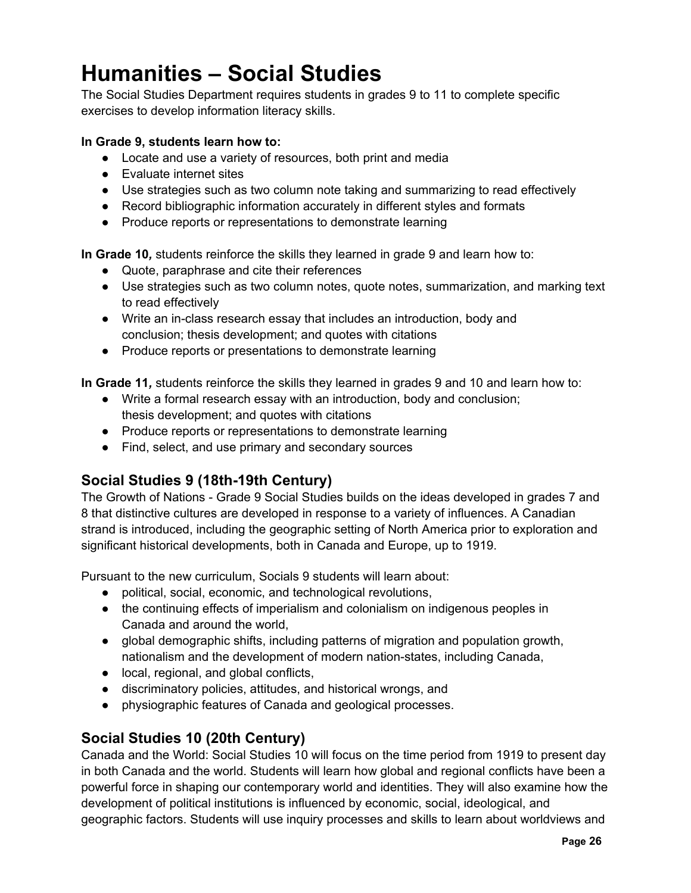# Humanities – Social Studies

The Social Studies Department requires students in grades 9 to 11 to complete specific exercises to develop information literacy skills.

**In Grade 9, students learn how to:**

- Locate and use a variety of resources, both print and media
- Evaluate internet sites
- Use strategies such as two column note taking and summarizing to read effectively
- Record bibliographic information accurately in different styles and formats
- Produce reports or representations to demonstrate learning

**In Grade 10*,*** students reinforce the skills they learned in grade 9 and learn how to:

- Quote, paraphrase and cite their references
- Use strategies such as two column notes, quote notes, summarization, and marking text to read effectively
- Write an in-class research essay that includes an introduction, body and conclusion; thesis development; and quotes with citations
- Produce reports or presentations to demonstrate learning

**In Grade 11*,*** students reinforce the skills they learned in grades 9 and 10 and learn how to:

- Write a formal research essay with an introduction, body and conclusion; thesis development; and quotes with citations
- Produce reports or representations to demonstrate learning
- Find, select, and use primary and secondary sources

## Social Studies 9 (18th-19th Century)

The Growth of Nations - Grade 9 Social Studies builds on the ideas developed in grades 7 and 8 that distinctive cultures are developed in response to a variety of influences. A Canadian strand is introduced, including the geographic setting of North America prior to exploration and significant historical developments, both in Canada and Europe, up to 1919.

Pursuant to the new curriculum, Socials 9 students will learn about:

- political, social, economic, and technological revolutions,
- the continuing effects of imperialism and colonialism on indigenous peoples in Canada and around the world,
- global demographic shifts, including patterns of migration and population growth, nationalism and the development of modern nation-states, including Canada,
- local, regional, and global conflicts,
- discriminatory policies, attitudes, and historical wrongs, and
- physiographic features of Canada and geological processes.

## Social Studies 10 (20th Century)

Canada and the World: Social Studies 10 will focus on the time period from 1919 to present day in both Canada and the world. Students will learn how global and regional conflicts have been a powerful force in shaping our contemporary world and identities. They will also examine how the development of political institutions is influenced by economic, social, ideological, and geographic factors. Students will use inquiry processes and skills to learn about worldviews and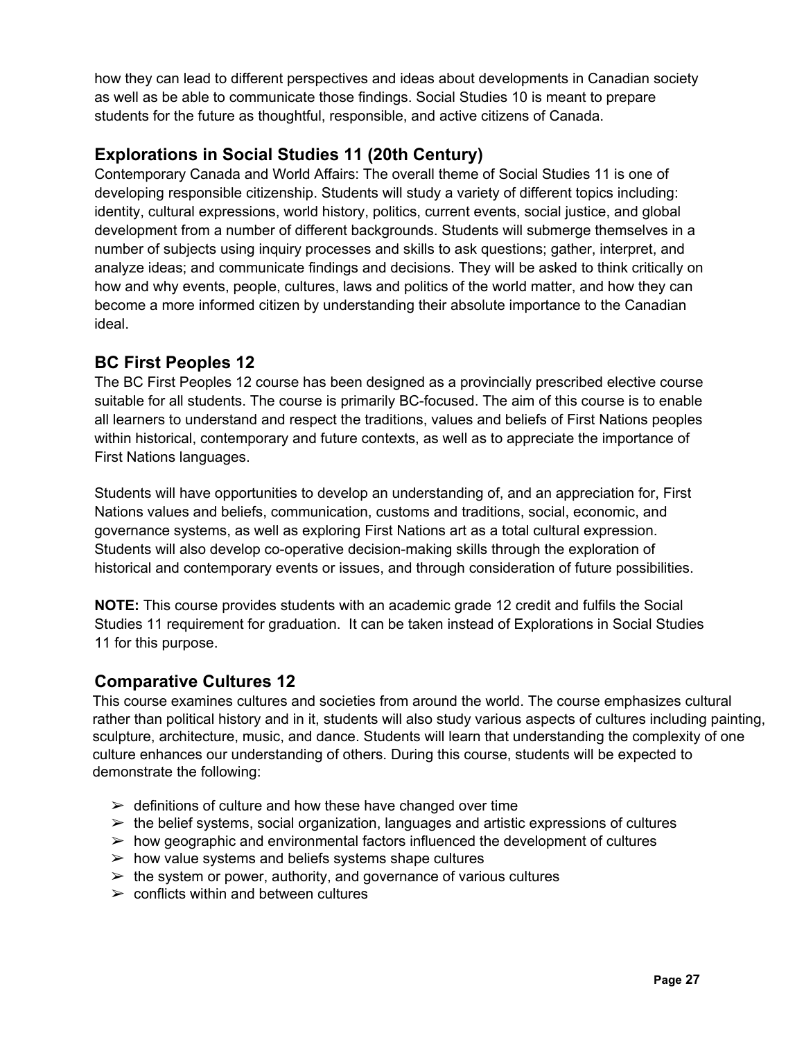how they can lead to different perspectives and ideas about developments in Canadian society as well as be able to communicate those findings. Social Studies 10 is meant to prepare students for the future as thoughtful, responsible, and active citizens of Canada.

## Explorations in Social Studies 11 (20th Century)

Contemporary Canada and World Affairs: The overall theme of Social Studies 11 is one of developing responsible citizenship. Students will study a variety of different topics including: identity, cultural expressions, world history, politics, current events, social justice, and global development from a number of different backgrounds. Students will submerge themselves in a number of subjects using inquiry processes and skills to ask questions; gather, interpret, and analyze ideas; and communicate findings and decisions. They will be asked to think critically on how and why events, people, cultures, laws and politics of the world matter, and how they can become a more informed citizen by understanding their absolute importance to the Canadian ideal.

## BC First Peoples 12

The BC First Peoples 12 course has been designed as a provincially prescribed elective course suitable for all students. The course is primarily BC-focused. The aim of this course is to enable all learners to understand and respect the traditions, values and beliefs of First Nations peoples within historical, contemporary and future contexts, as well as to appreciate the importance of First Nations languages.

Students will have opportunities to develop an understanding of, and an appreciation for, First Nations values and beliefs, communication, customs and traditions, social, economic, and governance systems, as well as exploring First Nations art as a total cultural expression. Students will also develop co-operative decision-making skills through the exploration of historical and contemporary events or issues, and through consideration of future possibilities.

**NOTE:** This course provides students with an academic grade 12 credit and fulfils the Social Studies 11 requirement for graduation. It can be taken instead of Explorations in Social Studies 11 for this purpose.

## Comparative Cultures 12

This course examines cultures and societies from around the world. The course emphasizes cultural rather than political history and in it, students will also study various aspects of cultures including painting, sculpture, architecture, music, and dance. Students will learn that understanding the complexity of one culture enhances our understanding of others. During this course, students will be expected to demonstrate the following:

- definitions of culture and how these have changed over time
- the belief systems, social organization, languages and artistic expressions of cultures
- how geographic and environmental factors influenced the development of cultures
- how value systems and beliefs systems shape cultures
- the system or power, authority, and governance of various cultures
- conflicts within and between cultures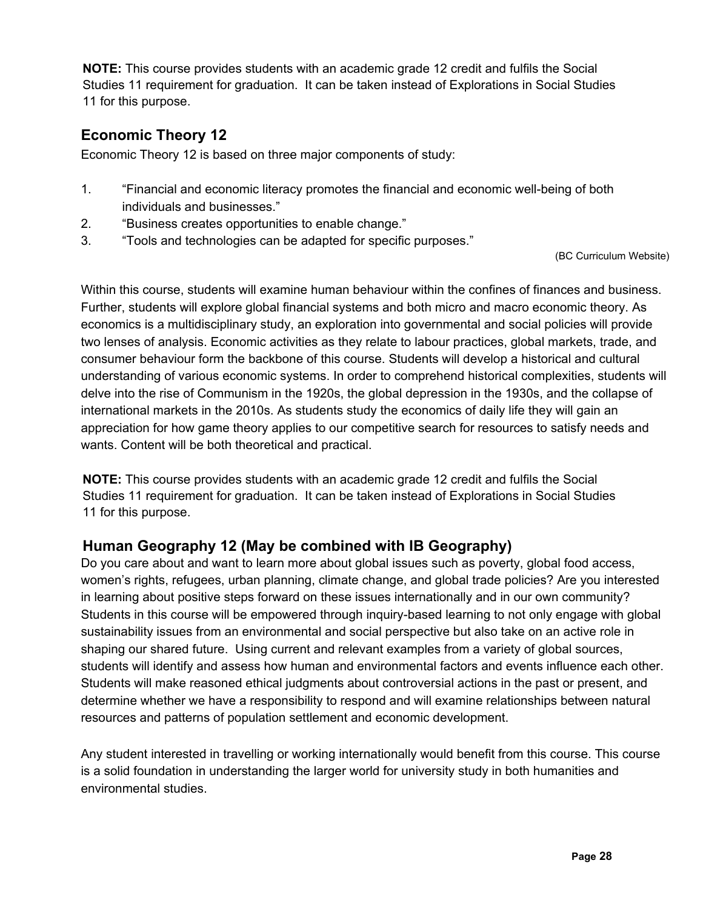**NOTE:** This course provides students with an academic grade 12 credit and fulfils the Social Studies 11 requirement for graduation. It can be taken instead of Explorations in Social Studies 11 for this purpose.

## Economic Theory 12

Economic Theory 12 is based on three major components of study:

1. "Financial and economic literacy promotes the financial and economic well-being of both individuals and businesses."
2. "Business creates opportunities to enable change."
3. "Tools and technologies can be adapted for specific purposes."

(BC Curriculum Website)

Within this course, students will examine human behaviour within the confines of finances and business. Further, students will explore global financial systems and both micro and macro economic theory. As economics is a multidisciplinary study, an exploration into governmental and social policies will provide two lenses of analysis. Economic activities as they relate to labour practices, global markets, trade, and consumer behaviour form the backbone of this course. Students will develop a historical and cultural understanding of various economic systems. In order to comprehend historical complexities, students will delve into the rise of Communism in the 1920s, the global depression in the 1930s, and the collapse of international markets in the 2010s. As students study the economics of daily life they will gain an appreciation for how game theory applies to our competitive search for resources to satisfy needs and wants. Content will be both theoretical and practical.

**NOTE:** This course provides students with an academic grade 12 credit and fulfils the Social Studies 11 requirement for graduation. It can be taken instead of Explorations in Social Studies 11 for this purpose.

## Human Geography 12 (May be combined with IB Geography)

Do you care about and want to learn more about global issues such as poverty, global food access, women's rights, refugees, urban planning, climate change, and global trade policies? Are you interested in learning about positive steps forward on these issues internationally and in our own community? Students in this course will be empowered through inquiry-based learning to not only engage with global sustainability issues from an environmental and social perspective but also take on an active role in shaping our shared future. Using current and relevant examples from a variety of global sources, students will identify and assess how human and environmental factors and events influence each other. Students will make reasoned ethical judgments about controversial actions in the past or present, and determine whether we have a responsibility to respond and will examine relationships between natural resources and patterns of population settlement and economic development.

Any student interested in travelling or working internationally would benefit from this course. This course is a solid foundation in understanding the larger world for university study in both humanities and environmental studies.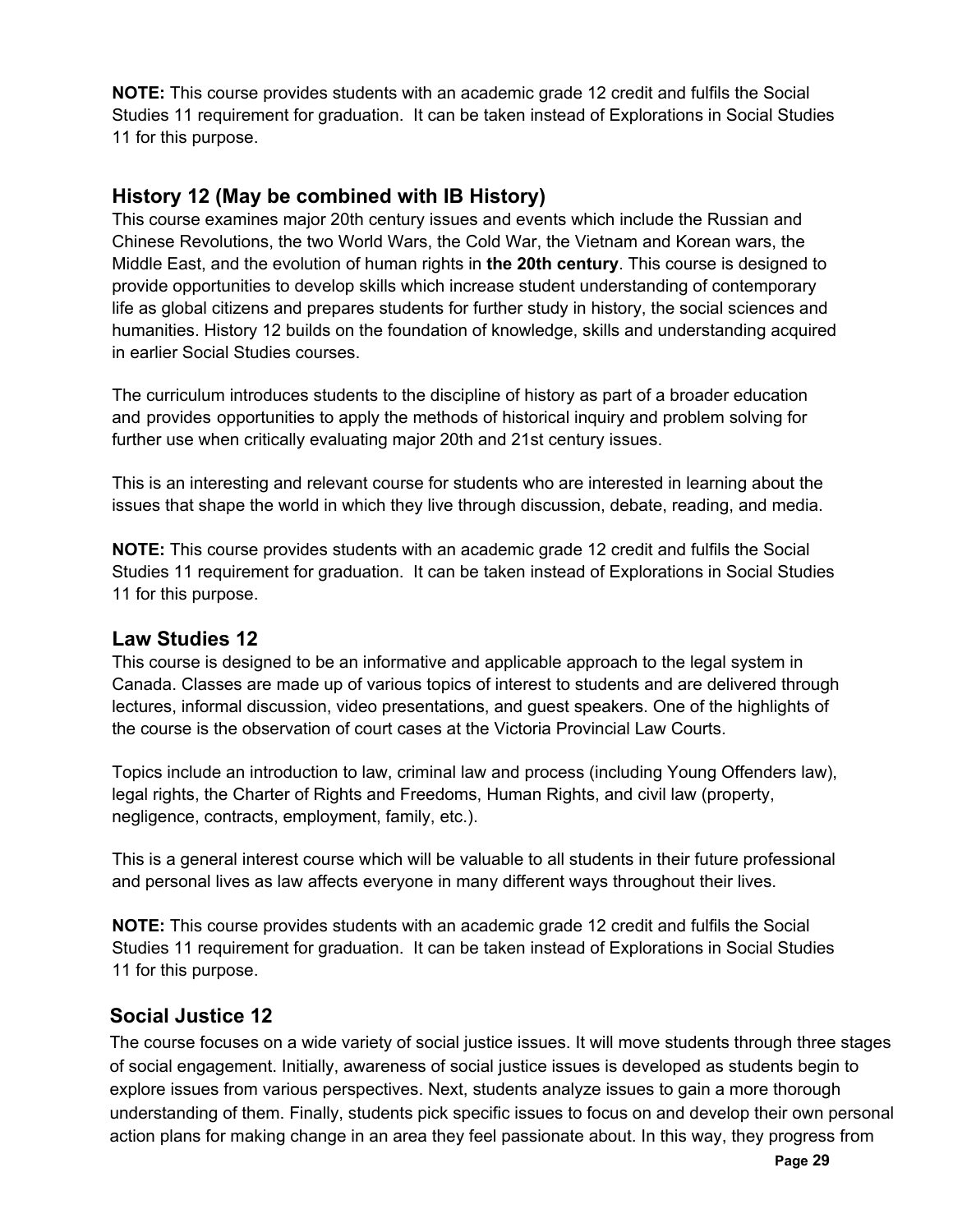**NOTE:** This course provides students with an academic grade 12 credit and fulfils the Social Studies 11 requirement for graduation. It can be taken instead of Explorations in Social Studies 11 for this purpose.

### History 12 (May be combined with IB History)

This course examines major 20th century issues and events which include the Russian and Chinese Revolutions, the two World Wars, the Cold War, the Vietnam and Korean wars, the Middle East, and the evolution of human rights in **the 20th century**. This course is designed to provide opportunities to develop skills which increase student understanding of contemporary life as global citizens and prepares students for further study in history, the social sciences and humanities. History 12 builds on the foundation of knowledge, skills and understanding acquired in earlier Social Studies courses.

The curriculum introduces students to the discipline of history as part of a broader education and provides opportunities to apply the methods of historical inquiry and problem solving for further use when critically evaluating major 20th and 21st century issues.

This is an interesting and relevant course for students who are interested in learning about the issues that shape the world in which they live through discussion, debate, reading, and media.

**NOTE:** This course provides students with an academic grade 12 credit and fulfils the Social Studies 11 requirement for graduation. It can be taken instead of Explorations in Social Studies 11 for this purpose.

### Law Studies 12

This course is designed to be an informative and applicable approach to the legal system in Canada. Classes are made up of various topics of interest to students and are delivered through lectures, informal discussion, video presentations, and guest speakers. One of the highlights of the course is the observation of court cases at the Victoria Provincial Law Courts.

Topics include an introduction to law, criminal law and process (including Young Offenders law), legal rights, the Charter of Rights and Freedoms, Human Rights, and civil law (property, negligence, contracts, employment, family, etc.).

This is a general interest course which will be valuable to all students in their future professional and personal lives as law affects everyone in many different ways throughout their lives.

**NOTE:** This course provides students with an academic grade 12 credit and fulfils the Social Studies 11 requirement for graduation. It can be taken instead of Explorations in Social Studies 11 for this purpose.

### Social Justice 12

The course focuses on a wide variety of social justice issues. It will move students through three stages of social engagement. Initially, awareness of social justice issues is developed as students begin to explore issues from various perspectives. Next, students analyze issues to gain a more thorough understanding of them. Finally, students pick specific issues to focus on and develop their own personal action plans for making change in an area they feel passionate about. In this way, they progress from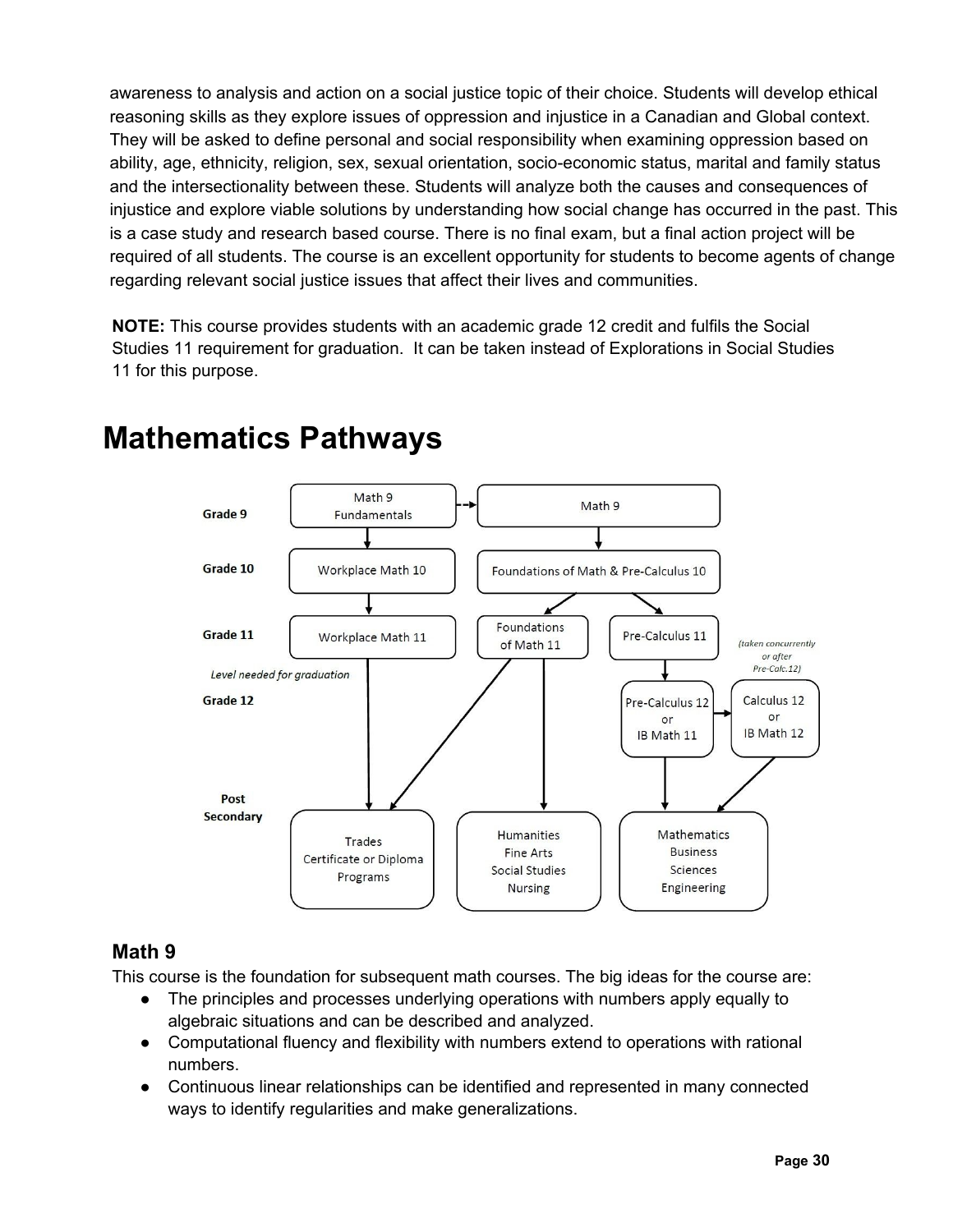awareness to analysis and action on a social justice topic of their choice. Students will develop ethical reasoning skills as they explore issues of oppression and injustice in a Canadian and Global context. They will be asked to define personal and social responsibility when examining oppression based on ability, age, ethnicity, religion, sex, sexual orientation, socio-economic status, marital and family status and the intersectionality between these. Students will analyze both the causes and consequences of injustice and explore viable solutions by understanding how social change has occurred in the past. This is a case study and research based course. There is no final exam, but a final action project will be required of all students. The course is an excellent opportunity for students to become agents of change regarding relevant social justice issues that affect their lives and communities.

**NOTE:** This course provides students with an academic grade 12 credit and fulfils the Social Studies 11 requirement for graduation. It can be taken instead of Explorations in Social Studies 11 for this purpose.

# Mathematics Pathways

| | | | | |
|---|---|---|---|---|
| **Grade 9** | Math 9 Fundamentals | Math 9 | | |
| **Grade 10** | Workplace Math 10 | Foundations of Math & Pre-Calculus 10 | | |
| **Grade 11** | Workplace Math 11 | Foundations of Math 11 | Pre-Calculus 11 | *(taken concurrently or after Pre-Calc.12)* |
| *Level needed for graduation* | | | | |
| **Grade 12** | | | Pre-Calculus 12 or IB Math 11 | Calculus 12 or IB Math 12 |
| **Post Secondary** | Trades Certificate or Diploma Programs | Humanities Fine Arts Social Studies Nursing | Mathematics Business Sciences Engineering | |

## Math 9

This course is the foundation for subsequent math courses. The big ideas for the course are:

- The principles and processes underlying operations with numbers apply equally to algebraic situations and can be described and analyzed.
- Computational fluency and flexibility with numbers extend to operations with rational numbers.
- Continuous linear relationships can be identified and represented in many connected ways to identify regularities and make generalizations.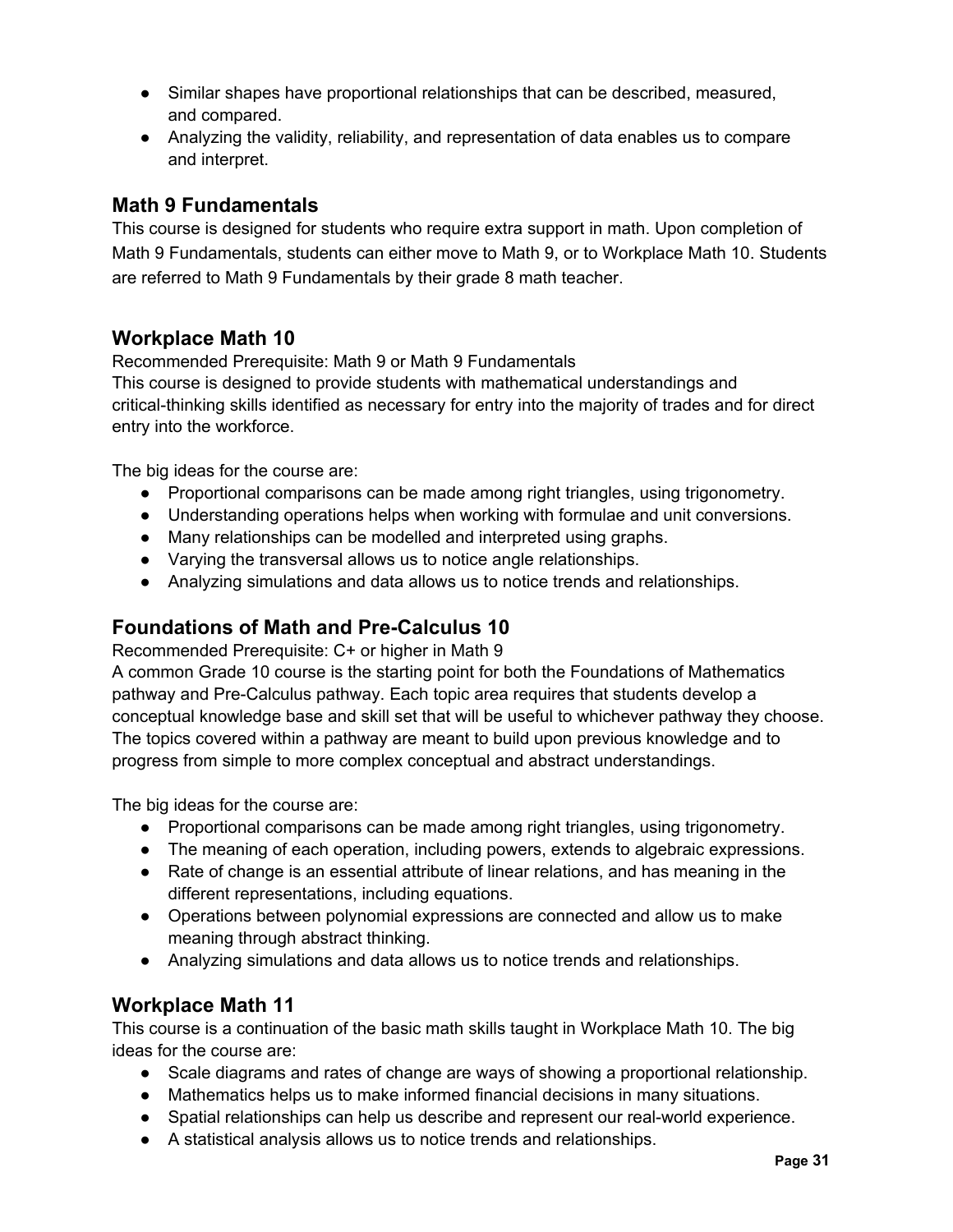- Similar shapes have proportional relationships that can be described, measured, and compared.
- Analyzing the validity, reliability, and representation of data enables us to compare and interpret.

## Math 9 Fundamentals

This course is designed for students who require extra support in math. Upon completion of Math 9 Fundamentals, students can either move to Math 9, or to Workplace Math 10. Students are referred to Math 9 Fundamentals by their grade 8 math teacher.

## Workplace Math 10

Recommended Prerequisite: Math 9 or Math 9 Fundamentals
This course is designed to provide students with mathematical understandings and critical-thinking skills identified as necessary for entry into the majority of trades and for direct entry into the workforce.

The big ideas for the course are:

- Proportional comparisons can be made among right triangles, using trigonometry.
- Understanding operations helps when working with formulae and unit conversions.
- Many relationships can be modelled and interpreted using graphs.
- Varying the transversal allows us to notice angle relationships.
- Analyzing simulations and data allows us to notice trends and relationships.

## Foundations of Math and Pre-Calculus 10

Recommended Prerequisite: C+ or higher in Math 9
A common Grade 10 course is the starting point for both the Foundations of Mathematics pathway and Pre-Calculus pathway. Each topic area requires that students develop a conceptual knowledge base and skill set that will be useful to whichever pathway they choose. The topics covered within a pathway are meant to build upon previous knowledge and to progress from simple to more complex conceptual and abstract understandings.

The big ideas for the course are:

- Proportional comparisons can be made among right triangles, using trigonometry.
- The meaning of each operation, including powers, extends to algebraic expressions.
- Rate of change is an essential attribute of linear relations, and has meaning in the different representations, including equations.
- Operations between polynomial expressions are connected and allow us to make meaning through abstract thinking.
- Analyzing simulations and data allows us to notice trends and relationships.

## Workplace Math 11

This course is a continuation of the basic math skills taught in Workplace Math 10. The big ideas for the course are:

- Scale diagrams and rates of change are ways of showing a proportional relationship.
- Mathematics helps us to make informed financial decisions in many situations.
- Spatial relationships can help us describe and represent our real-world experience.
- A statistical analysis allows us to notice trends and relationships.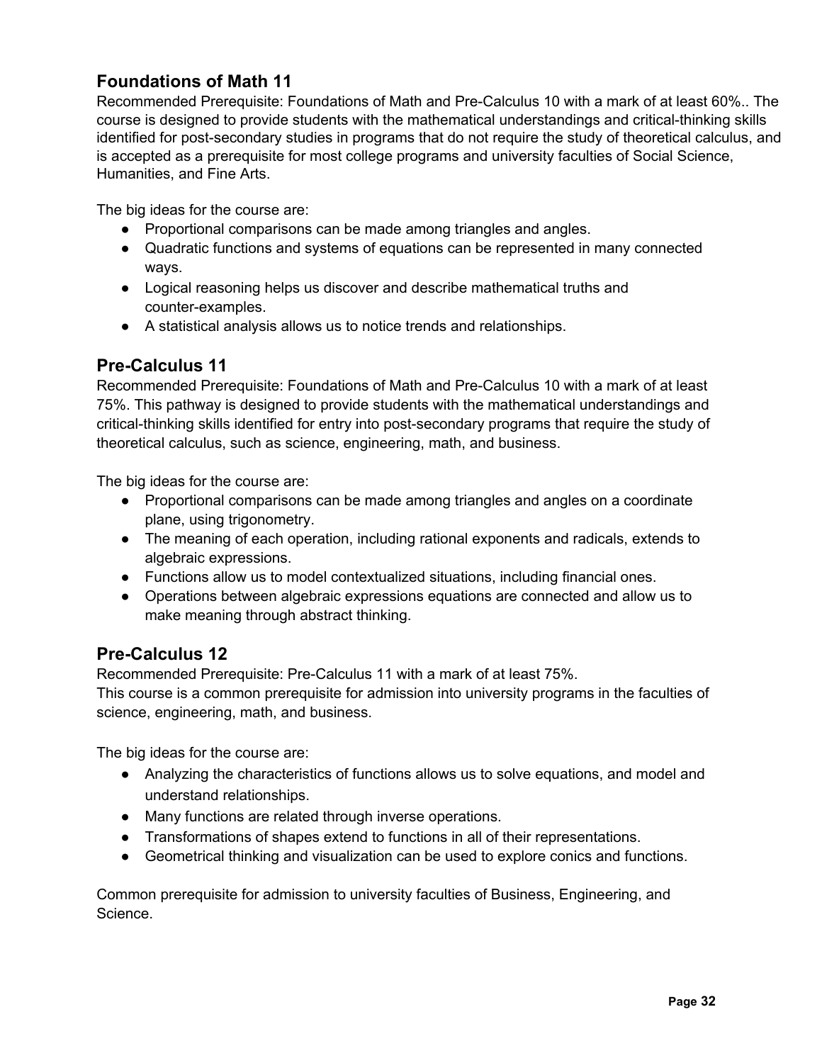## Foundations of Math 11

Recommended Prerequisite: Foundations of Math and Pre-Calculus 10 with a mark of at least 60%.. The course is designed to provide students with the mathematical understandings and critical-thinking skills identified for post-secondary studies in programs that do not require the study of theoretical calculus, and is accepted as a prerequisite for most college programs and university faculties of Social Science, Humanities, and Fine Arts.

The big ideas for the course are:

- Proportional comparisons can be made among triangles and angles.
- Quadratic functions and systems of equations can be represented in many connected ways.
- Logical reasoning helps us discover and describe mathematical truths and counter-examples.
- A statistical analysis allows us to notice trends and relationships.

## Pre-Calculus 11

Recommended Prerequisite: Foundations of Math and Pre-Calculus 10 with a mark of at least 75%. This pathway is designed to provide students with the mathematical understandings and critical-thinking skills identified for entry into post-secondary programs that require the study of theoretical calculus, such as science, engineering, math, and business.

The big ideas for the course are:

- Proportional comparisons can be made among triangles and angles on a coordinate plane, using trigonometry.
- The meaning of each operation, including rational exponents and radicals, extends to algebraic expressions.
- Functions allow us to model contextualized situations, including financial ones.
- Operations between algebraic expressions equations are connected and allow us to make meaning through abstract thinking.

## Pre-Calculus 12

Recommended Prerequisite: Pre-Calculus 11 with a mark of at least 75%.
This course is a common prerequisite for admission into university programs in the faculties of science, engineering, math, and business.

The big ideas for the course are:

- Analyzing the characteristics of functions allows us to solve equations, and model and understand relationships.
- Many functions are related through inverse operations.
- Transformations of shapes extend to functions in all of their representations.
- Geometrical thinking and visualization can be used to explore conics and functions.

Common prerequisite for admission to university faculties of Business, Engineering, and Science.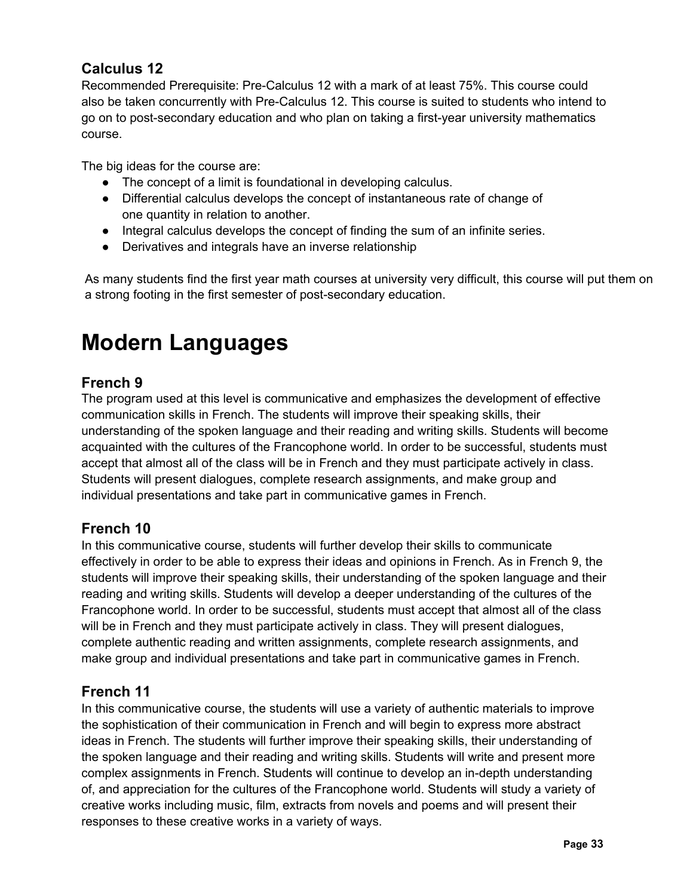### Calculus 12

Recommended Prerequisite: Pre-Calculus 12 with a mark of at least 75%. This course could also be taken concurrently with Pre-Calculus 12. This course is suited to students who intend to go on to post-secondary education and who plan on taking a first-year university mathematics course.

The big ideas for the course are:

- The concept of a limit is foundational in developing calculus.
- Differential calculus develops the concept of instantaneous rate of change of one quantity in relation to another.
- Integral calculus develops the concept of finding the sum of an infinite series.
- Derivatives and integrals have an inverse relationship

As many students find the first year math courses at university very difficult, this course will put them on a strong footing in the first semester of post-secondary education.

# Modern Languages

### French 9

The program used at this level is communicative and emphasizes the development of effective communication skills in French. The students will improve their speaking skills, their understanding of the spoken language and their reading and writing skills. Students will become acquainted with the cultures of the Francophone world. In order to be successful, students must accept that almost all of the class will be in French and they must participate actively in class. Students will present dialogues, complete research assignments, and make group and individual presentations and take part in communicative games in French.

### French 10

In this communicative course, students will further develop their skills to communicate effectively in order to be able to express their ideas and opinions in French. As in French 9, the students will improve their speaking skills, their understanding of the spoken language and their reading and writing skills. Students will develop a deeper understanding of the cultures of the Francophone world. In order to be successful, students must accept that almost all of the class will be in French and they must participate actively in class. They will present dialogues, complete authentic reading and written assignments, complete research assignments, and make group and individual presentations and take part in communicative games in French.

### French 11

In this communicative course, the students will use a variety of authentic materials to improve the sophistication of their communication in French and will begin to express more abstract ideas in French. The students will further improve their speaking skills, their understanding of the spoken language and their reading and writing skills. Students will write and present more complex assignments in French. Students will continue to develop an in-depth understanding of, and appreciation for the cultures of the Francophone world. Students will study a variety of creative works including music, film, extracts from novels and poems and will present their responses to these creative works in a variety of ways.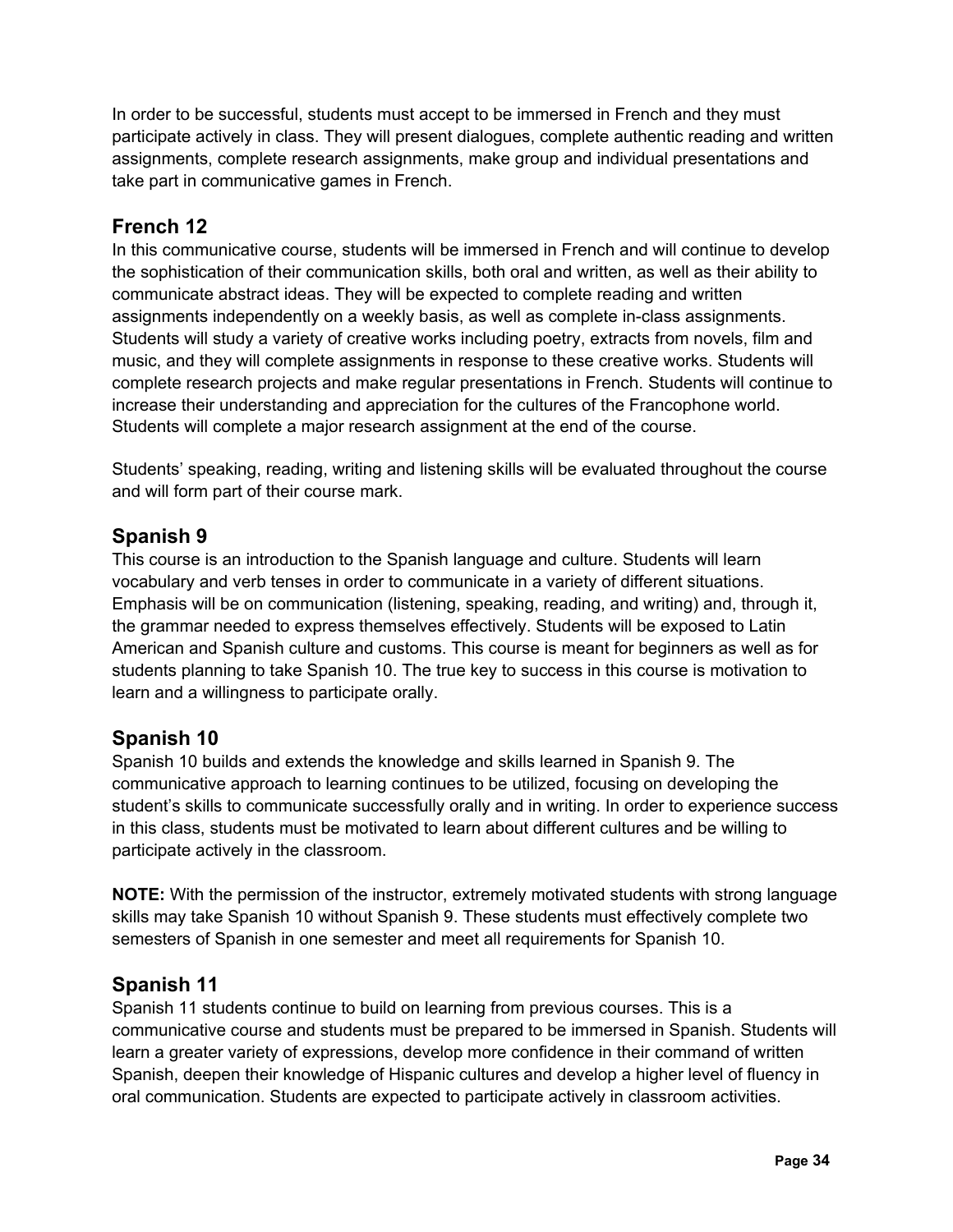In order to be successful, students must accept to be immersed in French and they must participate actively in class. They will present dialogues, complete authentic reading and written assignments, complete research assignments, make group and individual presentations and take part in communicative games in French.

## French 12

In this communicative course, students will be immersed in French and will continue to develop the sophistication of their communication skills, both oral and written, as well as their ability to communicate abstract ideas. They will be expected to complete reading and written assignments independently on a weekly basis, as well as complete in-class assignments. Students will study a variety of creative works including poetry, extracts from novels, film and music, and they will complete assignments in response to these creative works. Students will complete research projects and make regular presentations in French. Students will continue to increase their understanding and appreciation for the cultures of the Francophone world. Students will complete a major research assignment at the end of the course.

Students' speaking, reading, writing and listening skills will be evaluated throughout the course and will form part of their course mark.

## Spanish 9

This course is an introduction to the Spanish language and culture. Students will learn vocabulary and verb tenses in order to communicate in a variety of different situations. Emphasis will be on communication (listening, speaking, reading, and writing) and, through it, the grammar needed to express themselves effectively. Students will be exposed to Latin American and Spanish culture and customs. This course is meant for beginners as well as for students planning to take Spanish 10. The true key to success in this course is motivation to learn and a willingness to participate orally.

## Spanish 10

Spanish 10 builds and extends the knowledge and skills learned in Spanish 9. The communicative approach to learning continues to be utilized, focusing on developing the student's skills to communicate successfully orally and in writing. In order to experience success in this class, students must be motivated to learn about different cultures and be willing to participate actively in the classroom.

**NOTE:** With the permission of the instructor, extremely motivated students with strong language skills may take Spanish 10 without Spanish 9. These students must effectively complete two semesters of Spanish in one semester and meet all requirements for Spanish 10.

## Spanish 11

Spanish 11 students continue to build on learning from previous courses. This is a communicative course and students must be prepared to be immersed in Spanish. Students will learn a greater variety of expressions, develop more confidence in their command of written Spanish, deepen their knowledge of Hispanic cultures and develop a higher level of fluency in oral communication. Students are expected to participate actively in classroom activities.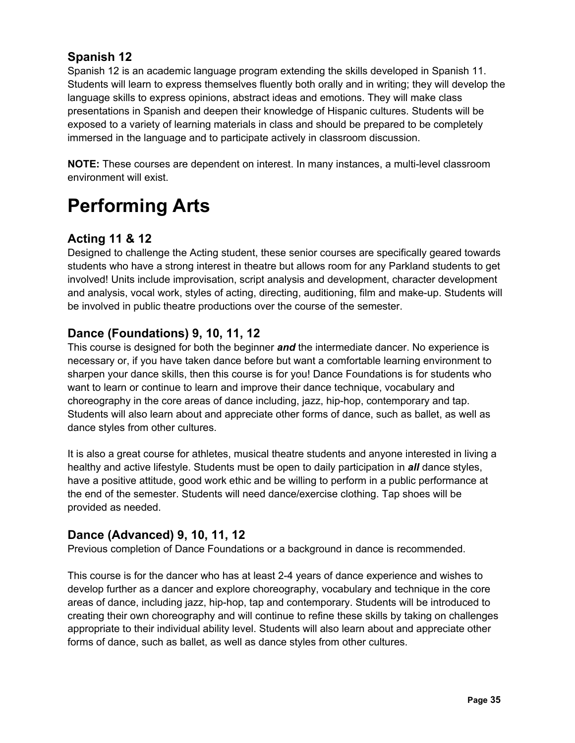### Spanish 12

Spanish 12 is an academic language program extending the skills developed in Spanish 11. Students will learn to express themselves fluently both orally and in writing; they will develop the language skills to express opinions, abstract ideas and emotions. They will make class presentations in Spanish and deepen their knowledge of Hispanic cultures. Students will be exposed to a variety of learning materials in class and should be prepared to be completely immersed in the language and to participate actively in classroom discussion.

**NOTE:** These courses are dependent on interest. In many instances, a multi-level classroom environment will exist.

# Performing Arts

### Acting 11 & 12

Designed to challenge the Acting student, these senior courses are specifically geared towards students who have a strong interest in theatre but allows room for any Parkland students to get involved! Units include improvisation, script analysis and development, character development and analysis, vocal work, styles of acting, directing, auditioning, film and make-up. Students will be involved in public theatre productions over the course of the semester.

### Dance (Foundations) 9, 10, 11, 12

This course is designed for both the beginner ***and*** the intermediate dancer. No experience is necessary or, if you have taken dance before but want a comfortable learning environment to sharpen your dance skills, then this course is for you! Dance Foundations is for students who want to learn or continue to learn and improve their dance technique, vocabulary and choreography in the core areas of dance including, jazz, hip-hop, contemporary and tap. Students will also learn about and appreciate other forms of dance, such as ballet, as well as dance styles from other cultures.

It is also a great course for athletes, musical theatre students and anyone interested in living a healthy and active lifestyle. Students must be open to daily participation in ***all*** dance styles, have a positive attitude, good work ethic and be willing to perform in a public performance at the end of the semester. Students will need dance/exercise clothing. Tap shoes will be provided as needed.

### Dance (Advanced) 9, 10, 11, 12

Previous completion of Dance Foundations or a background in dance is recommended.

This course is for the dancer who has at least 2-4 years of dance experience and wishes to develop further as a dancer and explore choreography, vocabulary and technique in the core areas of dance, including jazz, hip-hop, tap and contemporary. Students will be introduced to creating their own choreography and will continue to refine these skills by taking on challenges appropriate to their individual ability level. Students will also learn about and appreciate other forms of dance, such as ballet, as well as dance styles from other cultures.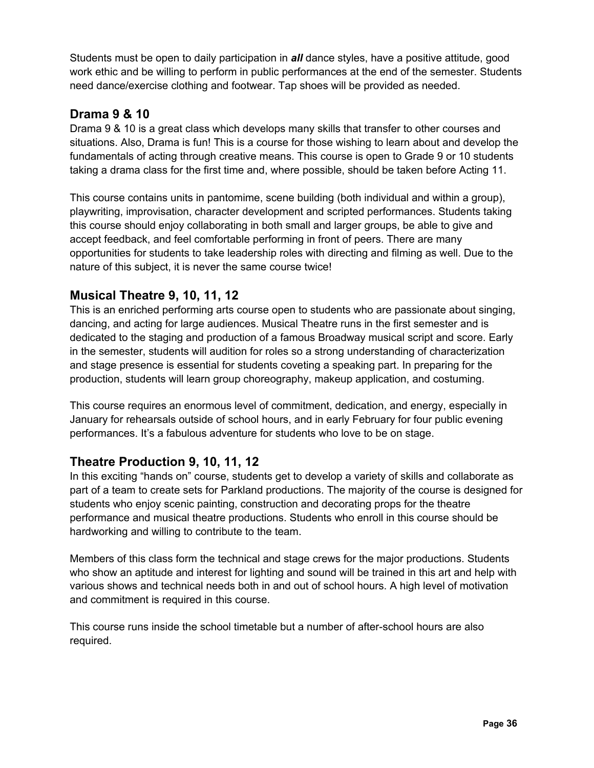Students must be open to daily participation in ***all*** dance styles, have a positive attitude, good work ethic and be willing to perform in public performances at the end of the semester. Students need dance/exercise clothing and footwear. Tap shoes will be provided as needed.

## Drama 9 & 10

Drama 9 & 10 is a great class which develops many skills that transfer to other courses and situations. Also, Drama is fun! This is a course for those wishing to learn about and develop the fundamentals of acting through creative means. This course is open to Grade 9 or 10 students taking a drama class for the first time and, where possible, should be taken before Acting 11.

This course contains units in pantomime, scene building (both individual and within a group), playwriting, improvisation, character development and scripted performances. Students taking this course should enjoy collaborating in both small and larger groups, be able to give and accept feedback, and feel comfortable performing in front of peers. There are many opportunities for students to take leadership roles with directing and filming as well. Due to the nature of this subject, it is never the same course twice!

## Musical Theatre 9, 10, 11, 12

This is an enriched performing arts course open to students who are passionate about singing, dancing, and acting for large audiences. Musical Theatre runs in the first semester and is dedicated to the staging and production of a famous Broadway musical script and score. Early in the semester, students will audition for roles so a strong understanding of characterization and stage presence is essential for students coveting a speaking part. In preparing for the production, students will learn group choreography, makeup application, and costuming.

This course requires an enormous level of commitment, dedication, and energy, especially in January for rehearsals outside of school hours, and in early February for four public evening performances. It's a fabulous adventure for students who love to be on stage.

## Theatre Production 9, 10, 11, 12

In this exciting "hands on" course, students get to develop a variety of skills and collaborate as part of a team to create sets for Parkland productions. The majority of the course is designed for students who enjoy scenic painting, construction and decorating props for the theatre performance and musical theatre productions. Students who enroll in this course should be hardworking and willing to contribute to the team.

Members of this class form the technical and stage crews for the major productions. Students who show an aptitude and interest for lighting and sound will be trained in this art and help with various shows and technical needs both in and out of school hours. A high level of motivation and commitment is required in this course.

This course runs inside the school timetable but a number of after-school hours are also required.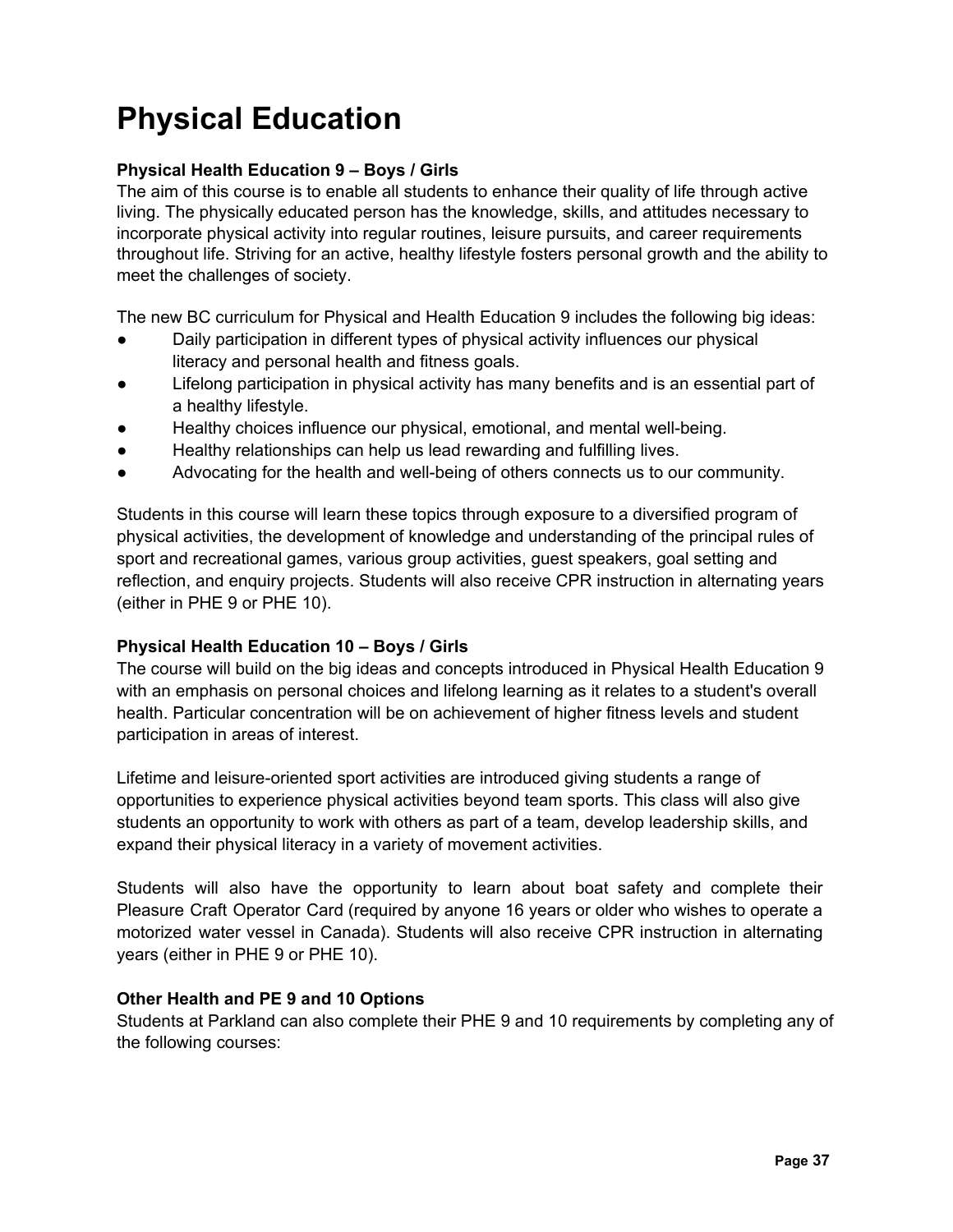# Physical Education

**Physical Health Education 9 – Boys / Girls**

The aim of this course is to enable all students to enhance their quality of life through active living. The physically educated person has the knowledge, skills, and attitudes necessary to incorporate physical activity into regular routines, leisure pursuits, and career requirements throughout life. Striving for an active, healthy lifestyle fosters personal growth and the ability to meet the challenges of society.

The new BC curriculum for Physical and Health Education 9 includes the following big ideas:

- Daily participation in different types of physical activity influences our physical literacy and personal health and fitness goals.
- Lifelong participation in physical activity has many benefits and is an essential part of a healthy lifestyle.
- Healthy choices influence our physical, emotional, and mental well-being.
- Healthy relationships can help us lead rewarding and fulfilling lives.
- Advocating for the health and well-being of others connects us to our community.

Students in this course will learn these topics through exposure to a diversified program of physical activities, the development of knowledge and understanding of the principal rules of sport and recreational games, various group activities, guest speakers, goal setting and reflection, and enquiry projects. Students will also receive CPR instruction in alternating years (either in PHE 9 or PHE 10).

**Physical Health Education 10 – Boys / Girls**

The course will build on the big ideas and concepts introduced in Physical Health Education 9 with an emphasis on personal choices and lifelong learning as it relates to a student's overall health. Particular concentration will be on achievement of higher fitness levels and student participation in areas of interest.

Lifetime and leisure-oriented sport activities are introduced giving students a range of opportunities to experience physical activities beyond team sports. This class will also give students an opportunity to work with others as part of a team, develop leadership skills, and expand their physical literacy in a variety of movement activities.

Students will also have the opportunity to learn about boat safety and complete their Pleasure Craft Operator Card (required by anyone 16 years or older who wishes to operate a motorized water vessel in Canada). Students will also receive CPR instruction in alternating years (either in PHE 9 or PHE 10).

**Other Health and PE 9 and 10 Options**

Students at Parkland can also complete their PHE 9 and 10 requirements by completing any of the following courses: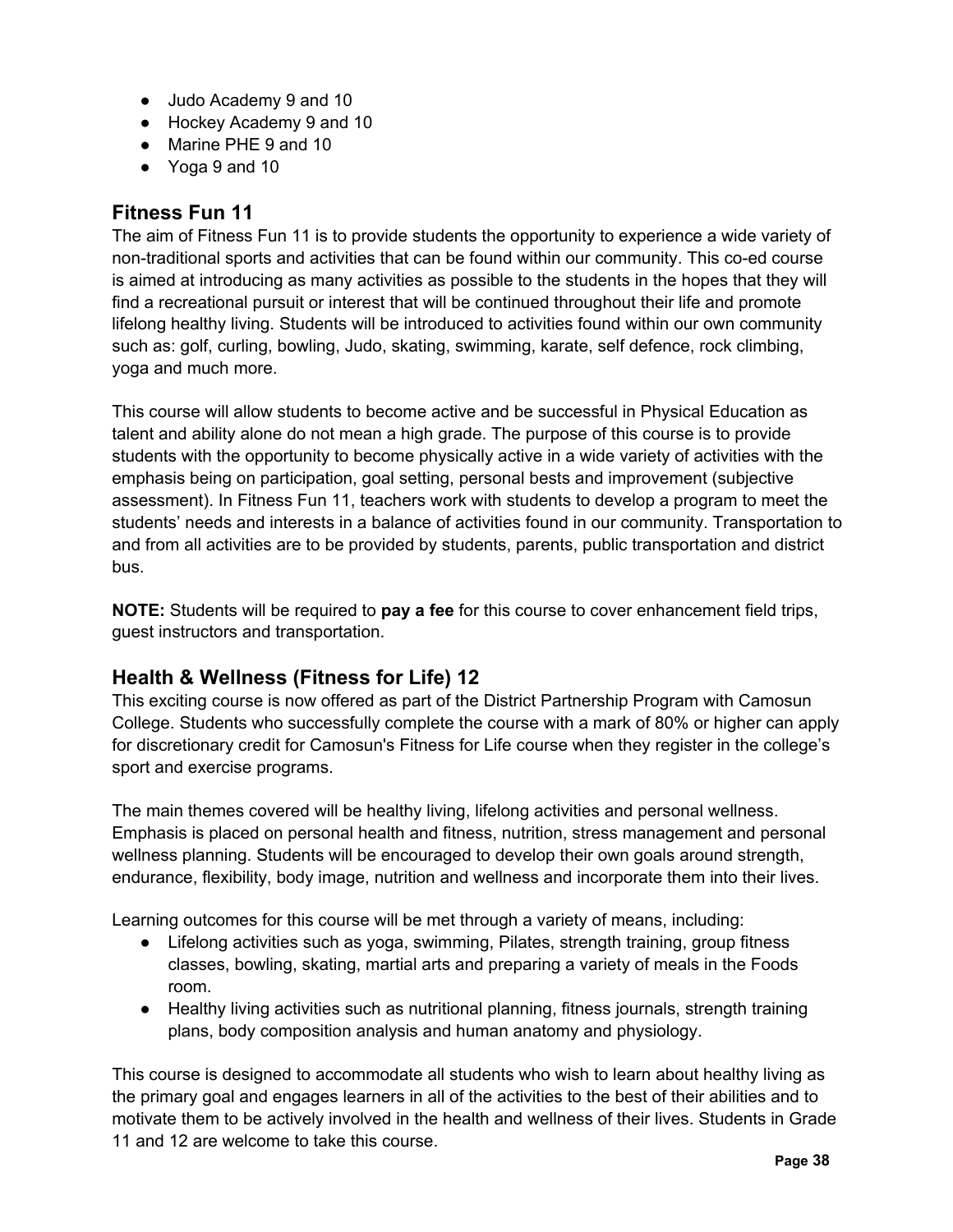- Judo Academy 9 and 10
- Hockey Academy 9 and 10
- Marine PHE 9 and 10
- Yoga 9 and 10

## Fitness Fun 11

The aim of Fitness Fun 11 is to provide students the opportunity to experience a wide variety of non-traditional sports and activities that can be found within our community. This co-ed course is aimed at introducing as many activities as possible to the students in the hopes that they will find a recreational pursuit or interest that will be continued throughout their life and promote lifelong healthy living. Students will be introduced to activities found within our own community such as: golf, curling, bowling, Judo, skating, swimming, karate, self defence, rock climbing, yoga and much more.

This course will allow students to become active and be successful in Physical Education as talent and ability alone do not mean a high grade. The purpose of this course is to provide students with the opportunity to become physically active in a wide variety of activities with the emphasis being on participation, goal setting, personal bests and improvement (subjective assessment). In Fitness Fun 11, teachers work with students to develop a program to meet the students' needs and interests in a balance of activities found in our community. Transportation to and from all activities are to be provided by students, parents, public transportation and district bus.

**NOTE:** Students will be required to **pay a fee** for this course to cover enhancement field trips, guest instructors and transportation.

## Health & Wellness (Fitness for Life) 12

This exciting course is now offered as part of the District Partnership Program with Camosun College. Students who successfully complete the course with a mark of 80% or higher can apply for discretionary credit for Camosun's Fitness for Life course when they register in the college's sport and exercise programs.

The main themes covered will be healthy living, lifelong activities and personal wellness. Emphasis is placed on personal health and fitness, nutrition, stress management and personal wellness planning. Students will be encouraged to develop their own goals around strength, endurance, flexibility, body image, nutrition and wellness and incorporate them into their lives.

Learning outcomes for this course will be met through a variety of means, including:

- Lifelong activities such as yoga, swimming, Pilates, strength training, group fitness classes, bowling, skating, martial arts and preparing a variety of meals in the Foods room.
- Healthy living activities such as nutritional planning, fitness journals, strength training plans, body composition analysis and human anatomy and physiology.

This course is designed to accommodate all students who wish to learn about healthy living as the primary goal and engages learners in all of the activities to the best of their abilities and to motivate them to be actively involved in the health and wellness of their lives. Students in Grade 11 and 12 are welcome to take this course.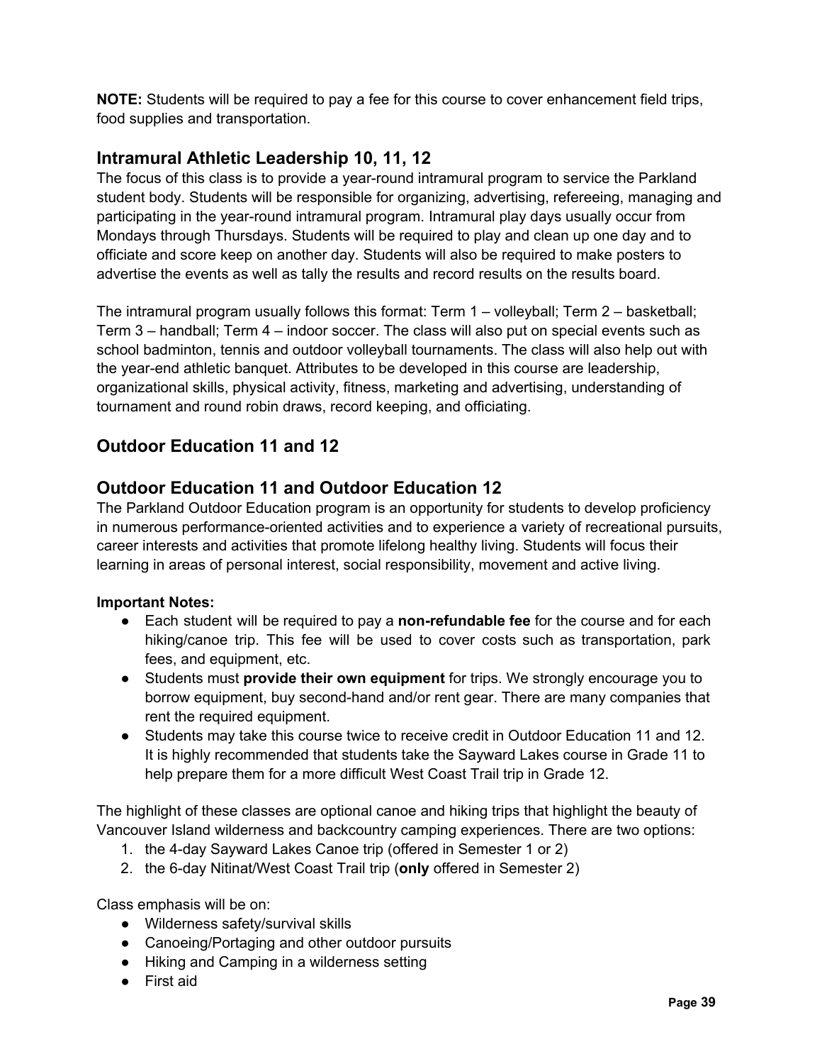**NOTE:** Students will be required to pay a fee for this course to cover enhancement field trips, food supplies and transportation.

## Intramural Athletic Leadership 10, 11, 12

The focus of this class is to provide a year-round intramural program to service the Parkland student body. Students will be responsible for organizing, advertising, refereeing, managing and participating in the year-round intramural program. Intramural play days usually occur from Mondays through Thursdays. Students will be required to play and clean up one day and to officiate and score keep on another day. Students will also be required to make posters to advertise the events as well as tally the results and record results on the results board.

The intramural program usually follows this format: Term 1 – volleyball; Term 2 – basketball; Term 3 – handball; Term 4 – indoor soccer. The class will also put on special events such as school badminton, tennis and outdoor volleyball tournaments. The class will also help out with the year-end athletic banquet. Attributes to be developed in this course are leadership, organizational skills, physical activity, fitness, marketing and advertising, understanding of tournament and round robin draws, record keeping, and officiating.

## Outdoor Education 11 and 12

## Outdoor Education 11 and Outdoor Education 12

The Parkland Outdoor Education program is an opportunity for students to develop proficiency in numerous performance-oriented activities and to experience a variety of recreational pursuits, career interests and activities that promote lifelong healthy living. Students will focus their learning in areas of personal interest, social responsibility, movement and active living.

**Important Notes:**

- Each student will be required to pay a **non-refundable fee** for the course and for each hiking/canoe trip. This fee will be used to cover costs such as transportation, park fees, and equipment, etc.
- Students must **provide their own equipment** for trips. We strongly encourage you to borrow equipment, buy second-hand and/or rent gear. There are many companies that rent the required equipment.
- Students may take this course twice to receive credit in Outdoor Education 11 and 12. It is highly recommended that students take the Sayward Lakes course in Grade 11 to help prepare them for a more difficult West Coast Trail trip in Grade 12.

The highlight of these classes are optional canoe and hiking trips that highlight the beauty of Vancouver Island wilderness and backcountry camping experiences. There are two options:

1. the 4-day Sayward Lakes Canoe trip (offered in Semester 1 or 2)
2. the 6-day Nitinat/West Coast Trail trip (**only** offered in Semester 2)

Class emphasis will be on:

- Wilderness safety/survival skills
- Canoeing/Portaging and other outdoor pursuits
- Hiking and Camping in a wilderness setting
- First aid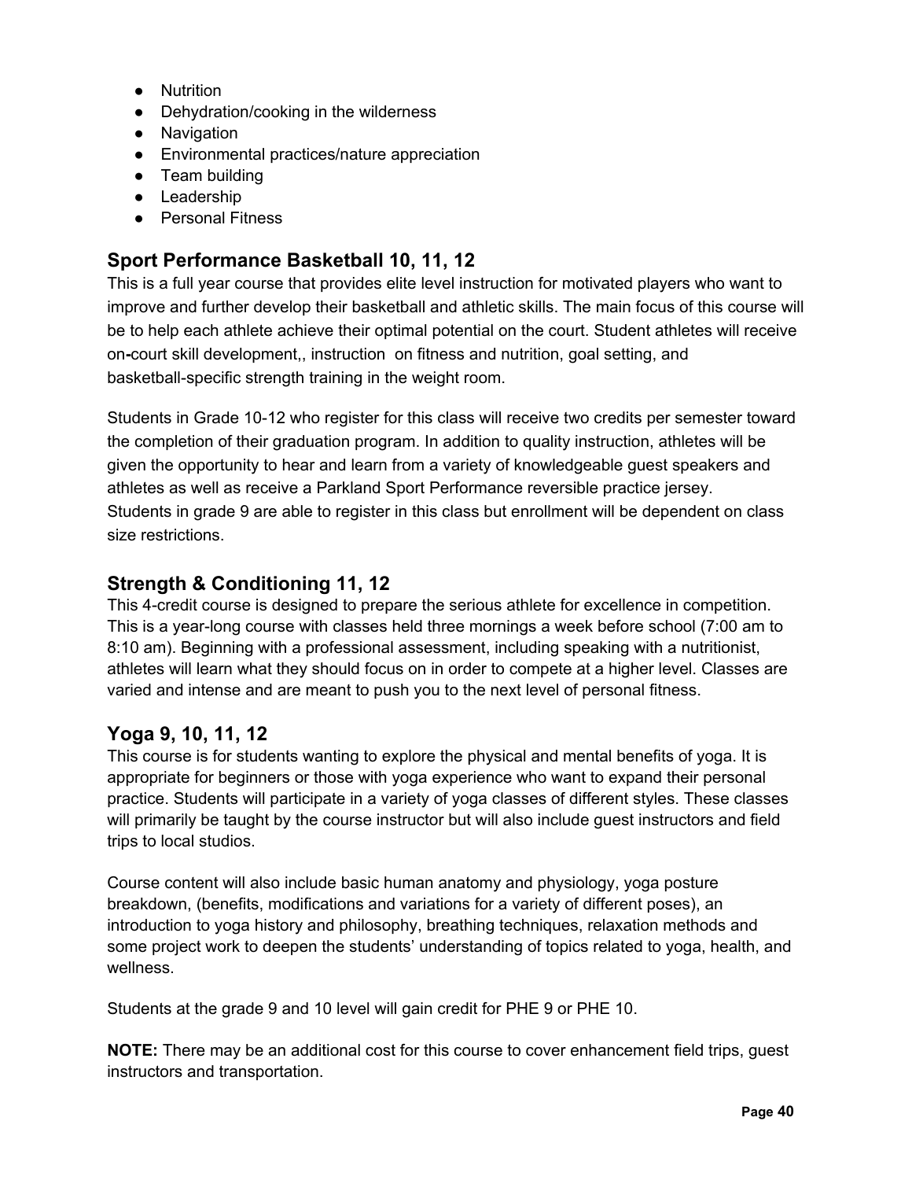- Nutrition
- Dehydration/cooking in the wilderness
- Navigation
- Environmental practices/nature appreciation
- Team building
- Leadership
- Personal Fitness

## Sport Performance Basketball 10, 11, 12

This is a full year course that provides elite level instruction for motivated players who want to improve and further develop their basketball and athletic skills. The main focus of this course will be to help each athlete achieve their optimal potential on the court. Student athletes will receive on-court skill development,, instruction on fitness and nutrition, goal setting, and basketball-specific strength training in the weight room.

Students in Grade 10-12 who register for this class will receive two credits per semester toward the completion of their graduation program. In addition to quality instruction, athletes will be given the opportunity to hear and learn from a variety of knowledgeable guest speakers and athletes as well as receive a Parkland Sport Performance reversible practice jersey. Students in grade 9 are able to register in this class but enrollment will be dependent on class size restrictions.

## Strength & Conditioning 11, 12

This 4-credit course is designed to prepare the serious athlete for excellence in competition. This is a year-long course with classes held three mornings a week before school (7:00 am to 8:10 am). Beginning with a professional assessment, including speaking with a nutritionist, athletes will learn what they should focus on in order to compete at a higher level. Classes are varied and intense and are meant to push you to the next level of personal fitness.

## Yoga 9, 10, 11, 12

This course is for students wanting to explore the physical and mental benefits of yoga. It is appropriate for beginners or those with yoga experience who want to expand their personal practice. Students will participate in a variety of yoga classes of different styles. These classes will primarily be taught by the course instructor but will also include guest instructors and field trips to local studios.

Course content will also include basic human anatomy and physiology, yoga posture breakdown, (benefits, modifications and variations for a variety of different poses), an introduction to yoga history and philosophy, breathing techniques, relaxation methods and some project work to deepen the students' understanding of topics related to yoga, health, and wellness.

Students at the grade 9 and 10 level will gain credit for PHE 9 or PHE 10.

**NOTE:** There may be an additional cost for this course to cover enhancement field trips, guest instructors and transportation.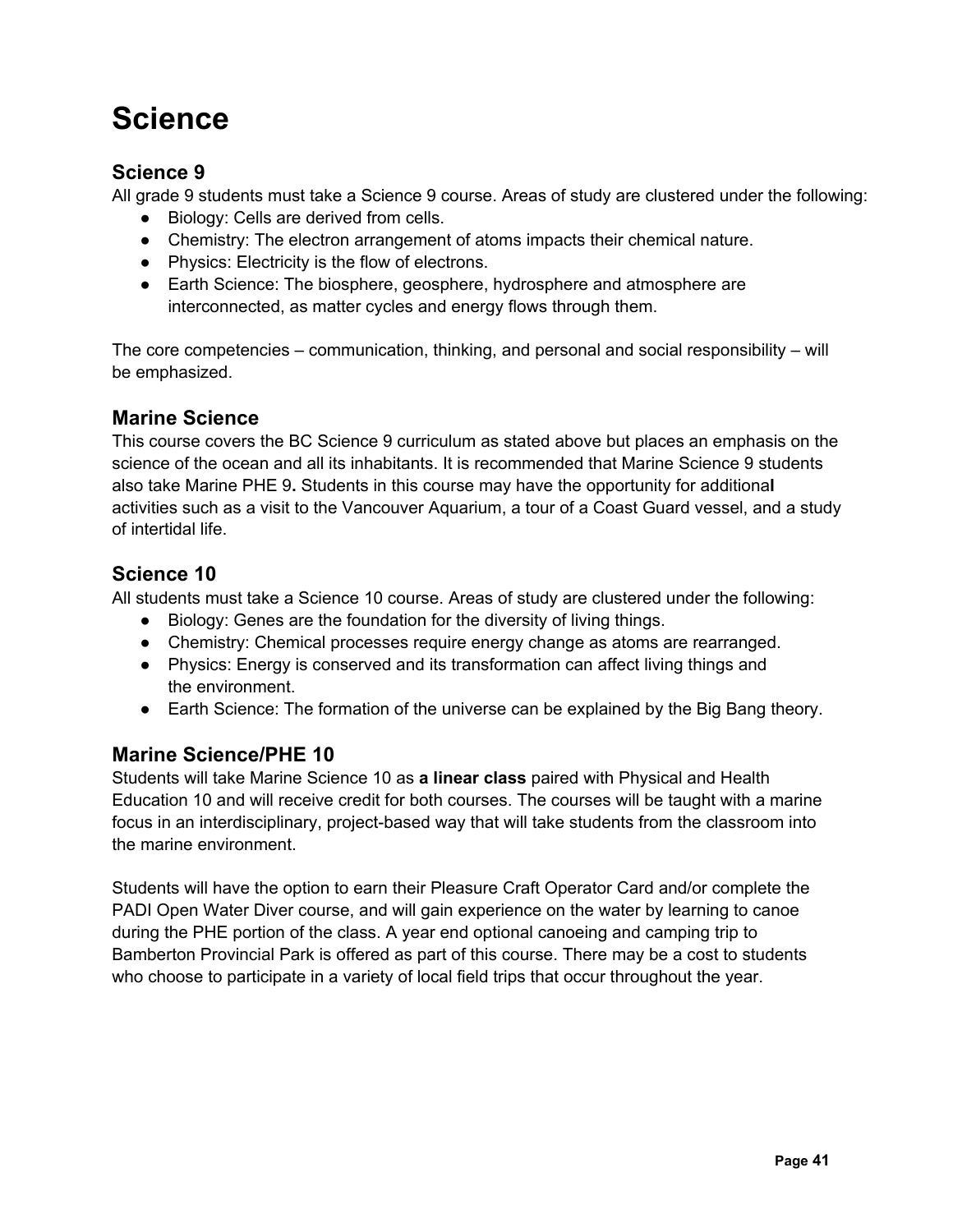# Science

## Science 9

All grade 9 students must take a Science 9 course. Areas of study are clustered under the following:

- Biology: Cells are derived from cells.
- Chemistry: The electron arrangement of atoms impacts their chemical nature.
- Physics: Electricity is the flow of electrons.
- Earth Science: The biosphere, geosphere, hydrosphere and atmosphere are interconnected, as matter cycles and energy flows through them.

The core competencies – communication, thinking, and personal and social responsibility – will be emphasized.

## Marine Science

This course covers the BC Science 9 curriculum as stated above but places an emphasis on the science of the ocean and all its inhabitants. It is recommended that Marine Science 9 students also take Marine PHE 9. Students in this course may have the opportunity for additional activities such as a visit to the Vancouver Aquarium, a tour of a Coast Guard vessel, and a study of intertidal life.

## Science 10

All students must take a Science 10 course. Areas of study are clustered under the following:

- Biology: Genes are the foundation for the diversity of living things.
- Chemistry: Chemical processes require energy change as atoms are rearranged.
- Physics: Energy is conserved and its transformation can affect living things and the environment.
- Earth Science: The formation of the universe can be explained by the Big Bang theory.

## Marine Science/PHE 10

Students will take Marine Science 10 as **a linear class** paired with Physical and Health Education 10 and will receive credit for both courses. The courses will be taught with a marine focus in an interdisciplinary, project-based way that will take students from the classroom into the marine environment.

Students will have the option to earn their Pleasure Craft Operator Card and/or complete the PADI Open Water Diver course, and will gain experience on the water by learning to canoe during the PHE portion of the class. A year end optional canoeing and camping trip to Bamberton Provincial Park is offered as part of this course. There may be a cost to students who choose to participate in a variety of local field trips that occur throughout the year.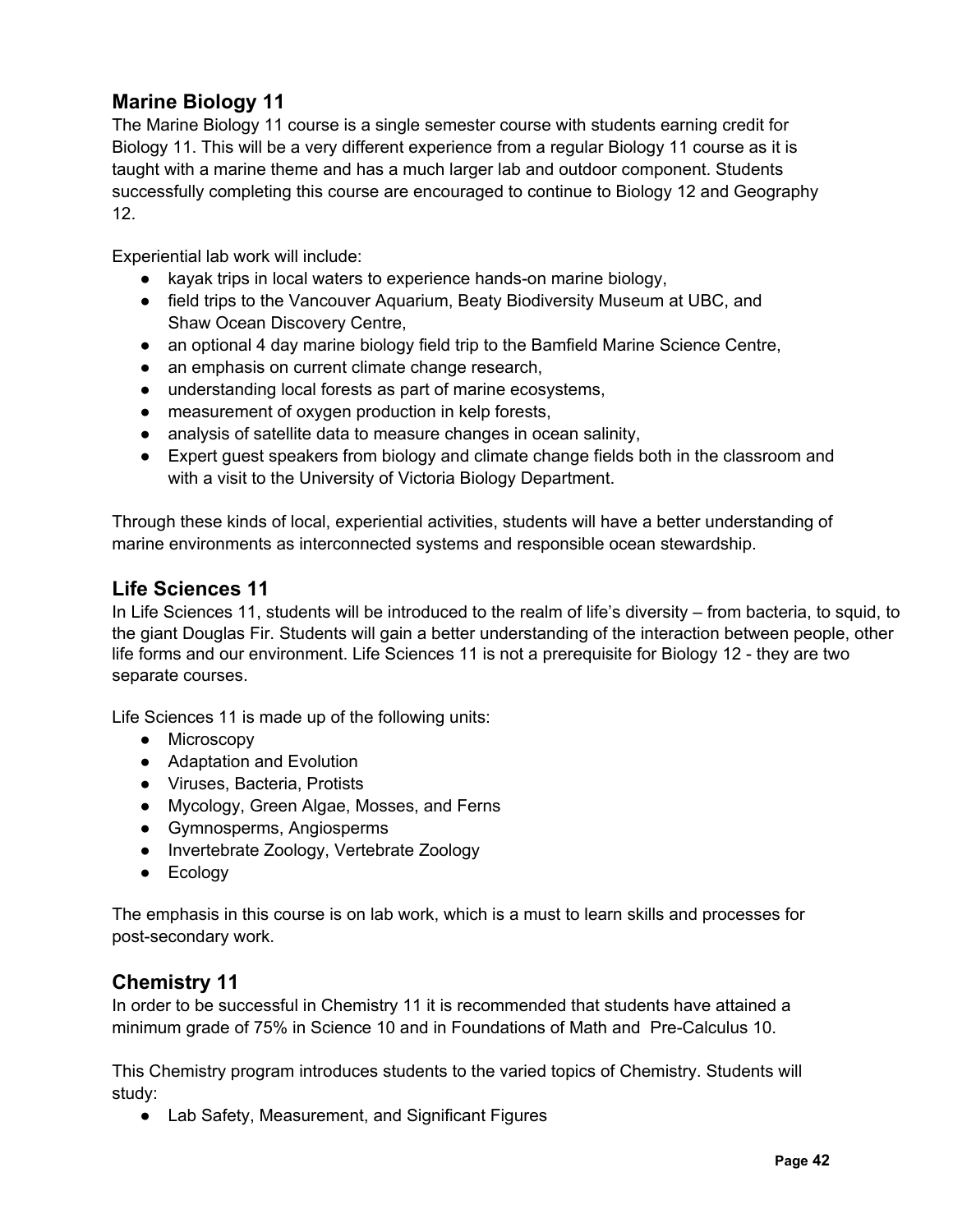## Marine Biology 11

The Marine Biology 11 course is a single semester course with students earning credit for Biology 11. This will be a very different experience from a regular Biology 11 course as it is taught with a marine theme and has a much larger lab and outdoor component. Students successfully completing this course are encouraged to continue to Biology 12 and Geography 12.

Experiential lab work will include:

- kayak trips in local waters to experience hands-on marine biology,
- field trips to the Vancouver Aquarium, Beaty Biodiversity Museum at UBC, and Shaw Ocean Discovery Centre,
- an optional 4 day marine biology field trip to the Bamfield Marine Science Centre,
- an emphasis on current climate change research,
- understanding local forests as part of marine ecosystems,
- measurement of oxygen production in kelp forests,
- analysis of satellite data to measure changes in ocean salinity,
- Expert guest speakers from biology and climate change fields both in the classroom and with a visit to the University of Victoria Biology Department.

Through these kinds of local, experiential activities, students will have a better understanding of marine environments as interconnected systems and responsible ocean stewardship.

## Life Sciences 11

In Life Sciences 11, students will be introduced to the realm of life's diversity – from bacteria, to squid, to the giant Douglas Fir. Students will gain a better understanding of the interaction between people, other life forms and our environment. Life Sciences 11 is not a prerequisite for Biology 12 - they are two separate courses.

Life Sciences 11 is made up of the following units:

- Microscopy
- Adaptation and Evolution
- Viruses, Bacteria, Protists
- Mycology, Green Algae, Mosses, and Ferns
- Gymnosperms, Angiosperms
- Invertebrate Zoology, Vertebrate Zoology
- Ecology

The emphasis in this course is on lab work, which is a must to learn skills and processes for post-secondary work.

## Chemistry 11

In order to be successful in Chemistry 11 it is recommended that students have attained a minimum grade of 75% in Science 10 and in Foundations of Math and Pre-Calculus 10.

This Chemistry program introduces students to the varied topics of Chemistry. Students will study:

- Lab Safety, Measurement, and Significant Figures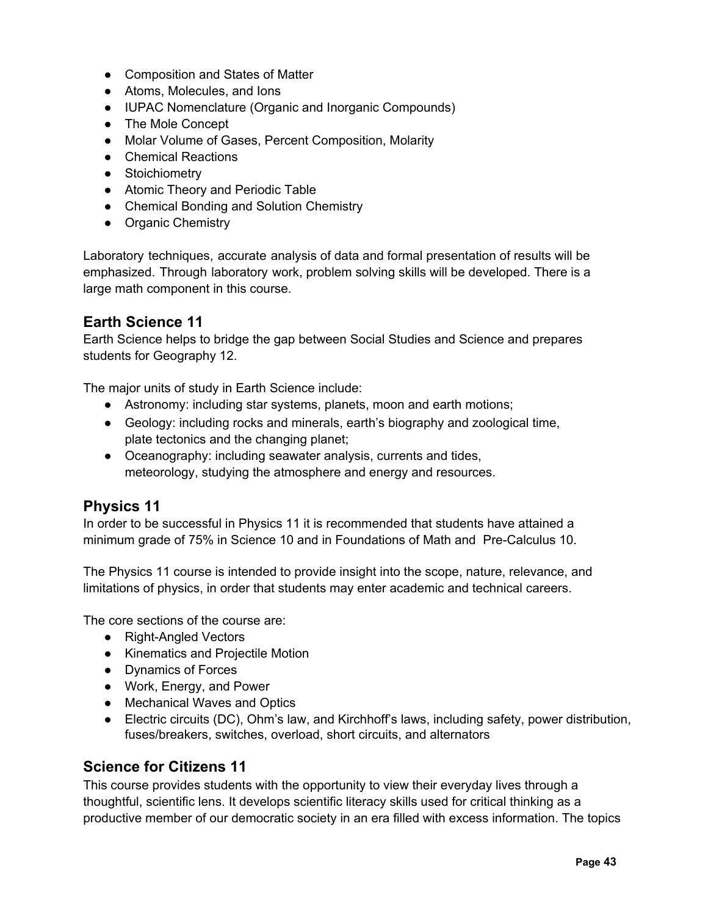- Composition and States of Matter
- Atoms, Molecules, and Ions
- IUPAC Nomenclature (Organic and Inorganic Compounds)
- The Mole Concept
- Molar Volume of Gases, Percent Composition, Molarity
- Chemical Reactions
- Stoichiometry
- Atomic Theory and Periodic Table
- Chemical Bonding and Solution Chemistry
- Organic Chemistry

Laboratory techniques, accurate analysis of data and formal presentation of results will be emphasized. Through laboratory work, problem solving skills will be developed. There is a large math component in this course.

## Earth Science 11

Earth Science helps to bridge the gap between Social Studies and Science and prepares students for Geography 12.

The major units of study in Earth Science include:

- Astronomy: including star systems, planets, moon and earth motions;
- Geology: including rocks and minerals, earth's biography and zoological time, plate tectonics and the changing planet;
- Oceanography: including seawater analysis, currents and tides, meteorology, studying the atmosphere and energy and resources.

## Physics 11

In order to be successful in Physics 11 it is recommended that students have attained a minimum grade of 75% in Science 10 and in Foundations of Math and Pre-Calculus 10.

The Physics 11 course is intended to provide insight into the scope, nature, relevance, and limitations of physics, in order that students may enter academic and technical careers.

The core sections of the course are:

- Right-Angled Vectors
- Kinematics and Projectile Motion
- Dynamics of Forces
- Work, Energy, and Power
- Mechanical Waves and Optics
- Electric circuits (DC), Ohm's law, and Kirchhoff's laws, including safety, power distribution, fuses/breakers, switches, overload, short circuits, and alternators

## Science for Citizens 11

This course provides students with the opportunity to view their everyday lives through a thoughtful, scientific lens. It develops scientific literacy skills used for critical thinking as a productive member of our democratic society in an era filled with excess information. The topics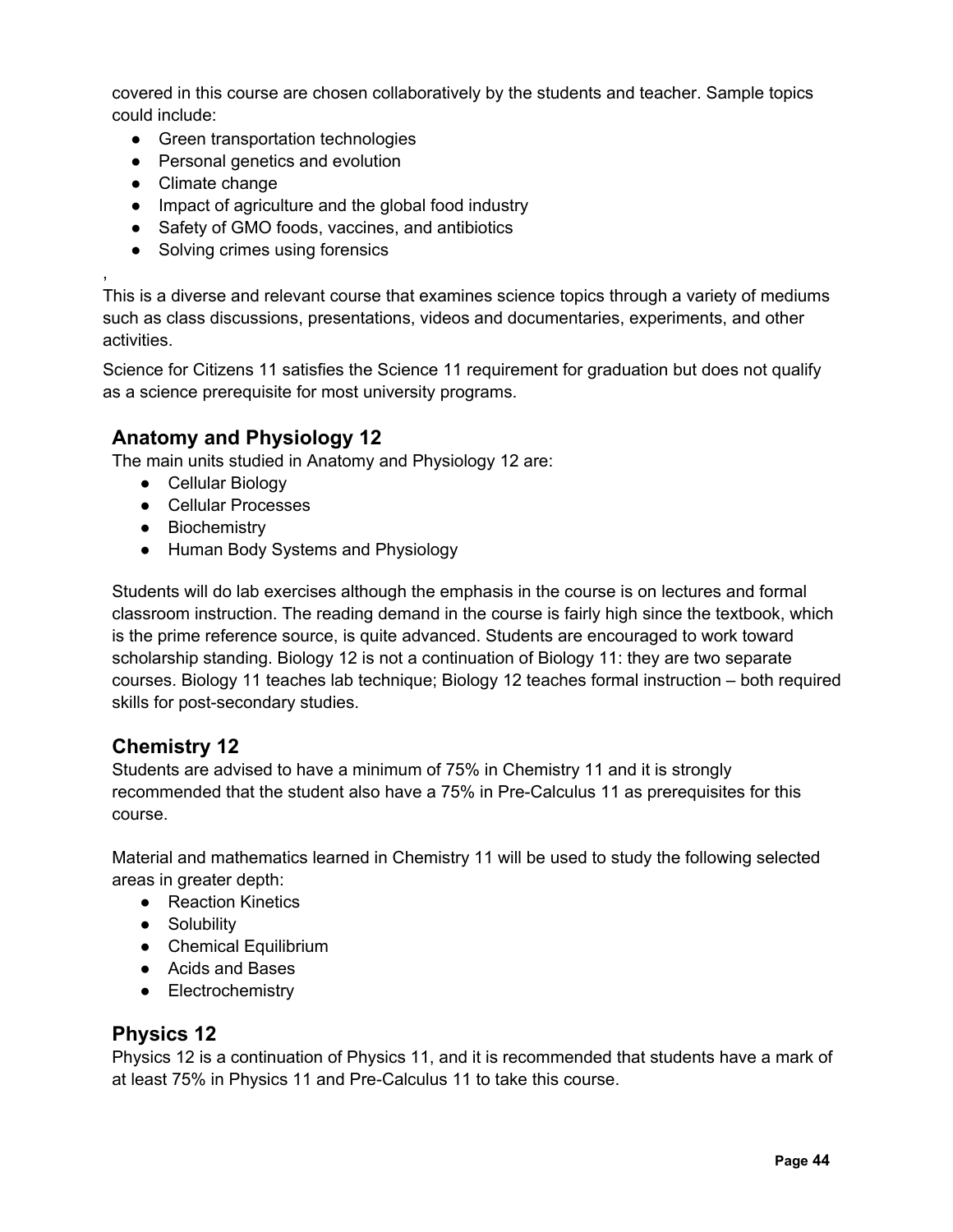covered in this course are chosen collaboratively by the students and teacher. Sample topics could include:

- Green transportation technologies
- Personal genetics and evolution
- Climate change
- Impact of agriculture and the global food industry
- Safety of GMO foods, vaccines, and antibiotics
- Solving crimes using forensics

,
This is a diverse and relevant course that examines science topics through a variety of mediums such as class discussions, presentations, videos and documentaries, experiments, and other activities.

Science for Citizens 11 satisfies the Science 11 requirement for graduation but does not qualify as a science prerequisite for most university programs.

## Anatomy and Physiology 12

The main units studied in Anatomy and Physiology 12 are:

- Cellular Biology
- Cellular Processes
- Biochemistry
- Human Body Systems and Physiology

Students will do lab exercises although the emphasis in the course is on lectures and formal classroom instruction. The reading demand in the course is fairly high since the textbook, which is the prime reference source, is quite advanced. Students are encouraged to work toward scholarship standing. Biology 12 is not a continuation of Biology 11: they are two separate courses. Biology 11 teaches lab technique; Biology 12 teaches formal instruction – both required skills for post-secondary studies.

## Chemistry 12

Students are advised to have a minimum of 75% in Chemistry 11 and it is strongly recommended that the student also have a 75% in Pre-Calculus 11 as prerequisites for this course.

Material and mathematics learned in Chemistry 11 will be used to study the following selected areas in greater depth:

- Reaction Kinetics
- Solubility
- Chemical Equilibrium
- Acids and Bases
- Electrochemistry

## Physics 12

Physics 12 is a continuation of Physics 11, and it is recommended that students have a mark of at least 75% in Physics 11 and Pre-Calculus 11 to take this course.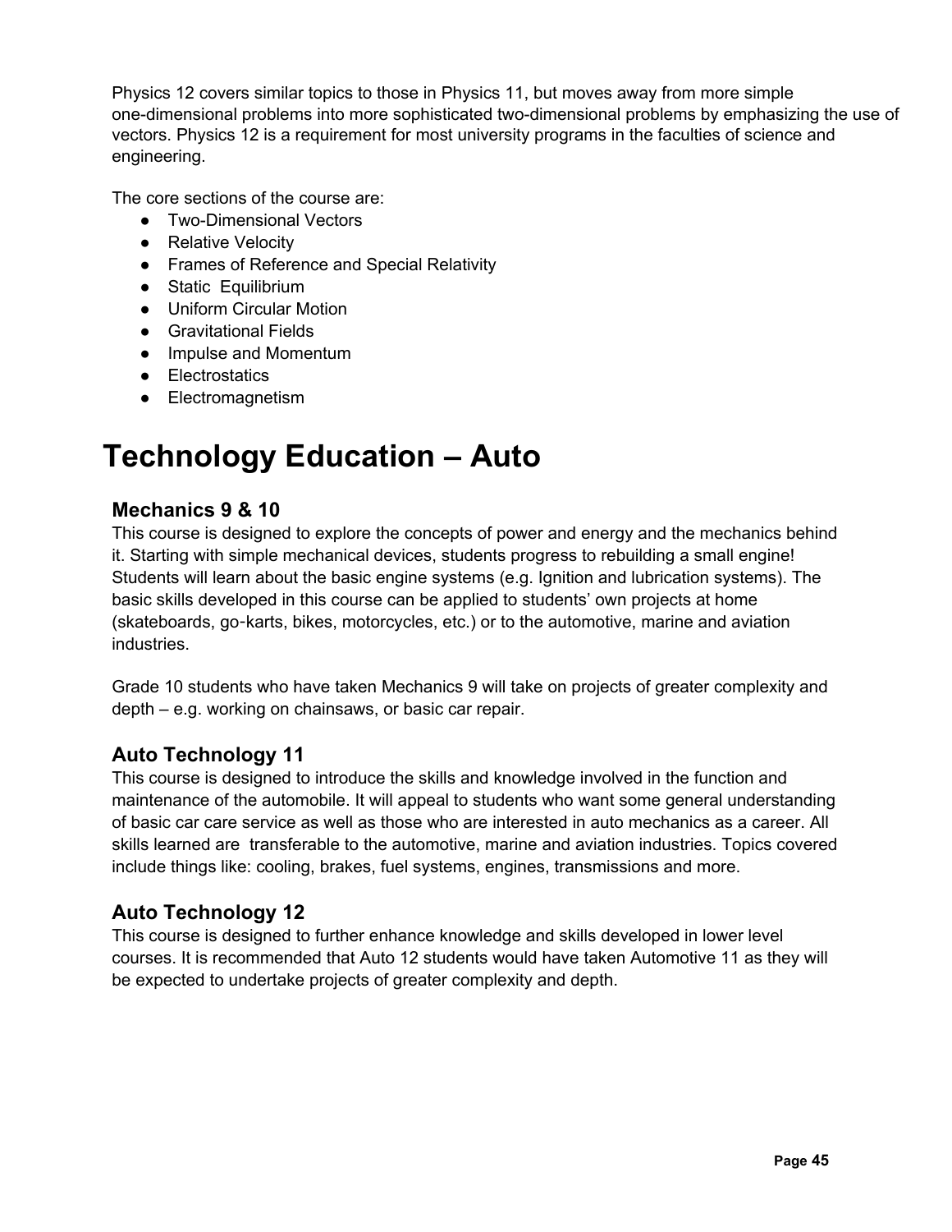Physics 12 covers similar topics to those in Physics 11, but moves away from more simple one-dimensional problems into more sophisticated two-dimensional problems by emphasizing the use of vectors. Physics 12 is a requirement for most university programs in the faculties of science and engineering.

The core sections of the course are:

- Two-Dimensional Vectors
- Relative Velocity
- Frames of Reference and Special Relativity
- Static Equilibrium
- Uniform Circular Motion
- Gravitational Fields
- Impulse and Momentum
- Electrostatics
- Electromagnetism

# Technology Education – Auto

## Mechanics 9 & 10

This course is designed to explore the concepts of power and energy and the mechanics behind it. Starting with simple mechanical devices, students progress to rebuilding a small engine! Students will learn about the basic engine systems (e.g. Ignition and lubrication systems). The basic skills developed in this course can be applied to students' own projects at home (skateboards, go-karts, bikes, motorcycles, etc.) or to the automotive, marine and aviation industries.

Grade 10 students who have taken Mechanics 9 will take on projects of greater complexity and depth – e.g. working on chainsaws, or basic car repair.

## Auto Technology 11

This course is designed to introduce the skills and knowledge involved in the function and maintenance of the automobile. It will appeal to students who want some general understanding of basic car care service as well as those who are interested in auto mechanics as a career. All skills learned are transferable to the automotive, marine and aviation industries. Topics covered include things like: cooling, brakes, fuel systems, engines, transmissions and more.

## Auto Technology 12

This course is designed to further enhance knowledge and skills developed in lower level courses. It is recommended that Auto 12 students would have taken Automotive 11 as they will be expected to undertake projects of greater complexity and depth.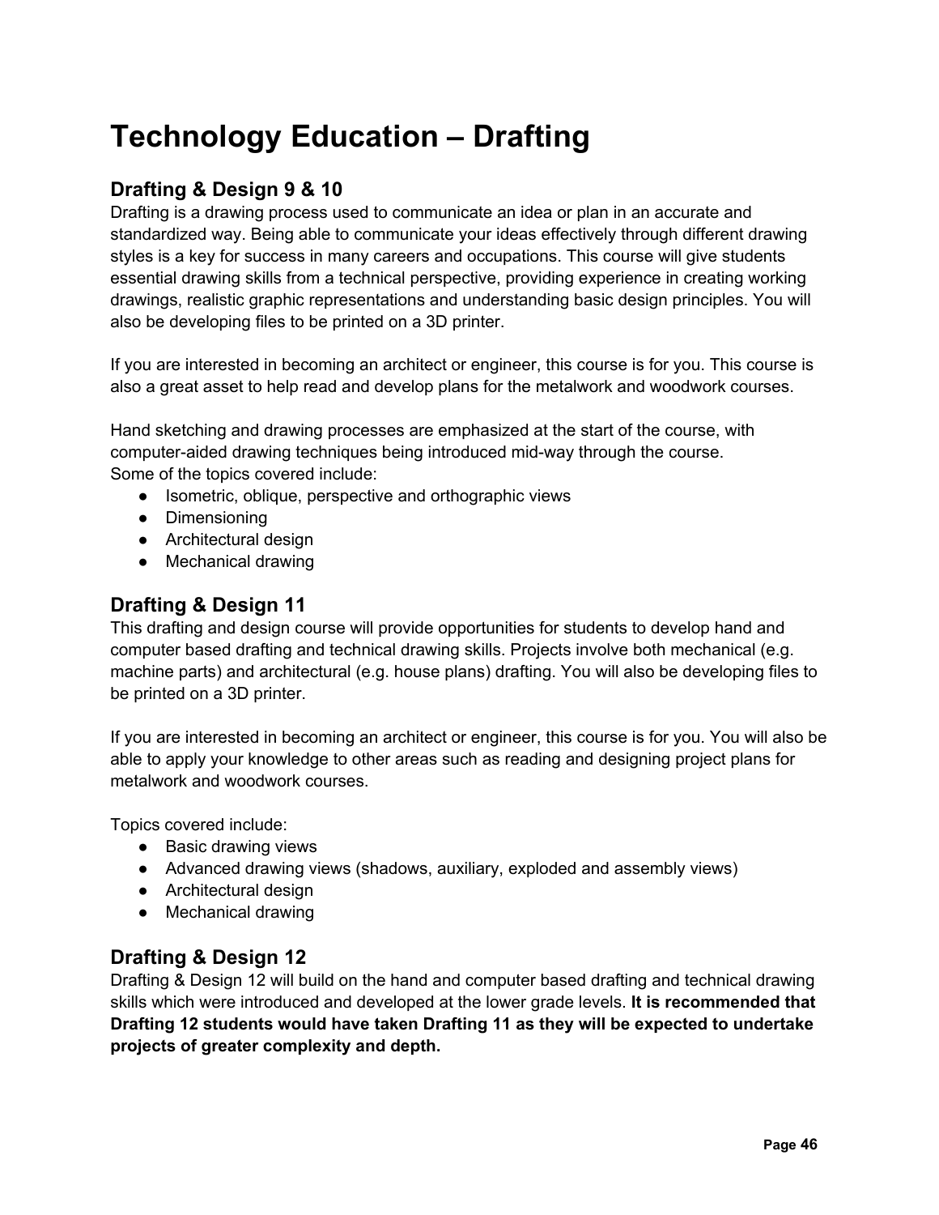# Technology Education – Drafting

## Drafting & Design 9 & 10

Drafting is a drawing process used to communicate an idea or plan in an accurate and standardized way. Being able to communicate your ideas effectively through different drawing styles is a key for success in many careers and occupations. This course will give students essential drawing skills from a technical perspective, providing experience in creating working drawings, realistic graphic representations and understanding basic design principles. You will also be developing files to be printed on a 3D printer.

If you are interested in becoming an architect or engineer, this course is for you. This course is also a great asset to help read and develop plans for the metalwork and woodwork courses.

Hand sketching and drawing processes are emphasized at the start of the course, with computer-aided drawing techniques being introduced mid-way through the course.
Some of the topics covered include:

- Isometric, oblique, perspective and orthographic views
- Dimensioning
- Architectural design
- Mechanical drawing

## Drafting & Design 11

This drafting and design course will provide opportunities for students to develop hand and computer based drafting and technical drawing skills. Projects involve both mechanical (e.g. machine parts) and architectural (e.g. house plans) drafting. You will also be developing files to be printed on a 3D printer.

If you are interested in becoming an architect or engineer, this course is for you. You will also be able to apply your knowledge to other areas such as reading and designing project plans for metalwork and woodwork courses.

Topics covered include:

- Basic drawing views
- Advanced drawing views (shadows, auxiliary, exploded and assembly views)
- Architectural design
- Mechanical drawing

## Drafting & Design 12

Drafting & Design 12 will build on the hand and computer based drafting and technical drawing skills which were introduced and developed at the lower grade levels. **It is recommended that Drafting 12 students would have taken Drafting 11 as they will be expected to undertake projects of greater complexity and depth.**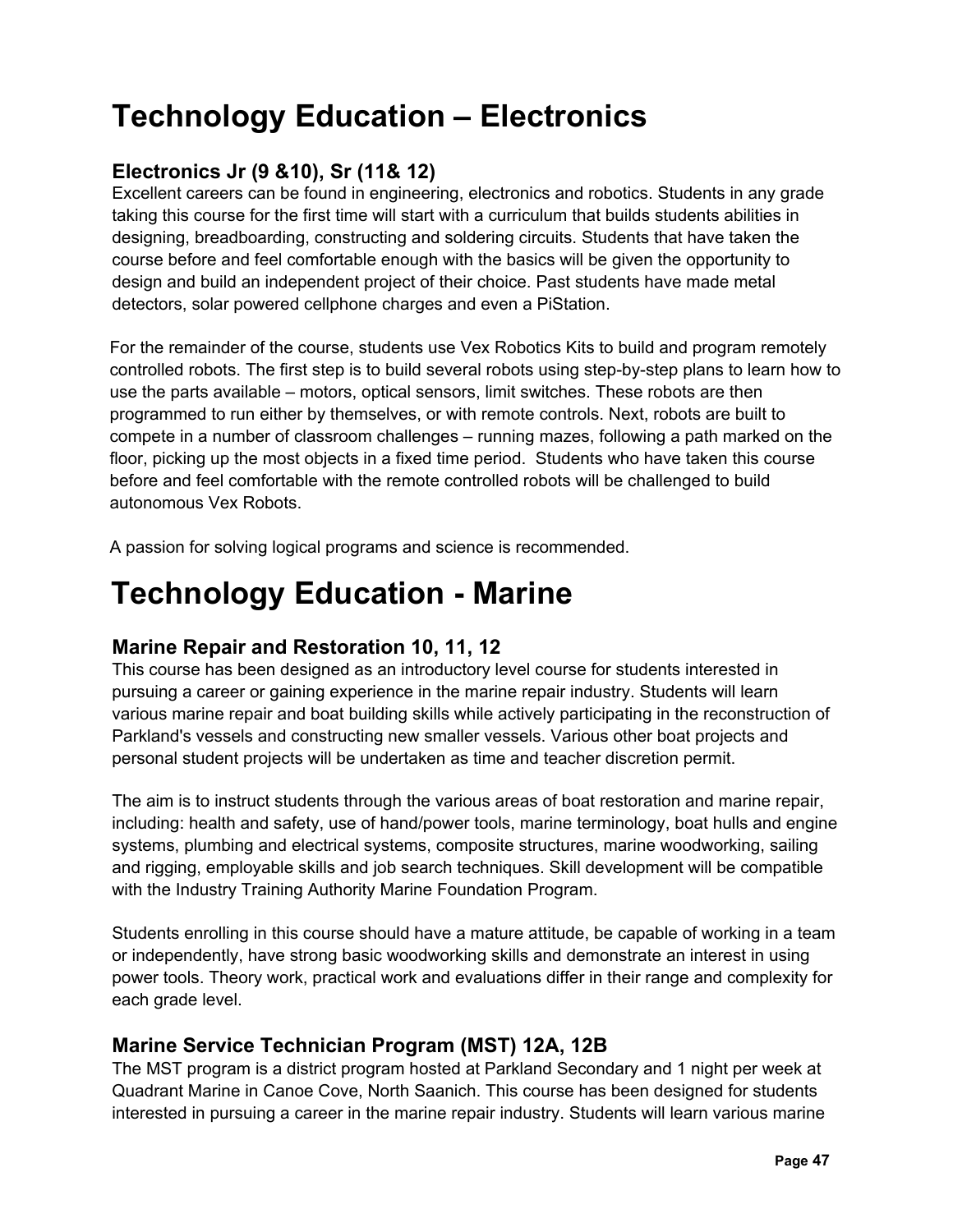# Technology Education – Electronics

### Electronics Jr (9 &10), Sr (11& 12)

Excellent careers can be found in engineering, electronics and robotics. Students in any grade taking this course for the first time will start with a curriculum that builds students abilities in designing, breadboarding, constructing and soldering circuits. Students that have taken the course before and feel comfortable enough with the basics will be given the opportunity to design and build an independent project of their choice. Past students have made metal detectors, solar powered cellphone charges and even a PiStation.

For the remainder of the course, students use Vex Robotics Kits to build and program remotely controlled robots. The first step is to build several robots using step-by-step plans to learn how to use the parts available – motors, optical sensors, limit switches. These robots are then programmed to run either by themselves, or with remote controls. Next, robots are built to compete in a number of classroom challenges – running mazes, following a path marked on the floor, picking up the most objects in a fixed time period.  Students who have taken this course before and feel comfortable with the remote controlled robots will be challenged to build autonomous Vex Robots.

A passion for solving logical programs and science is recommended.

# Technology Education - Marine

### Marine Repair and Restoration 10, 11, 12

This course has been designed as an introductory level course for students interested in pursuing a career or gaining experience in the marine repair industry. Students will learn various marine repair and boat building skills while actively participating in the reconstruction of Parkland's vessels and constructing new smaller vessels. Various other boat projects and personal student projects will be undertaken as time and teacher discretion permit.

The aim is to instruct students through the various areas of boat restoration and marine repair, including: health and safety, use of hand/power tools, marine terminology, boat hulls and engine systems, plumbing and electrical systems, composite structures, marine woodworking, sailing and rigging, employable skills and job search techniques. Skill development will be compatible with the Industry Training Authority Marine Foundation Program.

Students enrolling in this course should have a mature attitude, be capable of working in a team or independently, have strong basic woodworking skills and demonstrate an interest in using power tools. Theory work, practical work and evaluations differ in their range and complexity for each grade level.

### Marine Service Technician Program (MST) 12A, 12B

The MST program is a district program hosted at Parkland Secondary and 1 night per week at Quadrant Marine in Canoe Cove, North Saanich. This course has been designed for students interested in pursuing a career in the marine repair industry. Students will learn various marine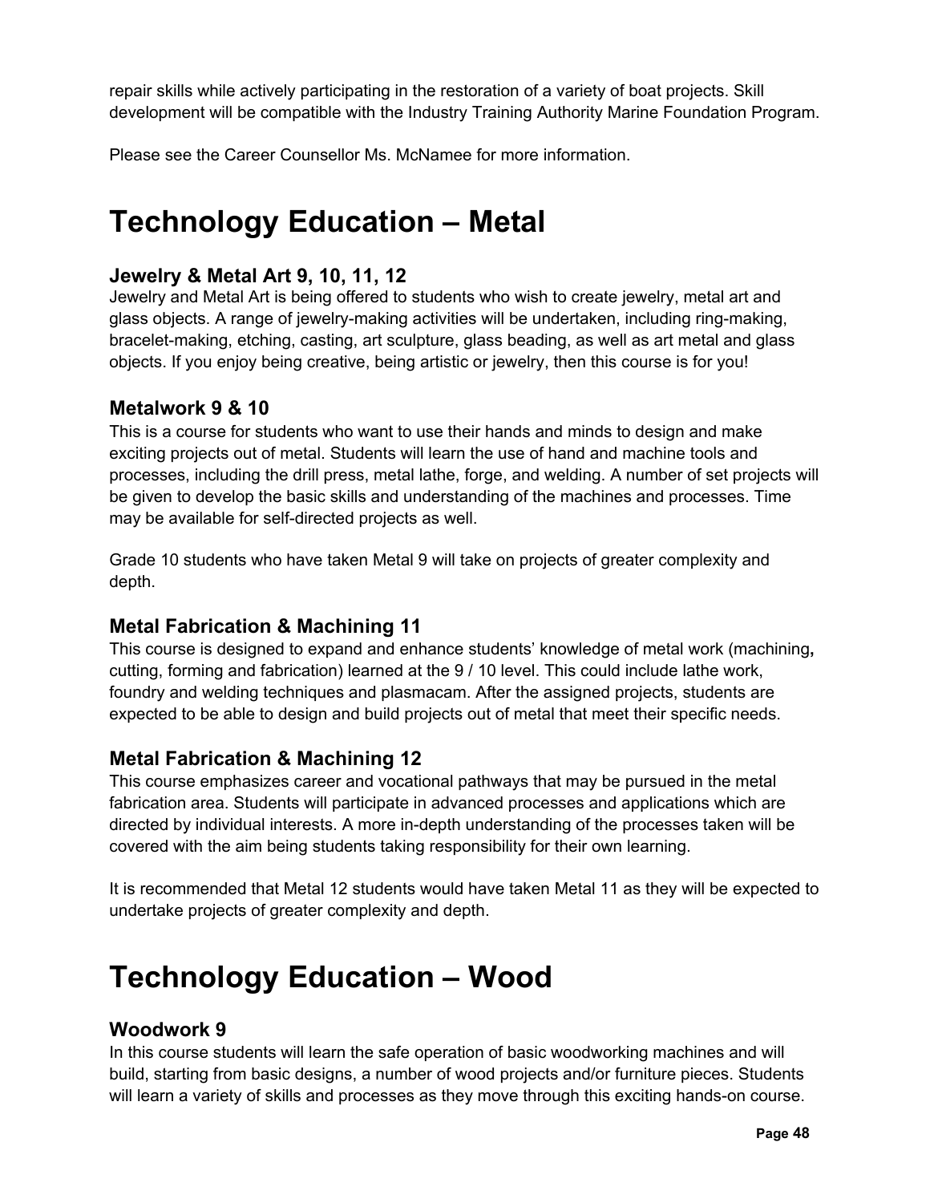repair skills while actively participating in the restoration of a variety of boat projects. Skill development will be compatible with the Industry Training Authority Marine Foundation Program.

Please see the Career Counsellor Ms. McNamee for more information.

# Technology Education – Metal

### Jewelry & Metal Art 9, 10, 11, 12

Jewelry and Metal Art is being offered to students who wish to create jewelry, metal art and glass objects. A range of jewelry-making activities will be undertaken, including ring-making, bracelet-making, etching, casting, art sculpture, glass beading, as well as art metal and glass objects. If you enjoy being creative, being artistic or jewelry, then this course is for you!

### Metalwork 9 & 10

This is a course for students who want to use their hands and minds to design and make exciting projects out of metal. Students will learn the use of hand and machine tools and processes, including the drill press, metal lathe, forge, and welding. A number of set projects will be given to develop the basic skills and understanding of the machines and processes. Time may be available for self-directed projects as well.

Grade 10 students who have taken Metal 9 will take on projects of greater complexity and depth.

### Metal Fabrication & Machining 11

This course is designed to expand and enhance students' knowledge of metal work (machining**,** cutting, forming and fabrication) learned at the 9 / 10 level. This could include lathe work, foundry and welding techniques and plasmacam. After the assigned projects, students are expected to be able to design and build projects out of metal that meet their specific needs.

### Metal Fabrication & Machining 12

This course emphasizes career and vocational pathways that may be pursued in the metal fabrication area. Students will participate in advanced processes and applications which are directed by individual interests. A more in-depth understanding of the processes taken will be covered with the aim being students taking responsibility for their own learning.

It is recommended that Metal 12 students would have taken Metal 11 as they will be expected to undertake projects of greater complexity and depth.

# Technology Education – Wood

### Woodwork 9

In this course students will learn the safe operation of basic woodworking machines and will build, starting from basic designs, a number of wood projects and/or furniture pieces. Students will learn a variety of skills and processes as they move through this exciting hands-on course.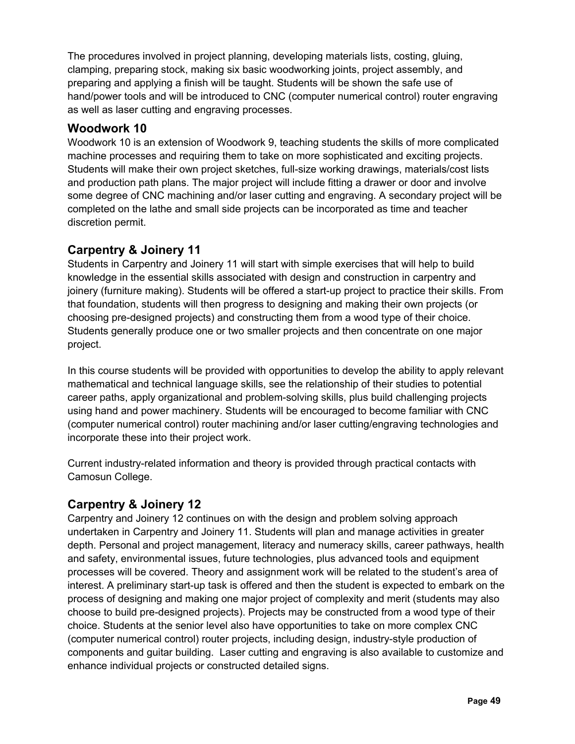The procedures involved in project planning, developing materials lists, costing, gluing, clamping, preparing stock, making six basic woodworking joints, project assembly, and preparing and applying a finish will be taught. Students will be shown the safe use of hand/power tools and will be introduced to CNC (computer numerical control) router engraving as well as laser cutting and engraving processes.

## Woodwork 10

Woodwork 10 is an extension of Woodwork 9, teaching students the skills of more complicated machine processes and requiring them to take on more sophisticated and exciting projects. Students will make their own project sketches, full-size working drawings, materials/cost lists and production path plans. The major project will include fitting a drawer or door and involve some degree of CNC machining and/or laser cutting and engraving. A secondary project will be completed on the lathe and small side projects can be incorporated as time and teacher discretion permit.

## Carpentry & Joinery 11

Students in Carpentry and Joinery 11 will start with simple exercises that will help to build knowledge in the essential skills associated with design and construction in carpentry and joinery (furniture making). Students will be offered a start-up project to practice their skills. From that foundation, students will then progress to designing and making their own projects (or choosing pre-designed projects) and constructing them from a wood type of their choice. Students generally produce one or two smaller projects and then concentrate on one major project.

In this course students will be provided with opportunities to develop the ability to apply relevant mathematical and technical language skills, see the relationship of their studies to potential career paths, apply organizational and problem-solving skills, plus build challenging projects using hand and power machinery. Students will be encouraged to become familiar with CNC (computer numerical control) router machining and/or laser cutting/engraving technologies and incorporate these into their project work.

Current industry-related information and theory is provided through practical contacts with Camosun College.

## Carpentry & Joinery 12

Carpentry and Joinery 12 continues on with the design and problem solving approach undertaken in Carpentry and Joinery 11. Students will plan and manage activities in greater depth. Personal and project management, literacy and numeracy skills, career pathways, health and safety, environmental issues, future technologies, plus advanced tools and equipment processes will be covered. Theory and assignment work will be related to the student's area of interest. A preliminary start-up task is offered and then the student is expected to embark on the process of designing and making one major project of complexity and merit (students may also choose to build pre-designed projects). Projects may be constructed from a wood type of their choice. Students at the senior level also have opportunities to take on more complex CNC (computer numerical control) router projects, including design, industry-style production of components and guitar building. Laser cutting and engraving is also available to customize and enhance individual projects or constructed detailed signs.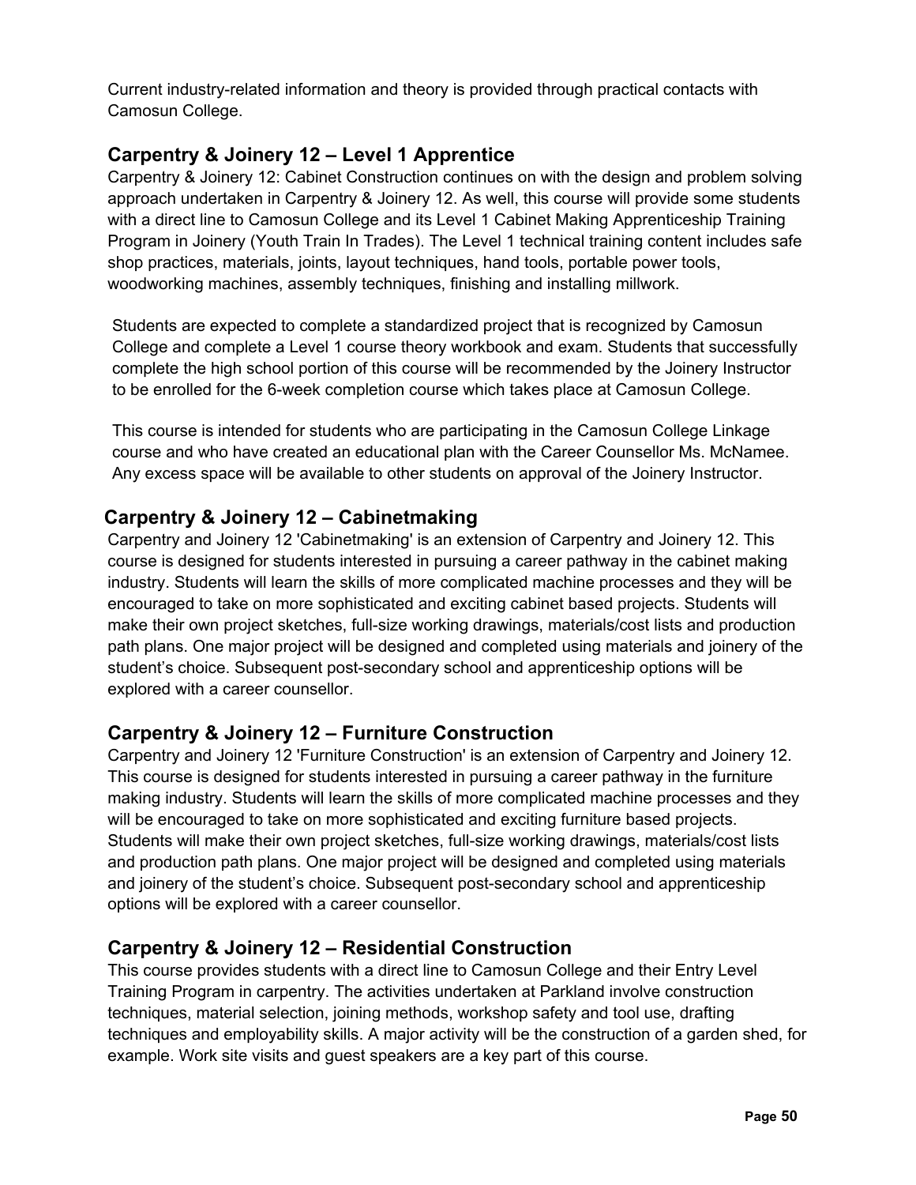Current industry-related information and theory is provided through practical contacts with Camosun College.

## Carpentry & Joinery 12 – Level 1 Apprentice

Carpentry & Joinery 12: Cabinet Construction continues on with the design and problem solving approach undertaken in Carpentry & Joinery 12. As well, this course will provide some students with a direct line to Camosun College and its Level 1 Cabinet Making Apprenticeship Training Program in Joinery (Youth Train In Trades). The Level 1 technical training content includes safe shop practices, materials, joints, layout techniques, hand tools, portable power tools, woodworking machines, assembly techniques, finishing and installing millwork.

Students are expected to complete a standardized project that is recognized by Camosun College and complete a Level 1 course theory workbook and exam. Students that successfully complete the high school portion of this course will be recommended by the Joinery Instructor to be enrolled for the 6-week completion course which takes place at Camosun College.

This course is intended for students who are participating in the Camosun College Linkage course and who have created an educational plan with the Career Counsellor Ms. McNamee. Any excess space will be available to other students on approval of the Joinery Instructor.

## Carpentry & Joinery 12 – Cabinetmaking

Carpentry and Joinery 12 'Cabinetmaking' is an extension of Carpentry and Joinery 12. This course is designed for students interested in pursuing a career pathway in the cabinet making industry. Students will learn the skills of more complicated machine processes and they will be encouraged to take on more sophisticated and exciting cabinet based projects. Students will make their own project sketches, full-size working drawings, materials/cost lists and production path plans. One major project will be designed and completed using materials and joinery of the student's choice. Subsequent post-secondary school and apprenticeship options will be explored with a career counsellor.

## Carpentry & Joinery 12 – Furniture Construction

Carpentry and Joinery 12 'Furniture Construction' is an extension of Carpentry and Joinery 12. This course is designed for students interested in pursuing a career pathway in the furniture making industry. Students will learn the skills of more complicated machine processes and they will be encouraged to take on more sophisticated and exciting furniture based projects. Students will make their own project sketches, full-size working drawings, materials/cost lists and production path plans. One major project will be designed and completed using materials and joinery of the student's choice. Subsequent post-secondary school and apprenticeship options will be explored with a career counsellor.

## Carpentry & Joinery 12 – Residential Construction

This course provides students with a direct line to Camosun College and their Entry Level Training Program in carpentry. The activities undertaken at Parkland involve construction techniques, material selection, joining methods, workshop safety and tool use, drafting techniques and employability skills. A major activity will be the construction of a garden shed, for example. Work site visits and guest speakers are a key part of this course.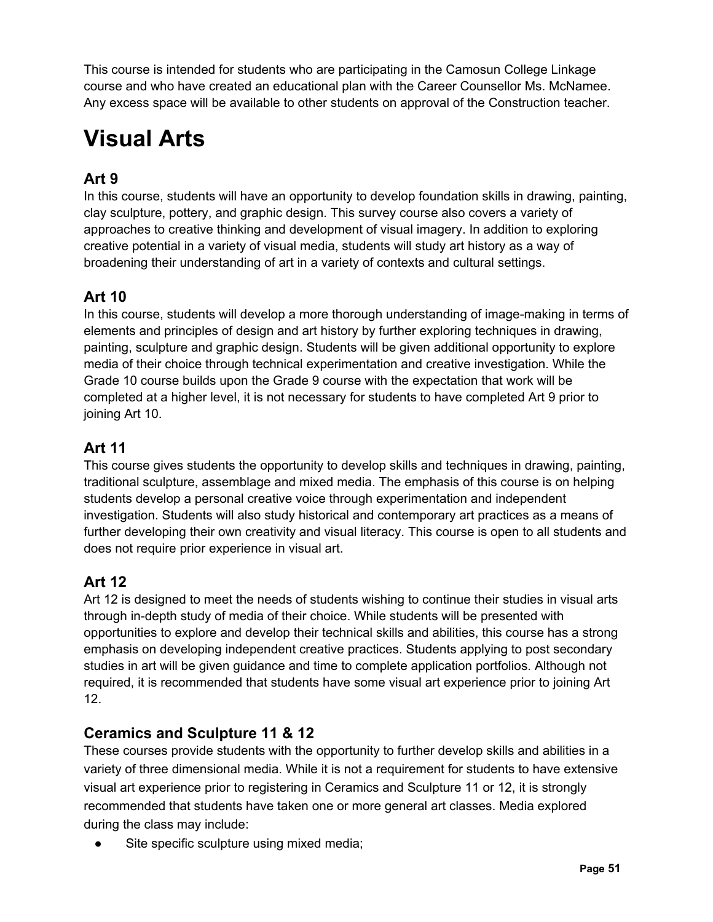This course is intended for students who are participating in the Camosun College Linkage course and who have created an educational plan with the Career Counsellor Ms. McNamee. Any excess space will be available to other students on approval of the Construction teacher.

# Visual Arts

## Art 9

In this course, students will have an opportunity to develop foundation skills in drawing, painting, clay sculpture, pottery, and graphic design. This survey course also covers a variety of approaches to creative thinking and development of visual imagery. In addition to exploring creative potential in a variety of visual media, students will study art history as a way of broadening their understanding of art in a variety of contexts and cultural settings.

## Art 10

In this course, students will develop a more thorough understanding of image-making in terms of elements and principles of design and art history by further exploring techniques in drawing, painting, sculpture and graphic design. Students will be given additional opportunity to explore media of their choice through technical experimentation and creative investigation. While the Grade 10 course builds upon the Grade 9 course with the expectation that work will be completed at a higher level, it is not necessary for students to have completed Art 9 prior to joining Art 10.

## Art 11

This course gives students the opportunity to develop skills and techniques in drawing, painting, traditional sculpture, assemblage and mixed media. The emphasis of this course is on helping students develop a personal creative voice through experimentation and independent investigation. Students will also study historical and contemporary art practices as a means of further developing their own creativity and visual literacy. This course is open to all students and does not require prior experience in visual art.

## Art 12

Art 12 is designed to meet the needs of students wishing to continue their studies in visual arts through in-depth study of media of their choice. While students will be presented with opportunities to explore and develop their technical skills and abilities, this course has a strong emphasis on developing independent creative practices. Students applying to post secondary studies in art will be given guidance and time to complete application portfolios. Although not required, it is recommended that students have some visual art experience prior to joining Art 12.

## Ceramics and Sculpture 11 & 12

These courses provide students with the opportunity to further develop skills and abilities in a variety of three dimensional media. While it is not a requirement for students to have extensive visual art experience prior to registering in Ceramics and Sculpture 11 or 12, it is strongly recommended that students have taken one or more general art classes. Media explored during the class may include:

- Site specific sculpture using mixed media;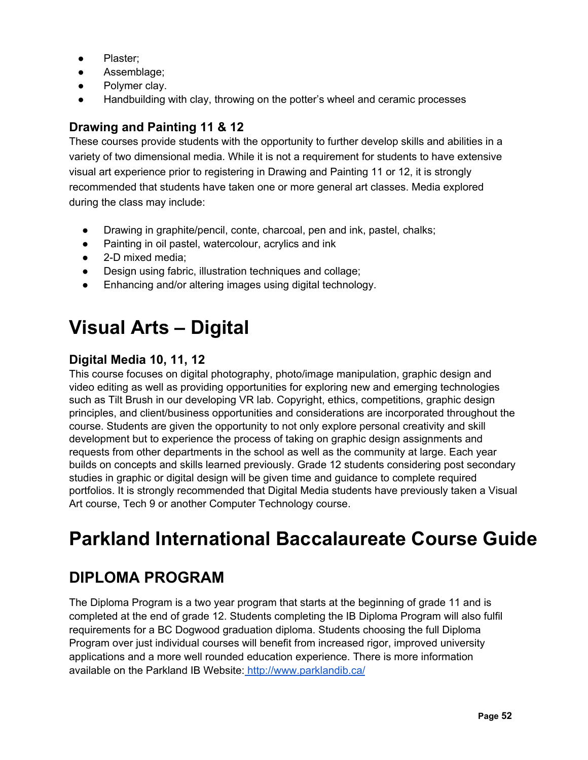- Plaster;
- Assemblage;
- Polymer clay.
- Handbuilding with clay, throwing on the potter's wheel and ceramic processes

### Drawing and Painting 11 & 12

These courses provide students with the opportunity to further develop skills and abilities in a variety of two dimensional media. While it is not a requirement for students to have extensive visual art experience prior to registering in Drawing and Painting 11 or 12, it is strongly recommended that students have taken one or more general art classes. Media explored during the class may include:

- Drawing in graphite/pencil, conte, charcoal, pen and ink, pastel, chalks;
- Painting in oil pastel, watercolour, acrylics and ink
- 2-D mixed media;
- Design using fabric, illustration techniques and collage;
- Enhancing and/or altering images using digital technology.

# Visual Arts – Digital

### Digital Media 10, 11, 12

This course focuses on digital photography, photo/image manipulation, graphic design and video editing as well as providing opportunities for exploring new and emerging technologies such as Tilt Brush in our developing VR lab. Copyright, ethics, competitions, graphic design principles, and client/business opportunities and considerations are incorporated throughout the course. Students are given the opportunity to not only explore personal creativity and skill development but to experience the process of taking on graphic design assignments and requests from other departments in the school as well as the community at large. Each year builds on concepts and skills learned previously. Grade 12 students considering post secondary studies in graphic or digital design will be given time and guidance to complete required portfolios. It is strongly recommended that Digital Media students have previously taken a Visual Art course, Tech 9 or another Computer Technology course.

# Parkland International Baccalaureate Course Guide

## DIPLOMA PROGRAM

The Diploma Program is a two year program that starts at the beginning of grade 11 and is completed at the end of grade 12. Students completing the IB Diploma Program will also fulfil requirements for a BC Dogwood graduation diploma. Students choosing the full Diploma Program over just individual courses will benefit from increased rigor, improved university applications and a more well rounded education experience. There is more information available on the Parkland IB Website: http://www.parklandib.ca/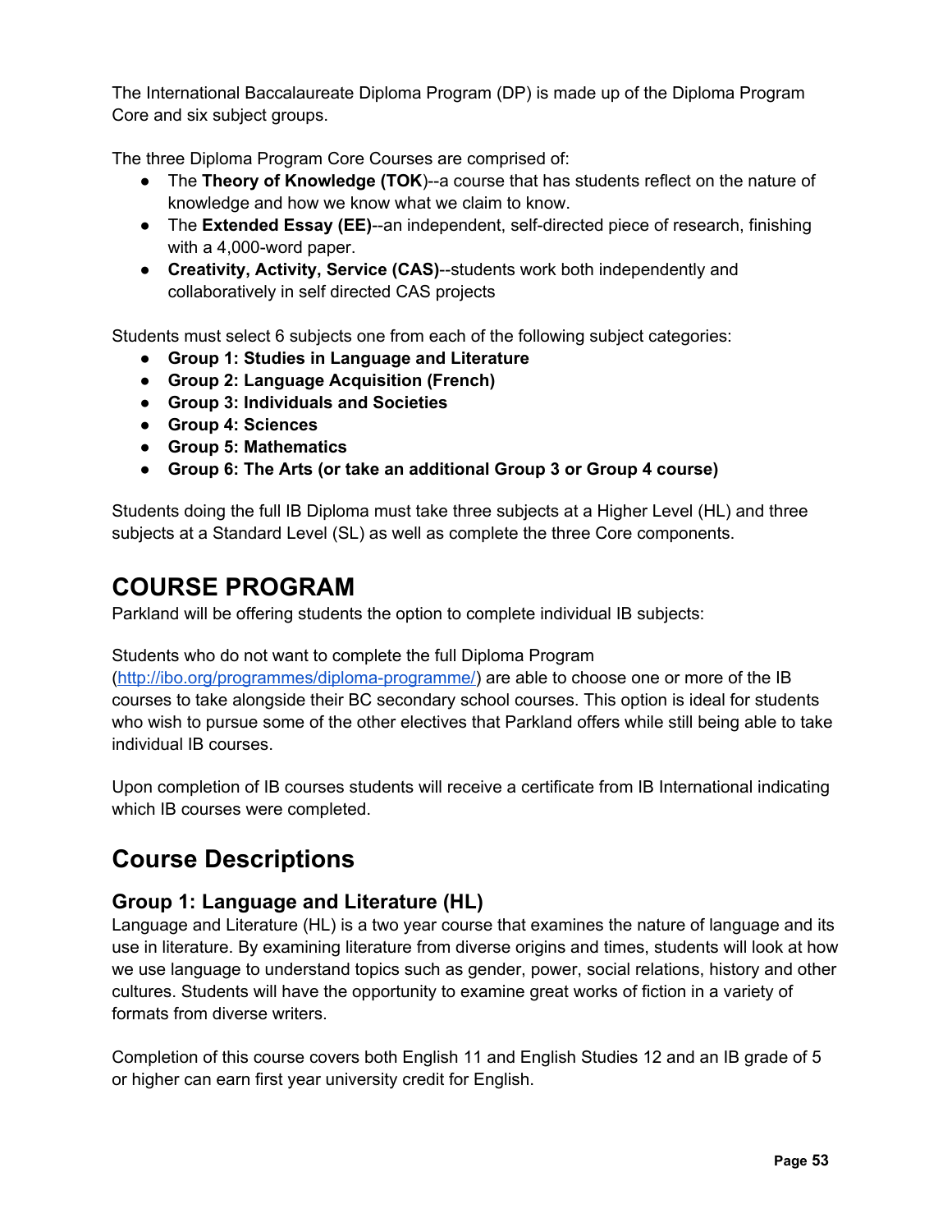The International Baccalaureate Diploma Program (DP) is made up of the Diploma Program Core and six subject groups.

The three Diploma Program Core Courses are comprised of:

- The **Theory of Knowledge (TOK**)--a course that has students reflect on the nature of knowledge and how we know what we claim to know.
- The **Extended Essay (EE)**--an independent, self-directed piece of research, finishing with a 4,000-word paper.
- **Creativity, Activity, Service (CAS)**--students work both independently and collaboratively in self directed CAS projects

Students must select 6 subjects one from each of the following subject categories:

- **Group 1: Studies in Language and Literature**
- **Group 2: Language Acquisition (French)**
- **Group 3: Individuals and Societies**
- **Group 4: Sciences**
- **Group 5: Mathematics**
- **Group 6: The Arts (or take an additional Group 3 or Group 4 course)**

Students doing the full IB Diploma must take three subjects at a Higher Level (HL) and three subjects at a Standard Level (SL) as well as complete the three Core components.

# COURSE PROGRAM

Parkland will be offering students the option to complete individual IB subjects:

Students who do not want to complete the full Diploma Program ([http://ibo.org/programmes/diploma-programme/](http://ibo.org/programmes/diploma-programme/)) are able to choose one or more of the IB courses to take alongside their BC secondary school courses. This option is ideal for students who wish to pursue some of the other electives that Parkland offers while still being able to take individual IB courses.

Upon completion of IB courses students will receive a certificate from IB International indicating which IB courses were completed.

# Course Descriptions

## Group 1: Language and Literature (HL)

Language and Literature (HL) is a two year course that examines the nature of language and its use in literature. By examining literature from diverse origins and times, students will look at how we use language to understand topics such as gender, power, social relations, history and other cultures. Students will have the opportunity to examine great works of fiction in a variety of formats from diverse writers.

Completion of this course covers both English 11 and English Studies 12 and an IB grade of 5 or higher can earn first year university credit for English.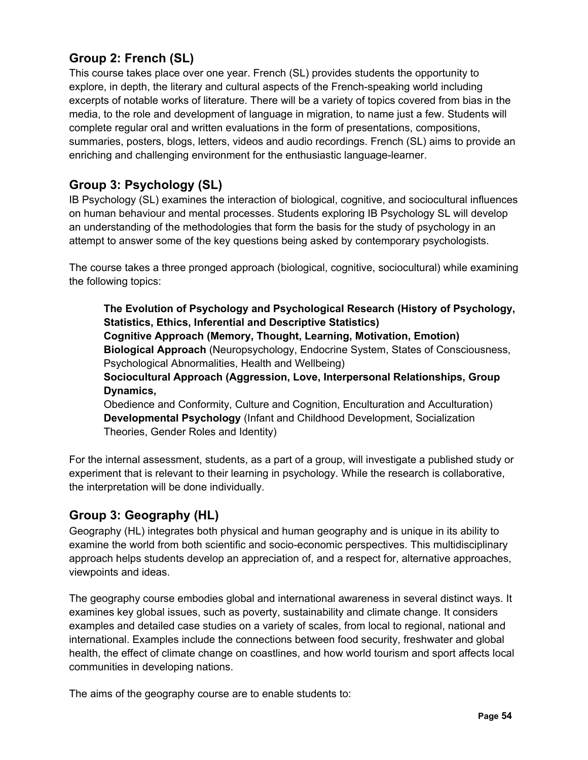## Group 2: French (SL)

This course takes place over one year. French (SL) provides students the opportunity to explore, in depth, the literary and cultural aspects of the French-speaking world including excerpts of notable works of literature. There will be a variety of topics covered from bias in the media, to the role and development of language in migration, to name just a few. Students will complete regular oral and written evaluations in the form of presentations, compositions, summaries, posters, blogs, letters, videos and audio recordings. French (SL) aims to provide an enriching and challenging environment for the enthusiastic language-learner.

## Group 3: Psychology (SL)

IB Psychology (SL) examines the interaction of biological, cognitive, and sociocultural influences on human behaviour and mental processes. Students exploring IB Psychology SL will develop an understanding of the methodologies that form the basis for the study of psychology in an attempt to answer some of the key questions being asked by contemporary psychologists.

The course takes a three pronged approach (biological, cognitive, sociocultural) while examining the following topics:

> **The Evolution of Psychology and Psychological Research (History of Psychology, Statistics, Ethics, Inferential and Descriptive Statistics)**
> **Cognitive Approach (Memory, Thought, Learning, Motivation, Emotion)**
> **Biological Approach** (Neuropsychology, Endocrine System, States of Consciousness, Psychological Abnormalities, Health and Wellbeing)
> **Sociocultural Approach (Aggression, Love, Interpersonal Relationships, Group Dynamics,**
> Obedience and Conformity, Culture and Cognition, Enculturation and Acculturation)
> **Developmental Psychology** (Infant and Childhood Development, Socialization Theories, Gender Roles and Identity)

For the internal assessment, students, as a part of a group, will investigate a published study or experiment that is relevant to their learning in psychology. While the research is collaborative, the interpretation will be done individually.

## Group 3: Geography (HL)

Geography (HL) integrates both physical and human geography and is unique in its ability to examine the world from both scientific and socio-economic perspectives. This multidisciplinary approach helps students develop an appreciation of, and a respect for, alternative approaches, viewpoints and ideas.

The geography course embodies global and international awareness in several distinct ways. It examines key global issues, such as poverty, sustainability and climate change. It considers examples and detailed case studies on a variety of scales, from local to regional, national and international. Examples include the connections between food security, freshwater and global health, the effect of climate change on coastlines, and how world tourism and sport affects local communities in developing nations.

The aims of the geography course are to enable students to: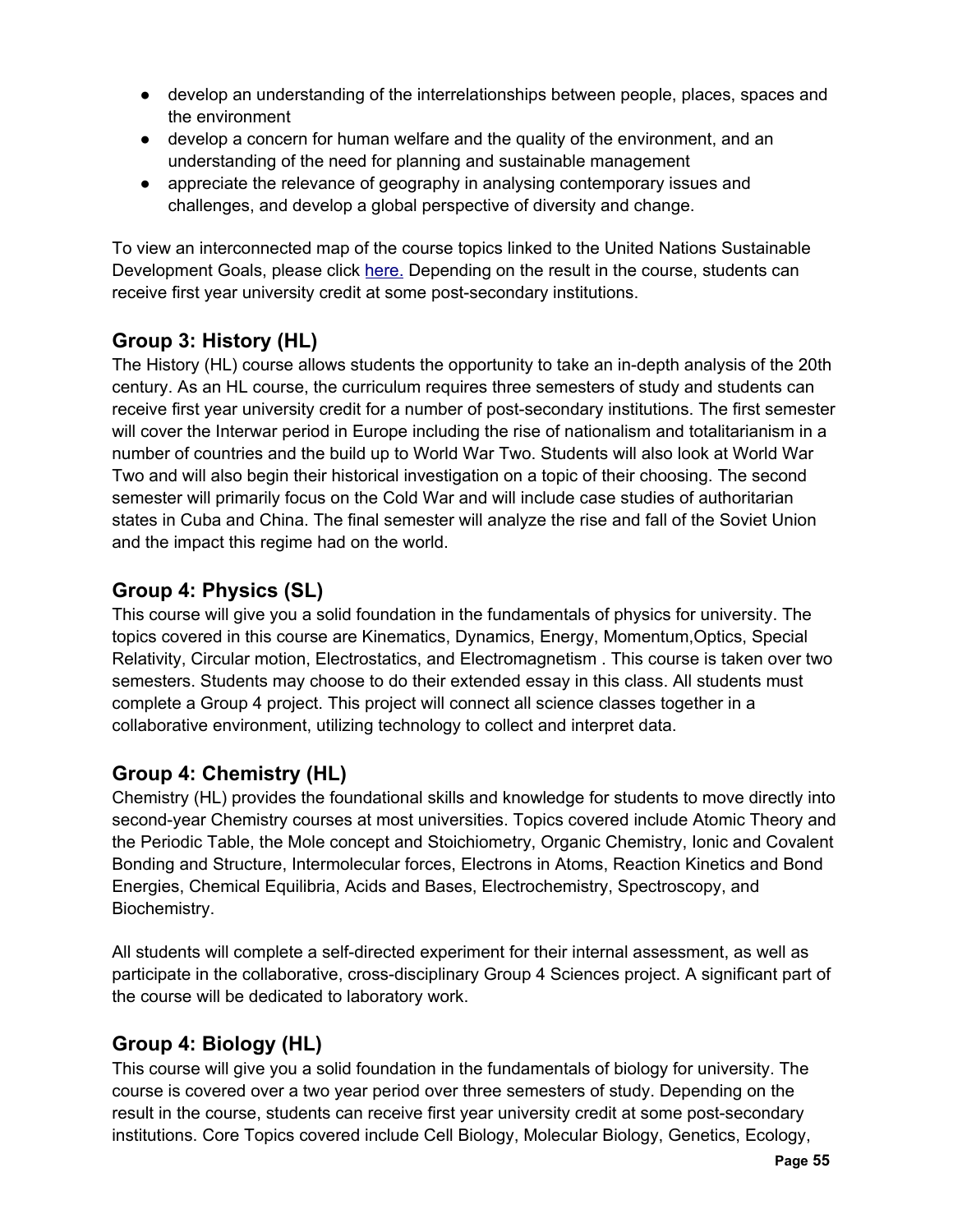- develop an understanding of the interrelationships between people, places, spaces and the environment
- develop a concern for human welfare and the quality of the environment, and an understanding of the need for planning and sustainable management
- appreciate the relevance of geography in analysing contemporary issues and challenges, and develop a global perspective of diversity and change.

To view an interconnected map of the course topics linked to the United Nations Sustainable Development Goals, please click here. Depending on the result in the course, students can receive first year university credit at some post-secondary institutions.

## Group 3: History (HL)

The History (HL) course allows students the opportunity to take an in-depth analysis of the 20th century. As an HL course, the curriculum requires three semesters of study and students can receive first year university credit for a number of post-secondary institutions. The first semester will cover the Interwar period in Europe including the rise of nationalism and totalitarianism in a number of countries and the build up to World War Two. Students will also look at World War Two and will also begin their historical investigation on a topic of their choosing. The second semester will primarily focus on the Cold War and will include case studies of authoritarian states in Cuba and China. The final semester will analyze the rise and fall of the Soviet Union and the impact this regime had on the world.

## Group 4: Physics (SL)

This course will give you a solid foundation in the fundamentals of physics for university. The topics covered in this course are Kinematics, Dynamics, Energy, Momentum,Optics, Special Relativity, Circular motion, Electrostatics, and Electromagnetism . This course is taken over two semesters. Students may choose to do their extended essay in this class. All students must complete a Group 4 project. This project will connect all science classes together in a collaborative environment, utilizing technology to collect and interpret data.

## Group 4: Chemistry (HL)

Chemistry (HL) provides the foundational skills and knowledge for students to move directly into second-year Chemistry courses at most universities. Topics covered include Atomic Theory and the Periodic Table, the Mole concept and Stoichiometry, Organic Chemistry, Ionic and Covalent Bonding and Structure, Intermolecular forces, Electrons in Atoms, Reaction Kinetics and Bond Energies, Chemical Equilibria, Acids and Bases, Electrochemistry, Spectroscopy, and Biochemistry.

All students will complete a self-directed experiment for their internal assessment, as well as participate in the collaborative, cross-disciplinary Group 4 Sciences project. A significant part of the course will be dedicated to laboratory work.

## Group 4: Biology (HL)

This course will give you a solid foundation in the fundamentals of biology for university. The course is covered over a two year period over three semesters of study. Depending on the result in the course, students can receive first year university credit at some post-secondary institutions. Core Topics covered include Cell Biology, Molecular Biology, Genetics, Ecology,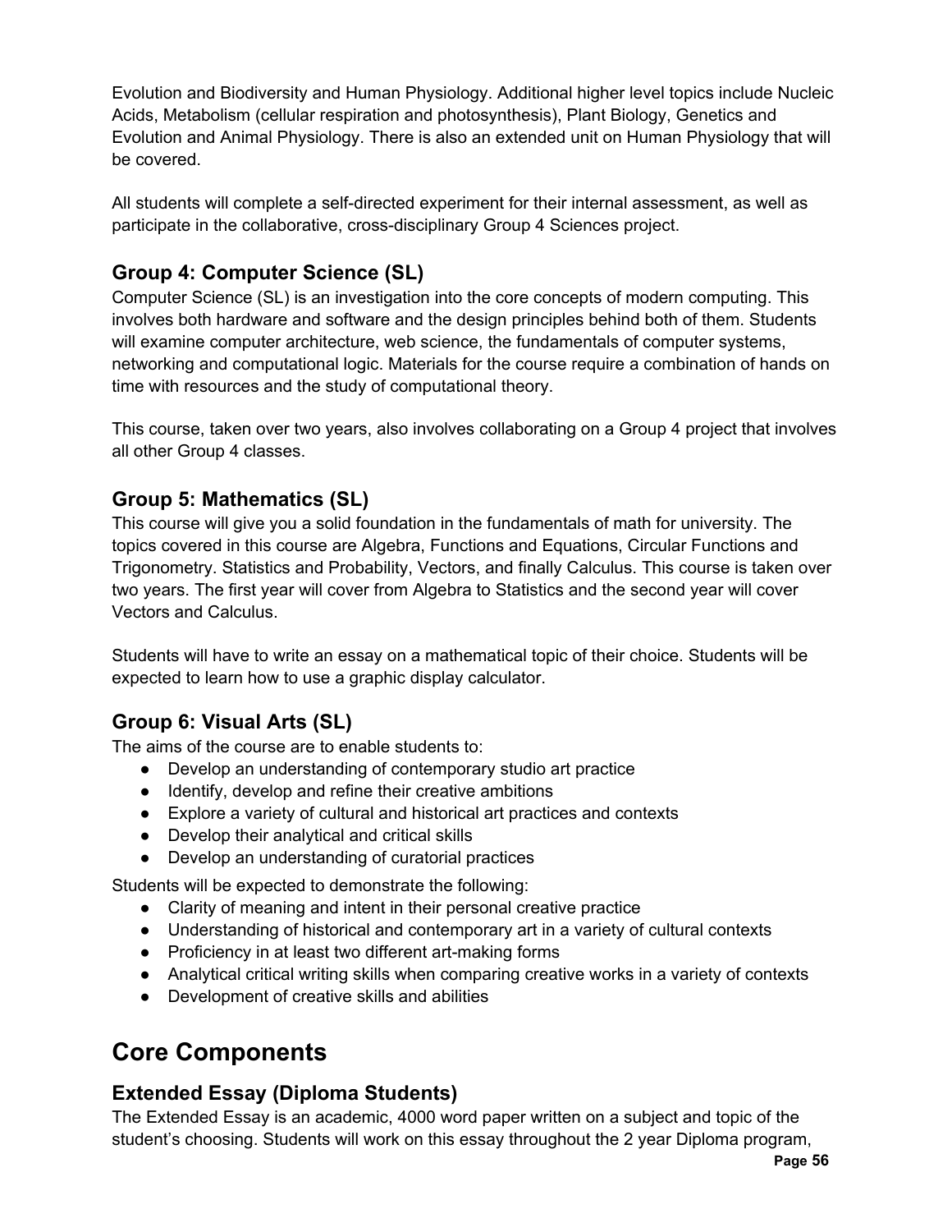Evolution and Biodiversity and Human Physiology. Additional higher level topics include Nucleic Acids, Metabolism (cellular respiration and photosynthesis), Plant Biology, Genetics and Evolution and Animal Physiology. There is also an extended unit on Human Physiology that will be covered.

All students will complete a self-directed experiment for their internal assessment, as well as participate in the collaborative, cross-disciplinary Group 4 Sciences project.

### Group 4: Computer Science (SL)

Computer Science (SL) is an investigation into the core concepts of modern computing. This involves both hardware and software and the design principles behind both of them. Students will examine computer architecture, web science, the fundamentals of computer systems, networking and computational logic. Materials for the course require a combination of hands on time with resources and the study of computational theory.

This course, taken over two years, also involves collaborating on a Group 4 project that involves all other Group 4 classes.

### Group 5: Mathematics (SL)

This course will give you a solid foundation in the fundamentals of math for university. The topics covered in this course are Algebra, Functions and Equations, Circular Functions and Trigonometry. Statistics and Probability, Vectors, and finally Calculus. This course is taken over two years. The first year will cover from Algebra to Statistics and the second year will cover Vectors and Calculus.

Students will have to write an essay on a mathematical topic of their choice. Students will be expected to learn how to use a graphic display calculator.

### Group 6: Visual Arts (SL)

The aims of the course are to enable students to:

- Develop an understanding of contemporary studio art practice
- Identify, develop and refine their creative ambitions
- Explore a variety of cultural and historical art practices and contexts
- Develop their analytical and critical skills
- Develop an understanding of curatorial practices

Students will be expected to demonstrate the following:

- Clarity of meaning and intent in their personal creative practice
- Understanding of historical and contemporary art in a variety of cultural contexts
- Proficiency in at least two different art-making forms
- Analytical critical writing skills when comparing creative works in a variety of contexts
- Development of creative skills and abilities

## Core Components

### Extended Essay (Diploma Students)

The Extended Essay is an academic, 4000 word paper written on a subject and topic of the student's choosing. Students will work on this essay throughout the 2 year Diploma program,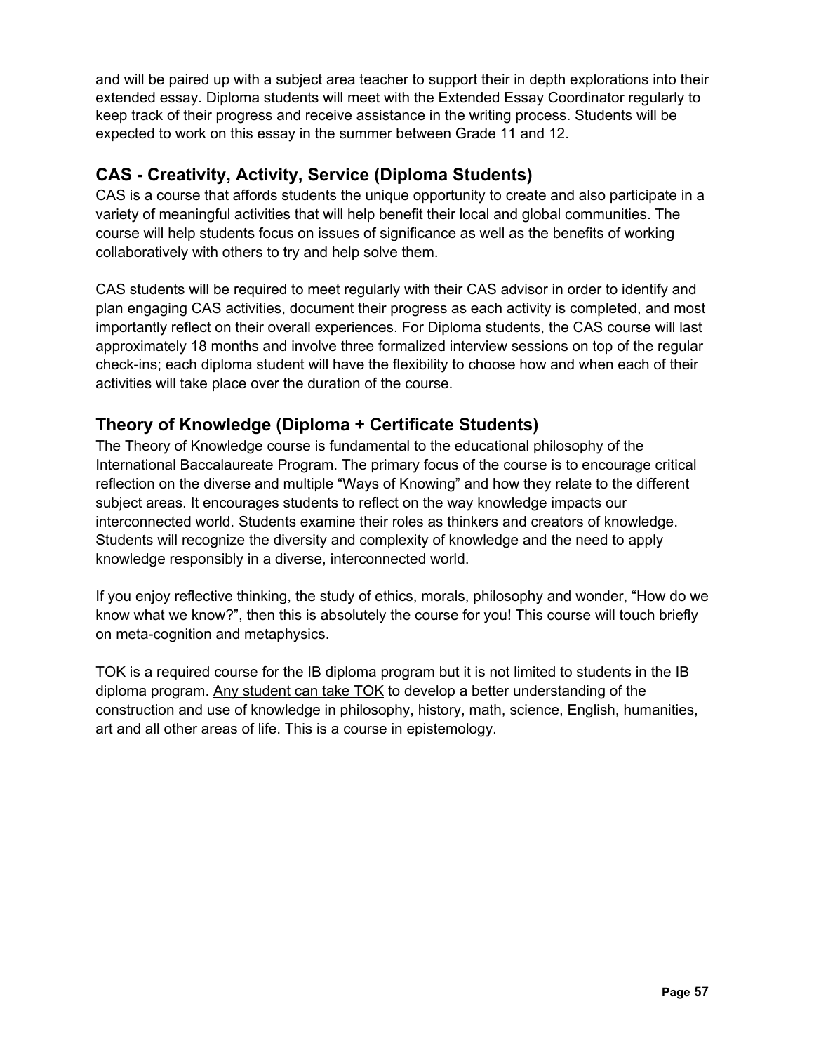and will be paired up with a subject area teacher to support their in depth explorations into their extended essay. Diploma students will meet with the Extended Essay Coordinator regularly to keep track of their progress and receive assistance in the writing process. Students will be expected to work on this essay in the summer between Grade 11 and 12.

## CAS - Creativity, Activity, Service (Diploma Students)

CAS is a course that affords students the unique opportunity to create and also participate in a variety of meaningful activities that will help benefit their local and global communities. The course will help students focus on issues of significance as well as the benefits of working collaboratively with others to try and help solve them.

CAS students will be required to meet regularly with their CAS advisor in order to identify and plan engaging CAS activities, document their progress as each activity is completed, and most importantly reflect on their overall experiences. For Diploma students, the CAS course will last approximately 18 months and involve three formalized interview sessions on top of the regular check-ins; each diploma student will have the flexibility to choose how and when each of their activities will take place over the duration of the course.

## Theory of Knowledge (Diploma + Certificate Students)

The Theory of Knowledge course is fundamental to the educational philosophy of the International Baccalaureate Program. The primary focus of the course is to encourage critical reflection on the diverse and multiple "Ways of Knowing" and how they relate to the different subject areas. It encourages students to reflect on the way knowledge impacts our interconnected world. Students examine their roles as thinkers and creators of knowledge. Students will recognize the diversity and complexity of knowledge and the need to apply knowledge responsibly in a diverse, interconnected world.

If you enjoy reflective thinking, the study of ethics, morals, philosophy and wonder, "How do we know what we know?", then this is absolutely the course for you! This course will touch briefly on meta-cognition and metaphysics.

TOK is a required course for the IB diploma program but it is not limited to students in the IB diploma program. Any student can take TOK to develop a better understanding of the construction and use of knowledge in philosophy, history, math, science, English, humanities, art and all other areas of life. This is a course in epistemology.